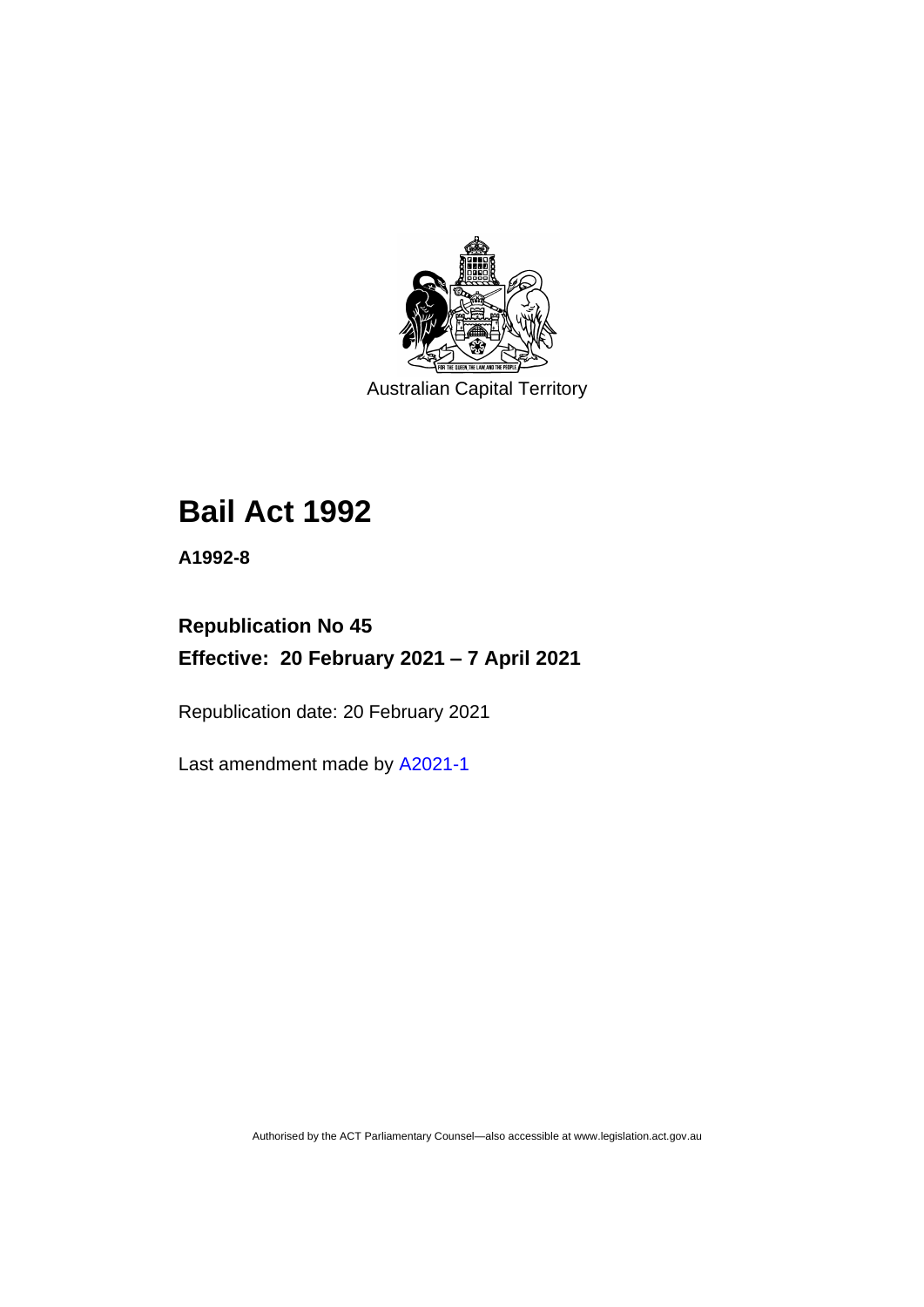Australian Capital Territory

# Bail Act 1992

**A1992-8**

**Republication No 45**

**Effective: 20 February 2021 – 7 April 2021**

Republication date: 20 February 2021

Last amendment made by A2021-1

Authorised by the ACT Parliamentary Counsel—also accessible at www.legislation.act.gov.au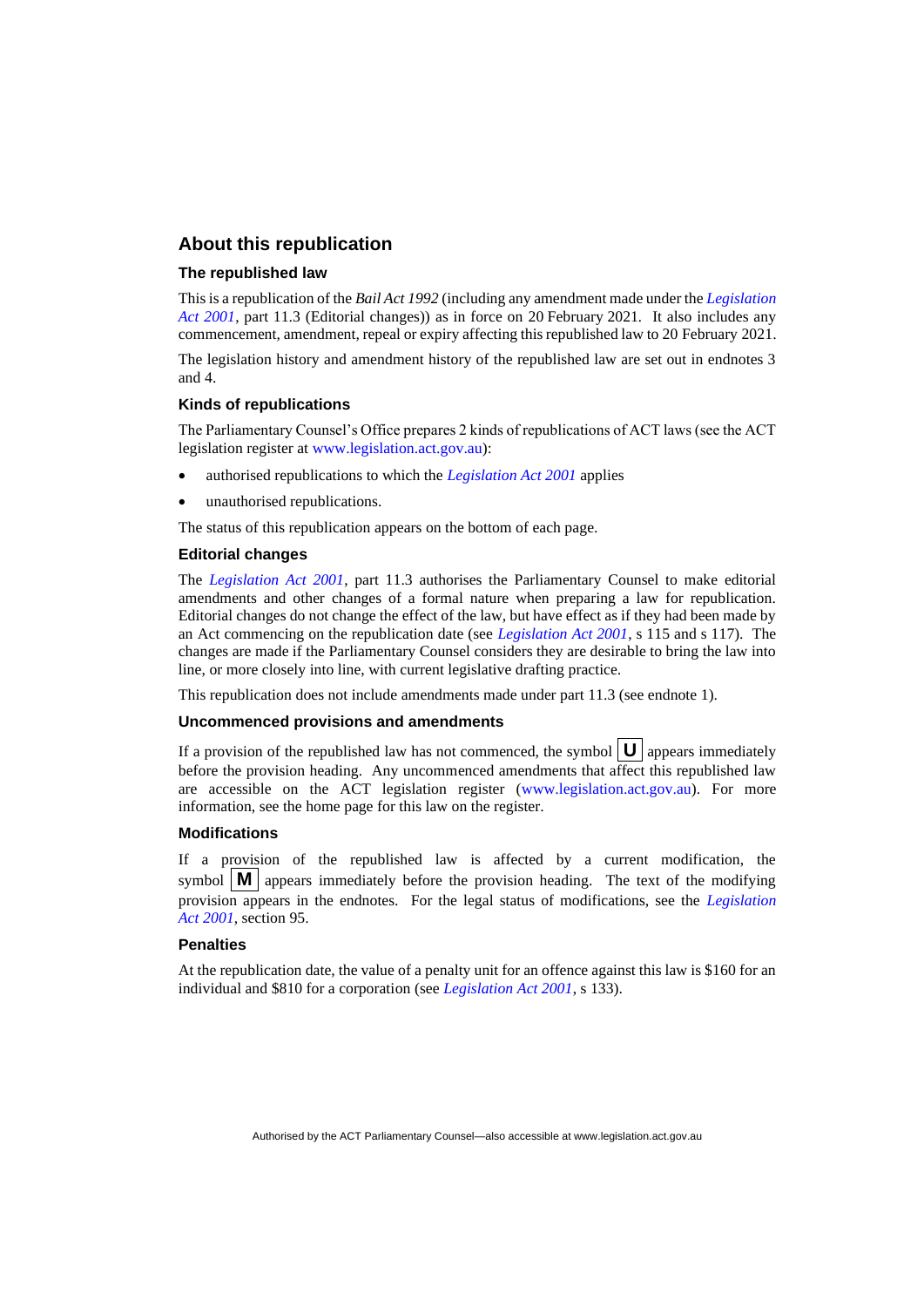## About this republication

### The republished law

This is a republication of the *Bail Act 1992* (including any amendment made under the *Legislation Act 2001*, part 11.3 (Editorial changes)) as in force on 20 February 2021. It also includes any commencement, amendment, repeal or expiry affecting this republished law to 20 February 2021.

The legislation history and amendment history of the republished law are set out in endnotes 3 and 4.

### Kinds of republications

The Parliamentary Counsel's Office prepares 2 kinds of republications of ACT laws (see the ACT legislation register at www.legislation.act.gov.au):

- authorised republications to which the *Legislation Act 2001* applies
- unauthorised republications.

The status of this republication appears on the bottom of each page.

### Editorial changes

The *Legislation Act 2001*, part 11.3 authorises the Parliamentary Counsel to make editorial amendments and other changes of a formal nature when preparing a law for republication. Editorial changes do not change the effect of the law, but have effect as if they had been made by an Act commencing on the republication date (see *Legislation Act 2001*, s 115 and s 117). The changes are made if the Parliamentary Counsel considers they are desirable to bring the law into line, or more closely into line, with current legislative drafting practice.

This republication does not include amendments made under part 11.3 (see endnote 1).

### Uncommenced provisions and amendments

If a provision of the republished law has not commenced, the symbol **U** appears immediately before the provision heading. Any uncommenced amendments that affect this republished law are accessible on the ACT legislation register (www.legislation.act.gov.au). For more information, see the home page for this law on the register.

### Modifications

If a provision of the republished law is affected by a current modification, the symbol **M** appears immediately before the provision heading. The text of the modifying provision appears in the endnotes. For the legal status of modifications, see the *Legislation Act 2001*, section 95.

### Penalties

At the republication date, the value of a penalty unit for an offence against this law is $160 for an individual and $810 for a corporation (see *Legislation Act 2001*, s 133).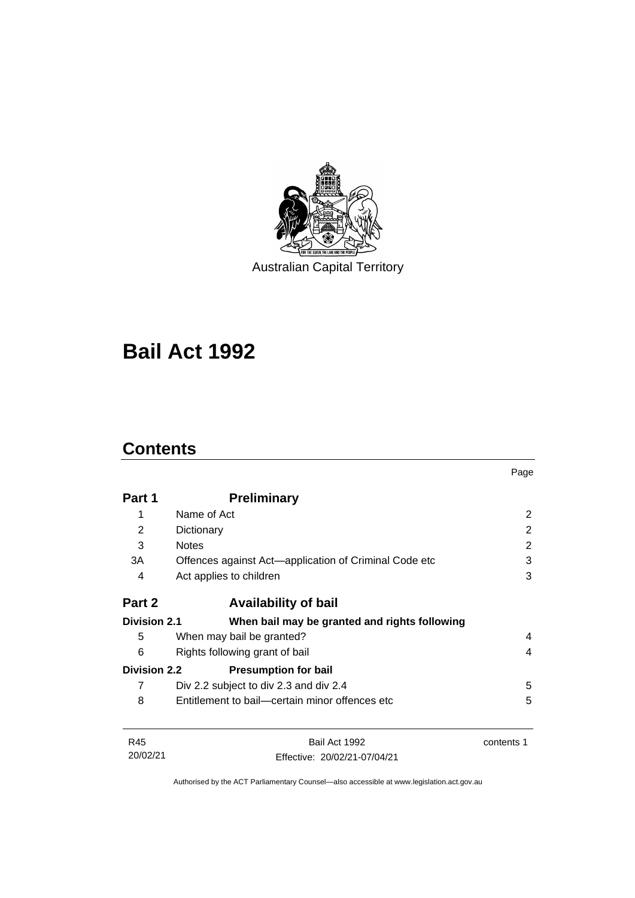Australian Capital Territory

# Bail Act 1992

## Contents

| | | Page |
|---|---|---|
| **Part 1** | **Preliminary** | |
| 1 | Name of Act | 2 |
| 2 | Dictionary | 2 |
| 3 | Notes | 2 |
| 3A | Offences against Act—application of Criminal Code etc | 3 |
| 4 | Act applies to children | 3 |
| **Part 2** | **Availability of bail** | |
| **Division 2.1** | **When bail may be granted and rights following** | |
| 5 | When may bail be granted? | 4 |
| 6 | Rights following grant of bail | 4 |
| **Division 2.2** | **Presumption for bail** | |
| 7 | Div 2.2 subject to div 2.3 and div 2.4 | 5 |
| 8 | Entitlement to bail—certain minor offences etc | 5 |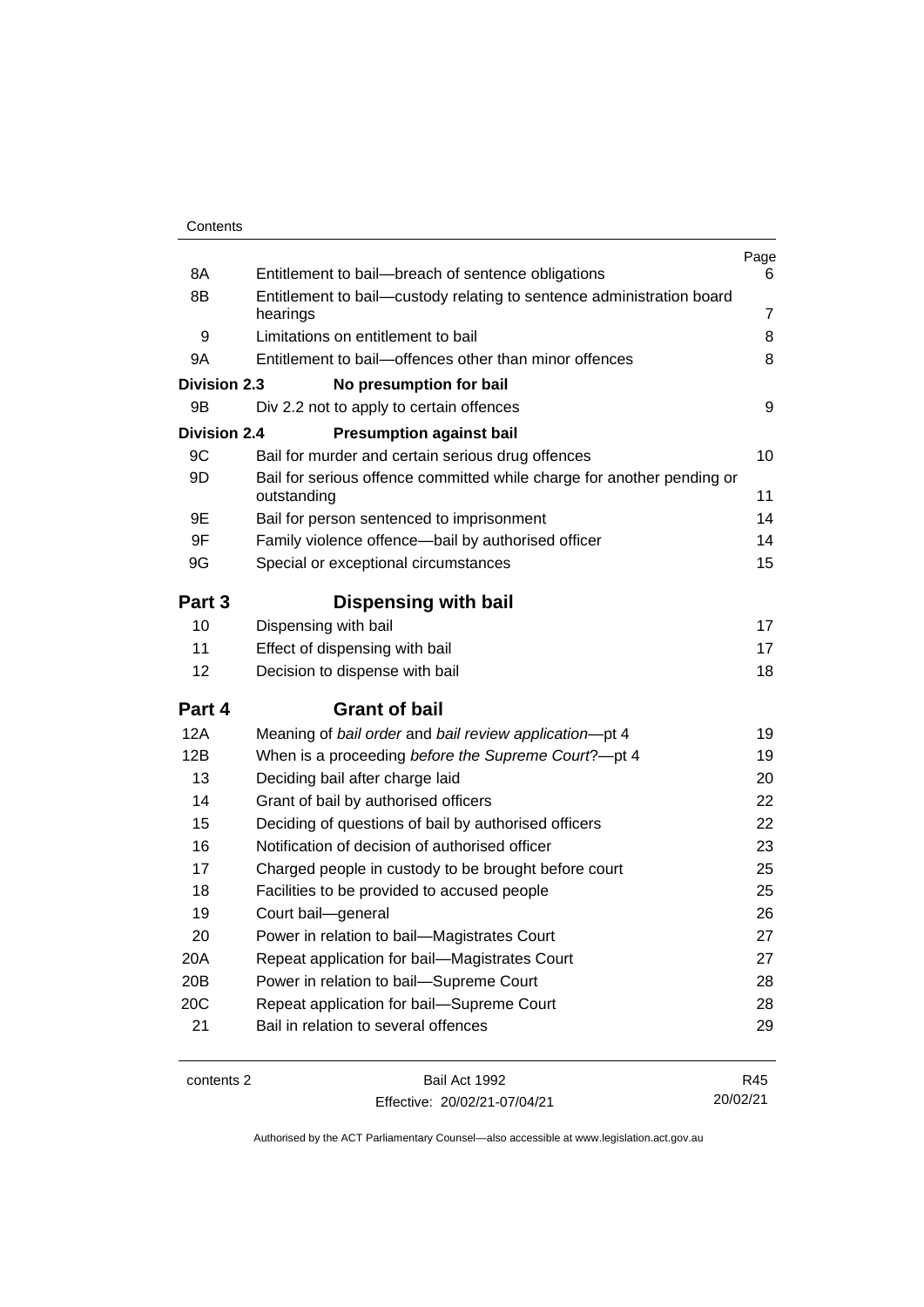| | | Page |
|---|---|---|
| 8A | Entitlement to bail—breach of sentence obligations | 6 |
| 8B | Entitlement to bail—custody relating to sentence administration board hearings | 7 |
| 9 | Limitations on entitlement to bail | 8 |
| 9A | Entitlement to bail—offences other than minor offences | 8 |
| **Division 2.3** | **No presumption for bail** | |
| 9B | Div 2.2 not to apply to certain offences | 9 |
| **Division 2.4** | **Presumption against bail** | |
| 9C | Bail for murder and certain serious drug offences | 10 |
| 9D | Bail for serious offence committed while charge for another pending or outstanding | 11 |
| 9E | Bail for person sentenced to imprisonment | 14 |
| 9F | Family violence offence—bail by authorised officer | 14 |
| 9G | Special or exceptional circumstances | 15 |
| **Part 3** | **Dispensing with bail** | |
| 10 | Dispensing with bail | 17 |
| 11 | Effect of dispensing with bail | 17 |
| 12 | Decision to dispense with bail | 18 |
| **Part 4** | **Grant of bail** | |
| 12A | Meaning of *bail order* and *bail review application*—pt 4 | 19 |
| 12B | When is a proceeding *before the Supreme Court*?—pt 4 | 19 |
| 13 | Deciding bail after charge laid | 20 |
| 14 | Grant of bail by authorised officers | 22 |
| 15 | Deciding of questions of bail by authorised officers | 22 |
| 16 | Notification of decision of authorised officer | 23 |
| 17 | Charged people in custody to be brought before court | 25 |
| 18 | Facilities to be provided to accused people | 25 |
| 19 | Court bail—general | 26 |
| 20 | Power in relation to bail—Magistrates Court | 27 |
| 20A | Repeat application for bail—Magistrates Court | 27 |
| 20B | Power in relation to bail—Supreme Court | 28 |
| 20C | Repeat application for bail—Supreme Court | 28 |
| 21 | Bail in relation to several offences | 29 |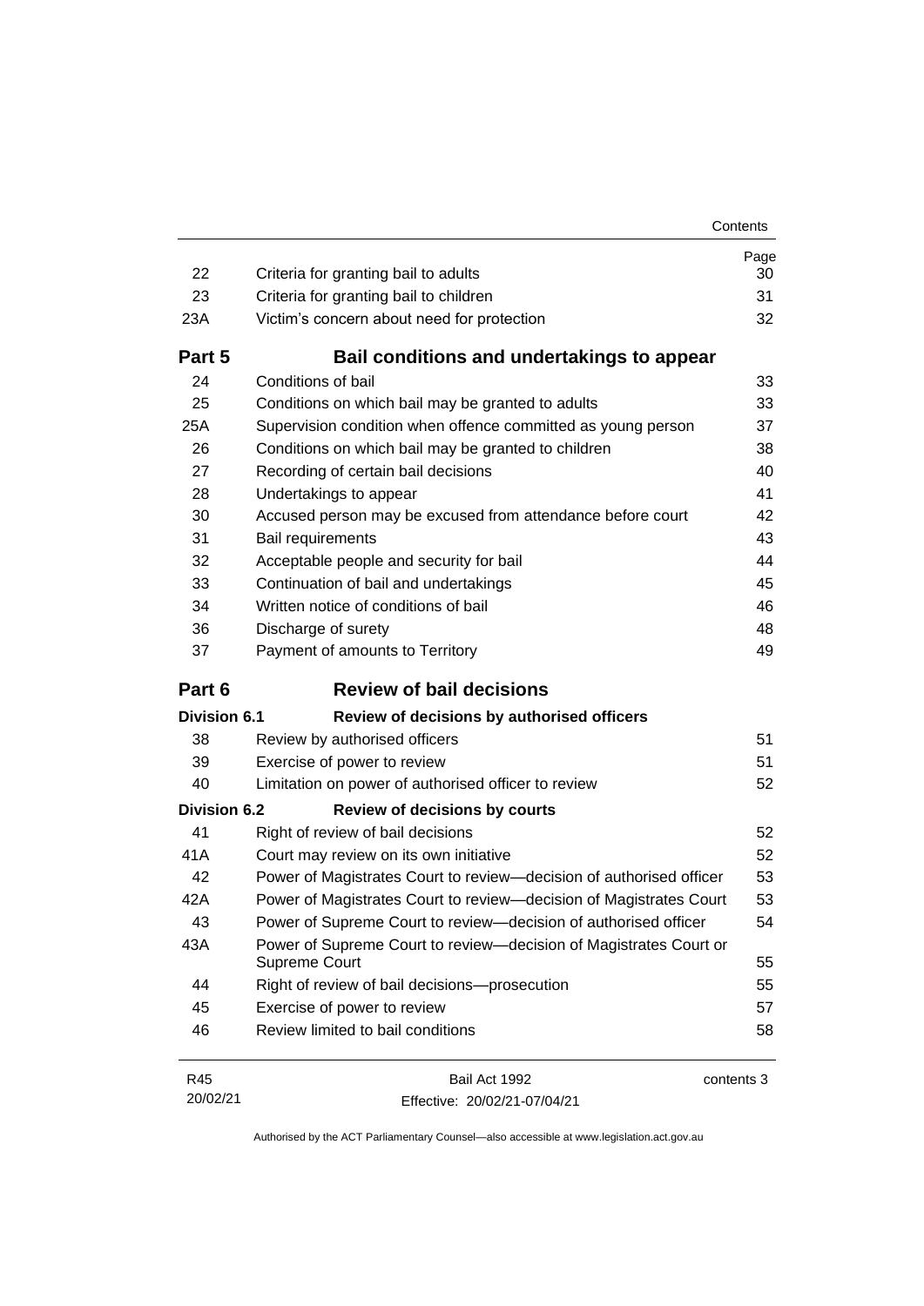| | | Page |
|---|---|---|
| 22 | Criteria for granting bail to adults | 30 |
| 23 | Criteria for granting bail to children | 31 |
| 23A | Victim's concern about need for protection | 32 |
| **Part 5** | **Bail conditions and undertakings to appear** | |
| 24 | Conditions of bail | 33 |
| 25 | Conditions on which bail may be granted to adults | 33 |
| 25A | Supervision condition when offence committed as young person | 37 |
| 26 | Conditions on which bail may be granted to children | 38 |
| 27 | Recording of certain bail decisions | 40 |
| 28 | Undertakings to appear | 41 |
| 30 | Accused person may be excused from attendance before court | 42 |
| 31 | Bail requirements | 43 |
| 32 | Acceptable people and security for bail | 44 |
| 33 | Continuation of bail and undertakings | 45 |
| 34 | Written notice of conditions of bail | 46 |
| 36 | Discharge of surety | 48 |
| 37 | Payment of amounts to Territory | 49 |
| **Part 6** | **Review of bail decisions** | |
| **Division 6.1** | **Review of decisions by authorised officers** | |
| 38 | Review by authorised officers | 51 |
| 39 | Exercise of power to review | 51 |
| 40 | Limitation on power of authorised officer to review | 52 |
| **Division 6.2** | **Review of decisions by courts** | |
| 41 | Right of review of bail decisions | 52 |
| 41A | Court may review on its own initiative | 52 |
| 42 | Power of Magistrates Court to review—decision of authorised officer | 53 |
| 42A | Power of Magistrates Court to review—decision of Magistrates Court | 53 |
| 43 | Power of Supreme Court to review—decision of authorised officer | 54 |
| 43A | Power of Supreme Court to review—decision of Magistrates Court or Supreme Court | 55 |
| 44 | Right of review of bail decisions—prosecution | 55 |
| 45 | Exercise of power to review | 57 |
| 46 | Review limited to bail conditions | 58 |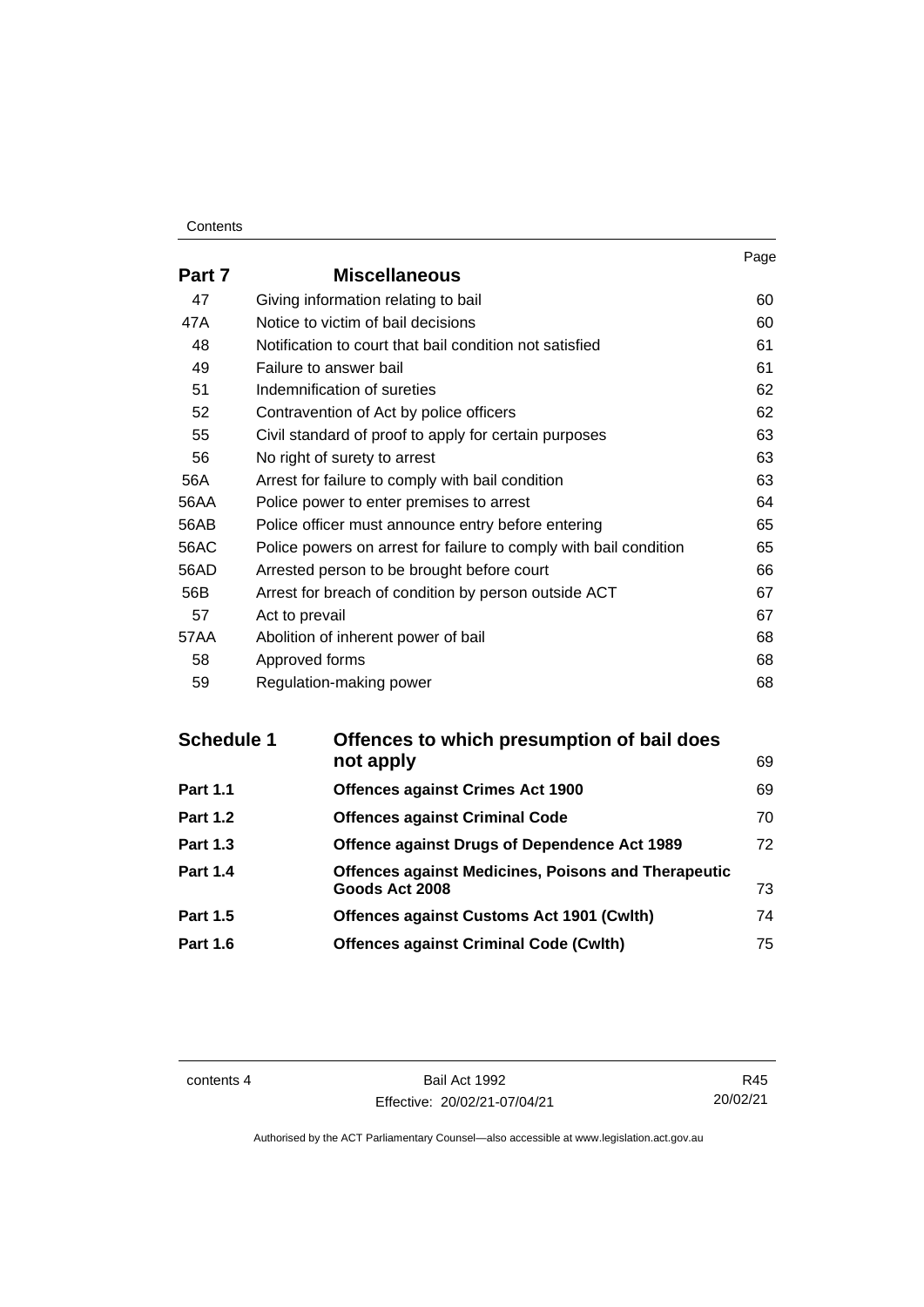| | | Page |
|---|---|---|
| **Part 7** | **Miscellaneous** | |
| 47 | Giving information relating to bail | 60 |
| 47A | Notice to victim of bail decisions | 60 |
| 48 | Notification to court that bail condition not satisfied | 61 |
| 49 | Failure to answer bail | 61 |
| 51 | Indemnification of sureties | 62 |
| 52 | Contravention of Act by police officers | 62 |
| 55 | Civil standard of proof to apply for certain purposes | 63 |
| 56 | No right of surety to arrest | 63 |
| 56A | Arrest for failure to comply with bail condition | 63 |
| 56AA | Police power to enter premises to arrest | 64 |
| 56AB | Police officer must announce entry before entering | 65 |
| 56AC | Police powers on arrest for failure to comply with bail condition | 65 |
| 56AD | Arrested person to be brought before court | 66 |
| 56B | Arrest for breach of condition by person outside ACT | 67 |
| 57 | Act to prevail | 67 |
| 57AA | Abolition of inherent power of bail | 68 |
| 58 | Approved forms | 68 |
| 59 | Regulation-making power | 68 |

| | | |
|---|---|---|
| **Schedule 1** | **Offences to which presumption of bail does not apply** | 69 |
| **Part 1.1** | **Offences against Crimes Act 1900** | 69 |
| **Part 1.2** | **Offences against Criminal Code** | 70 |
| **Part 1.3** | **Offence against Drugs of Dependence Act 1989** | 72 |
| **Part 1.4** | **Offences against Medicines, Poisons and Therapeutic Goods Act 2008** | 73 |
| **Part 1.5** | **Offences against Customs Act 1901 (Cwlth)** | 74 |
| **Part 1.6** | **Offences against Criminal Code (Cwlth)** | 75 |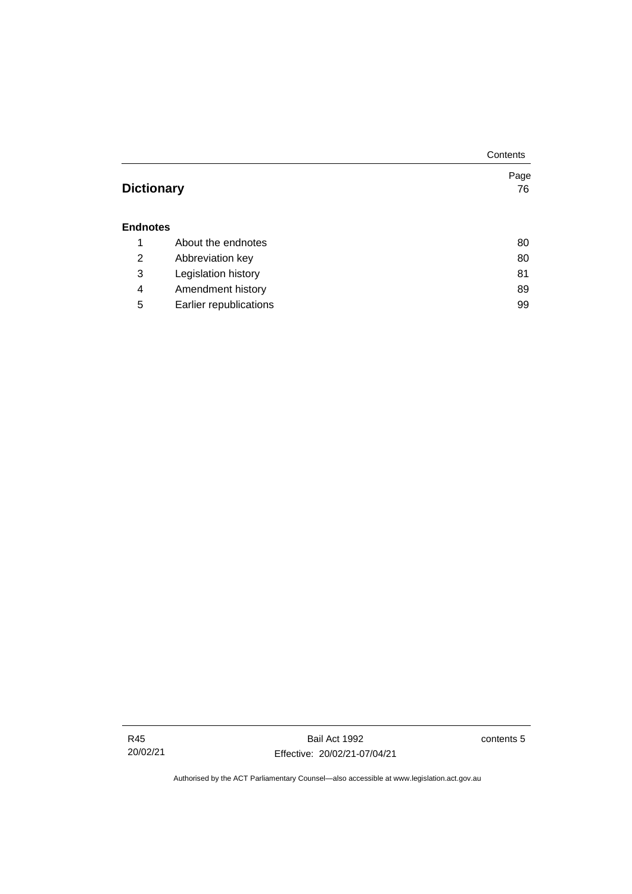| | | Page |
|---|---|---|
| **Dictionary** | | 76 |
| **Endnotes** | | |
| 1 | About the endnotes | 80 |
| 2 | Abbreviation key | 80 |
| 3 | Legislation history | 81 |
| 4 | Amendment history | 89 |
| 5 | Earlier republications | 99 |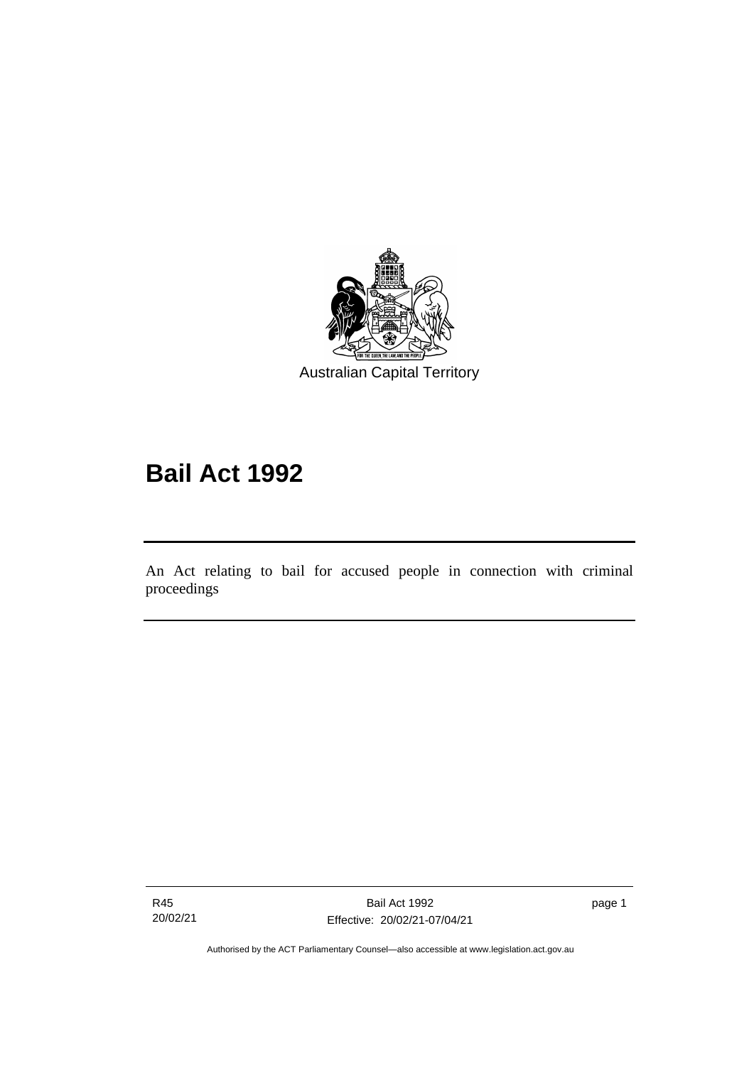Australian Capital Territory

# Bail Act 1992

An Act relating to bail for accused people in connection with criminal proceedings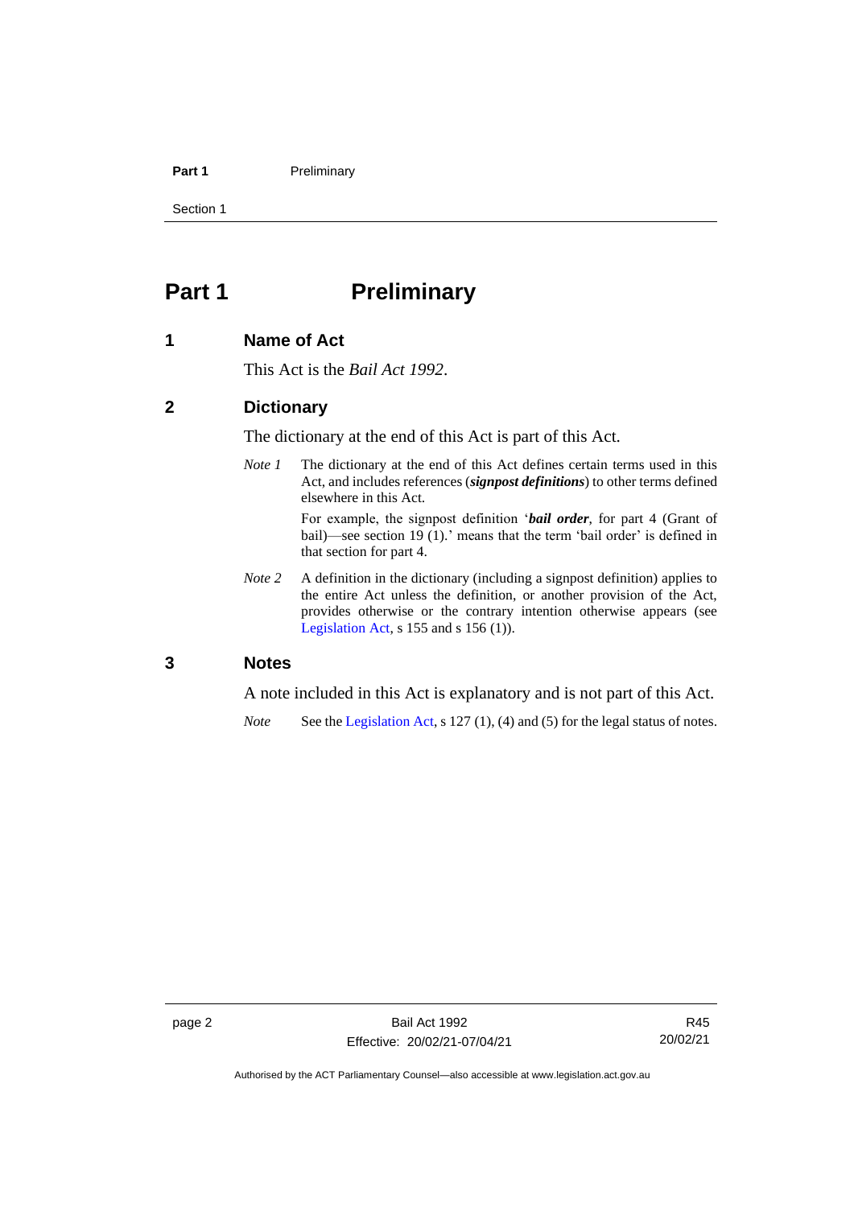# Part 1 Preliminary

## 1 Name of Act

This Act is the *Bail Act 1992*.

## 2 Dictionary

The dictionary at the end of this Act is part of this Act.

*Note 1* The dictionary at the end of this Act defines certain terms used in this Act, and includes references (***signpost definitions***) to other terms defined elsewhere in this Act.

For example, the signpost definition '***bail order***, for part 4 (Grant of bail)—see section 19 (1).' means that the term 'bail order' is defined in that section for part 4.

*Note 2* A definition in the dictionary (including a signpost definition) applies to the entire Act unless the definition, or another provision of the Act, provides otherwise or the contrary intention otherwise appears (see Legislation Act, s 155 and s 156 (1)).

## 3 Notes

A note included in this Act is explanatory and is not part of this Act.

*Note* See the Legislation Act, s 127 (1), (4) and (5) for the legal status of notes.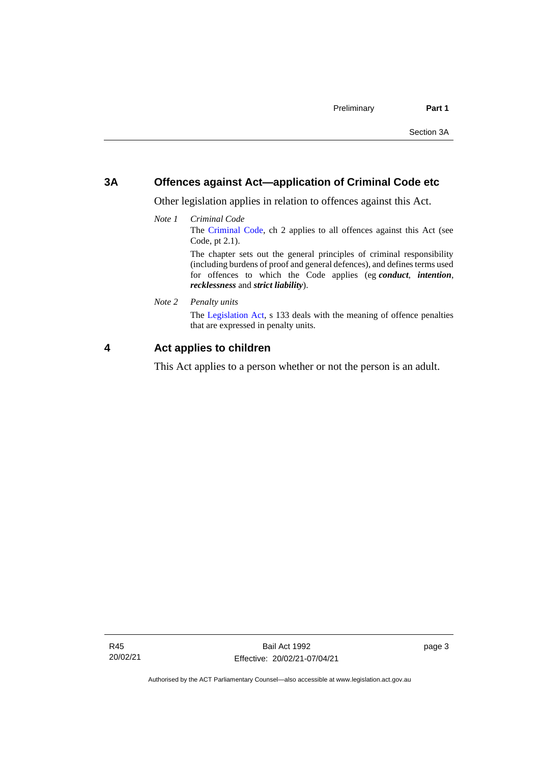## 3A Offences against Act—application of Criminal Code etc

Other legislation applies in relation to offences against this Act.

*Note 1* *Criminal Code*

The Criminal Code, ch 2 applies to all offences against this Act (see Code, pt 2.1).

The chapter sets out the general principles of criminal responsibility (including burdens of proof and general defences), and defines terms used for offences to which the Code applies (eg ***conduct***, ***intention***, ***recklessness*** and ***strict liability***).

*Note 2* *Penalty units*

The Legislation Act, s 133 deals with the meaning of offence penalties that are expressed in penalty units.

## 4 Act applies to children

This Act applies to a person whether or not the person is an adult.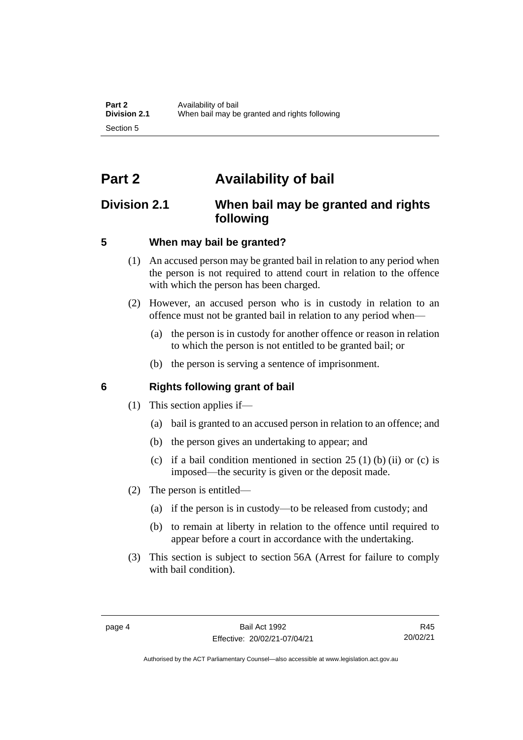# Part 2 Availability of bail

## Division 2.1 When bail may be granted and rights following

### 5 When may bail be granted?

(1) An accused person may be granted bail in relation to any period when the person is not required to attend court in relation to the offence with which the person has been charged.

(2) However, an accused person who is in custody in relation to an offence must not be granted bail in relation to any period when—

(a) the person is in custody for another offence or reason in relation to which the person is not entitled to be granted bail; or

(b) the person is serving a sentence of imprisonment.

### 6 Rights following grant of bail

(1) This section applies if—

(a) bail is granted to an accused person in relation to an offence; and

(b) the person gives an undertaking to appear; and

(c) if a bail condition mentioned in section 25 (1) (b) (ii) or (c) is imposed—the security is given or the deposit made.

(2) The person is entitled—

(a) if the person is in custody—to be released from custody; and

(b) to remain at liberty in relation to the offence until required to appear before a court in accordance with the undertaking.

(3) This section is subject to section 56A (Arrest for failure to comply with bail condition).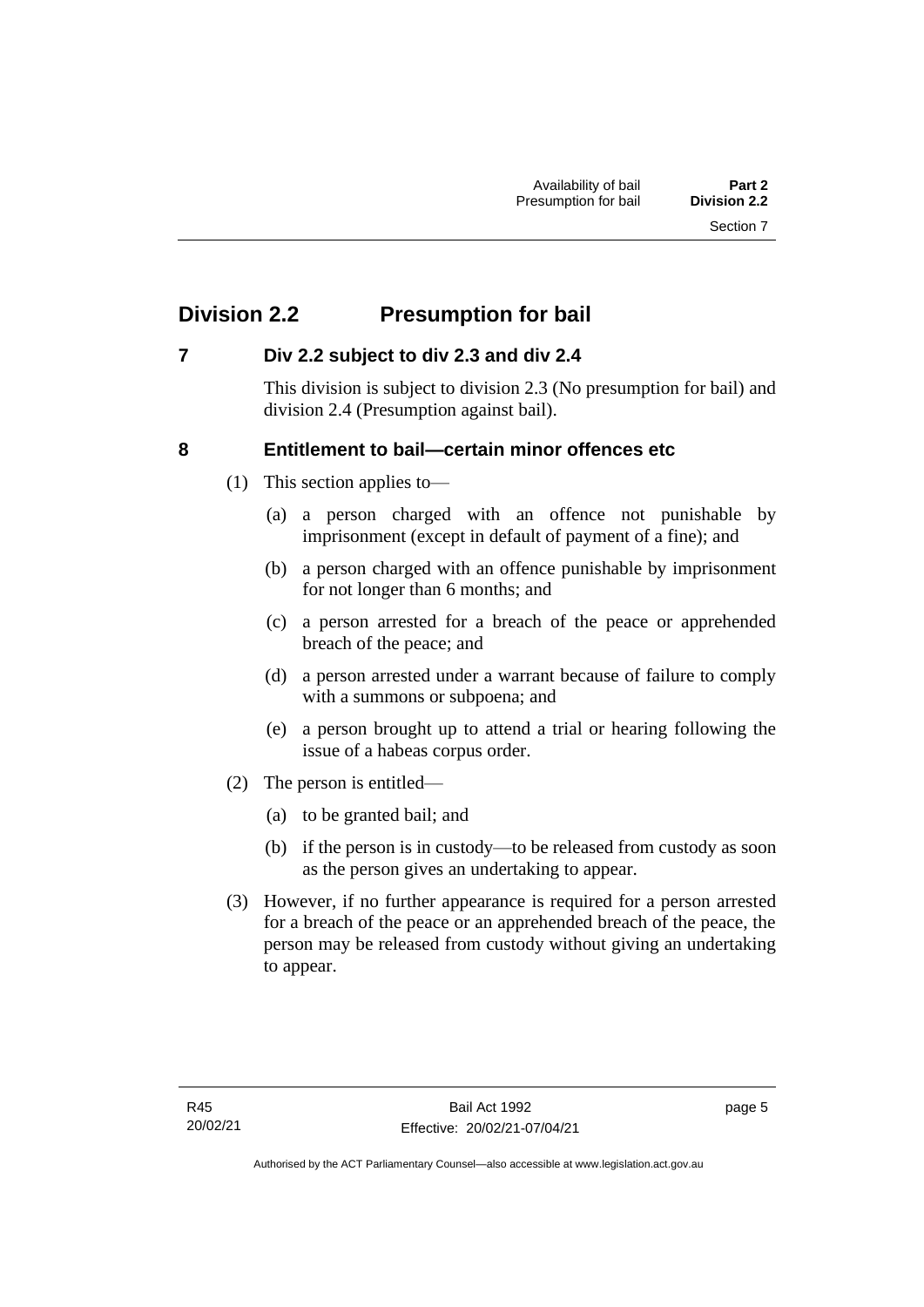## Division 2.2 Presumption for bail

### 7 Div 2.2 subject to div 2.3 and div 2.4

This division is subject to division 2.3 (No presumption for bail) and division 2.4 (Presumption against bail).

### 8 Entitlement to bail—certain minor offences etc

(1) This section applies to—

(a) a person charged with an offence not punishable by imprisonment (except in default of payment of a fine); and

(b) a person charged with an offence punishable by imprisonment for not longer than 6 months; and

(c) a person arrested for a breach of the peace or apprehended breach of the peace; and

(d) a person arrested under a warrant because of failure to comply with a summons or subpoena; and

(e) a person brought up to attend a trial or hearing following the issue of a habeas corpus order.

(2) The person is entitled—

(a) to be granted bail; and

(b) if the person is in custody—to be released from custody as soon as the person gives an undertaking to appear.

(3) However, if no further appearance is required for a person arrested for a breach of the peace or an apprehended breach of the peace, the person may be released from custody without giving an undertaking to appear.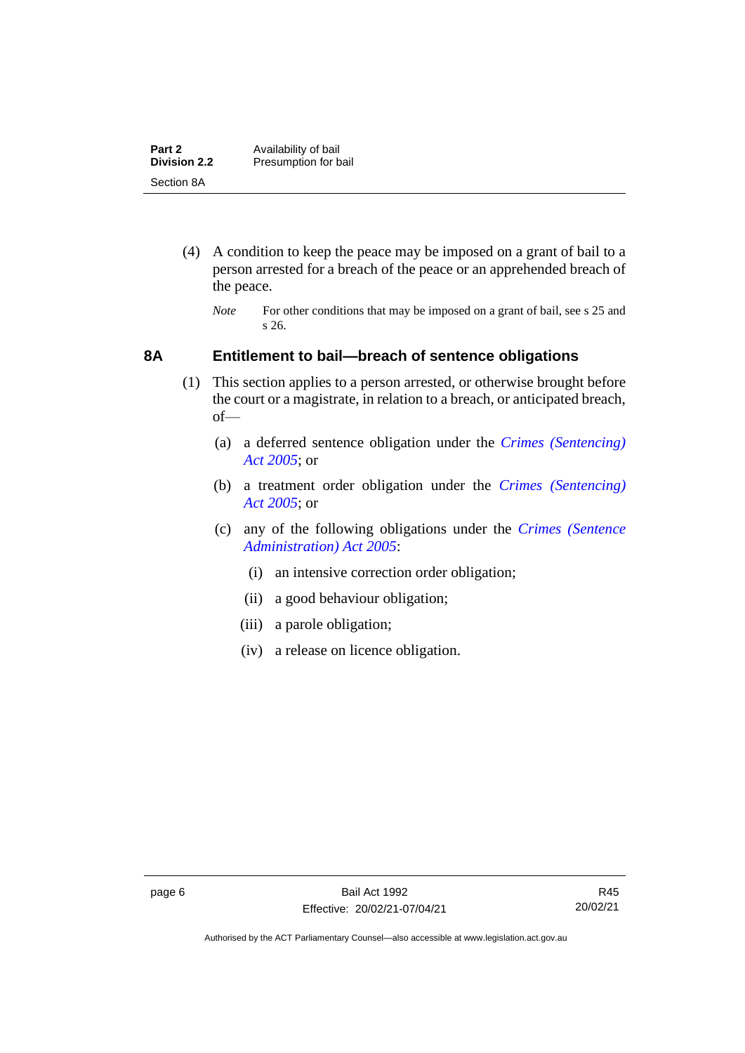(4) A condition to keep the peace may be imposed on a grant of bail to a person arrested for a breach of the peace or an apprehended breach of the peace.

*Note* For other conditions that may be imposed on a grant of bail, see s 25 and s 26.

### 8A Entitlement to bail—breach of sentence obligations

(1) This section applies to a person arrested, or otherwise brought before the court or a magistrate, in relation to a breach, or anticipated breach, of—

(a) a deferred sentence obligation under the *Crimes (Sentencing) Act 2005*; or

(b) a treatment order obligation under the *Crimes (Sentencing) Act 2005*; or

(c) any of the following obligations under the *Crimes (Sentence Administration) Act 2005*:

(i) an intensive correction order obligation;

(ii) a good behaviour obligation;

(iii) a parole obligation;

(iv) a release on licence obligation.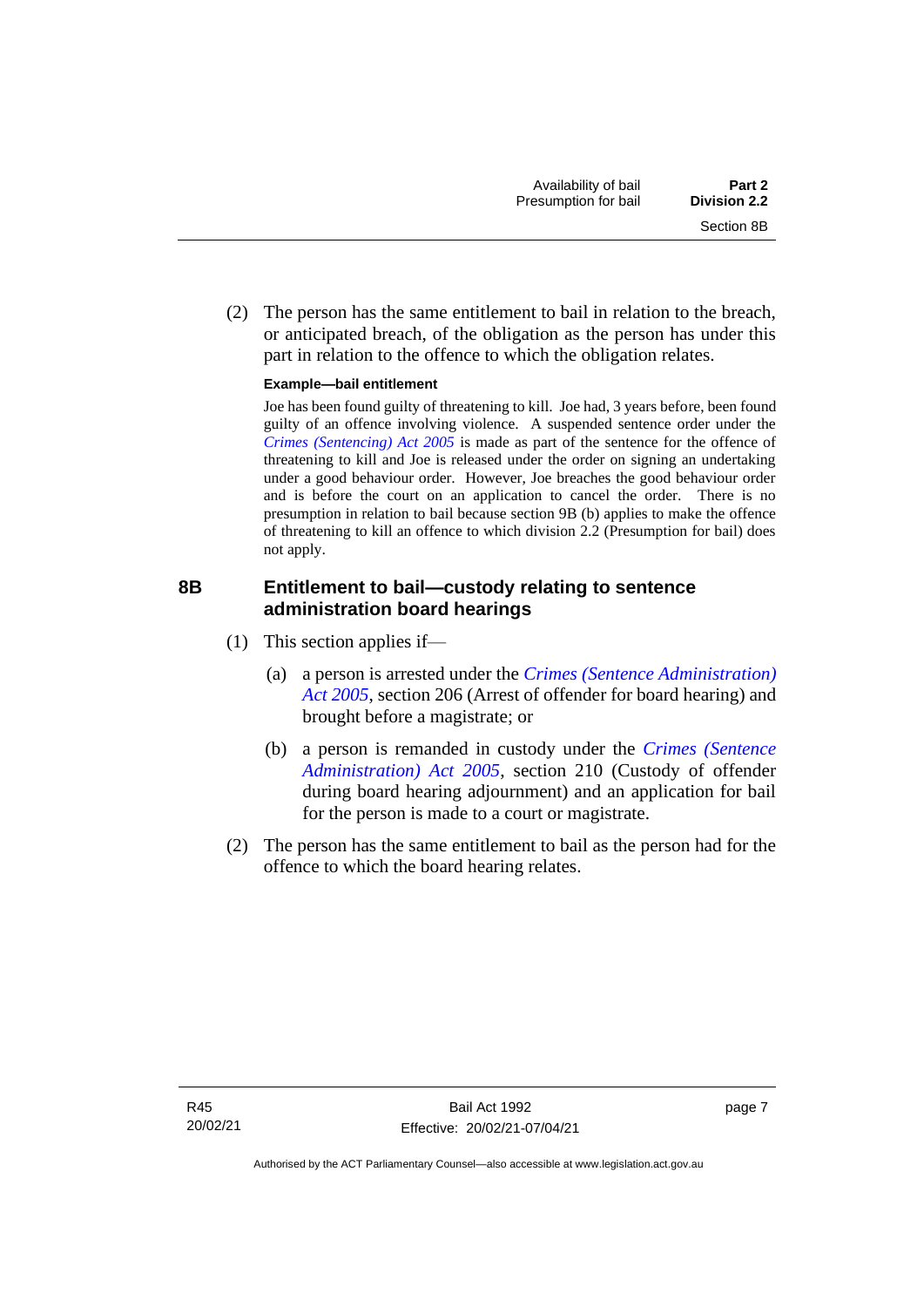(2) The person has the same entitlement to bail in relation to the breach, or anticipated breach, of the obligation as the person has under this part in relation to the offence to which the obligation relates.

**Example—bail entitlement**

Joe has been found guilty of threatening to kill. Joe had, 3 years before, been found guilty of an offence involving violence. A suspended sentence order under the *Crimes (Sentencing) Act 2005* is made as part of the sentence for the offence of threatening to kill and Joe is released under the order on signing an undertaking under a good behaviour order. However, Joe breaches the good behaviour order and is before the court on an application to cancel the order. There is no presumption in relation to bail because section 9B (b) applies to make the offence of threatening to kill an offence to which division 2.2 (Presumption for bail) does not apply.

## 8B Entitlement to bail—custody relating to sentence administration board hearings

(1) This section applies if—

(a) a person is arrested under the *Crimes (Sentence Administration) Act 2005*, section 206 (Arrest of offender for board hearing) and brought before a magistrate; or

(b) a person is remanded in custody under the *Crimes (Sentence Administration) Act 2005*, section 210 (Custody of offender during board hearing adjournment) and an application for bail for the person is made to a court or magistrate.

(2) The person has the same entitlement to bail as the person had for the offence to which the board hearing relates.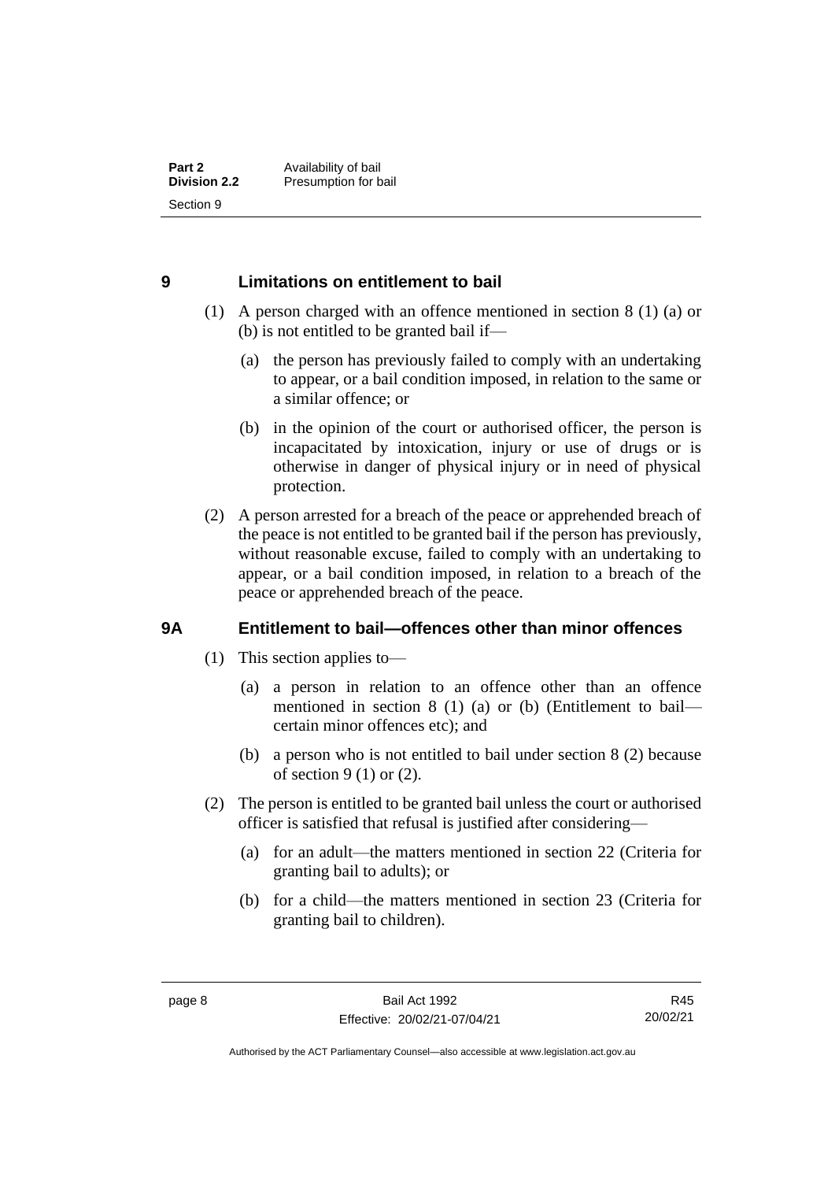## 9 Limitations on entitlement to bail

(1) A person charged with an offence mentioned in section 8 (1) (a) or (b) is not entitled to be granted bail if—

(a) the person has previously failed to comply with an undertaking to appear, or a bail condition imposed, in relation to the same or a similar offence; or

(b) in the opinion of the court or authorised officer, the person is incapacitated by intoxication, injury or use of drugs or is otherwise in danger of physical injury or in need of physical protection.

(2) A person arrested for a breach of the peace or apprehended breach of the peace is not entitled to be granted bail if the person has previously, without reasonable excuse, failed to comply with an undertaking to appear, or a bail condition imposed, in relation to a breach of the peace or apprehended breach of the peace.

## 9A Entitlement to bail—offences other than minor offences

(1) This section applies to—

(a) a person in relation to an offence other than an offence mentioned in section 8 (1) (a) or (b) (Entitlement to bail—certain minor offences etc); and

(b) a person who is not entitled to bail under section 8 (2) because of section 9 (1) or (2).

(2) The person is entitled to be granted bail unless the court or authorised officer is satisfied that refusal is justified after considering—

(a) for an adult—the matters mentioned in section 22 (Criteria for granting bail to adults); or

(b) for a child—the matters mentioned in section 23 (Criteria for granting bail to children).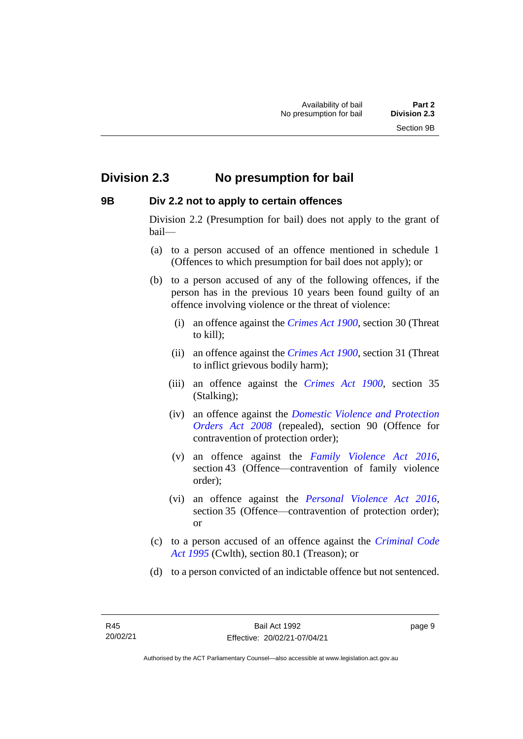## Division 2.3 No presumption for bail

### 9B Div 2.2 not to apply to certain offences

Division 2.2 (Presumption for bail) does not apply to the grant of bail—

(a) to a person accused of an offence mentioned in schedule 1 (Offences to which presumption for bail does not apply); or

(b) to a person accused of any of the following offences, if the person has in the previous 10 years been found guilty of an offence involving violence or the threat of violence:

  (i) an offence against the *Crimes Act 1900*, section 30 (Threat to kill);

  (ii) an offence against the *Crimes Act 1900*, section 31 (Threat to inflict grievous bodily harm);

  (iii) an offence against the *Crimes Act 1900*, section 35 (Stalking);

  (iv) an offence against the *Domestic Violence and Protection Orders Act 2008* (repealed), section 90 (Offence for contravention of protection order);

  (v) an offence against the *Family Violence Act 2016*, section 43 (Offence—contravention of family violence order);

  (vi) an offence against the *Personal Violence Act 2016*, section 35 (Offence—contravention of protection order); or

(c) to a person accused of an offence against the *Criminal Code Act 1995* (Cwlth), section 80.1 (Treason); or

(d) to a person convicted of an indictable offence but not sentenced.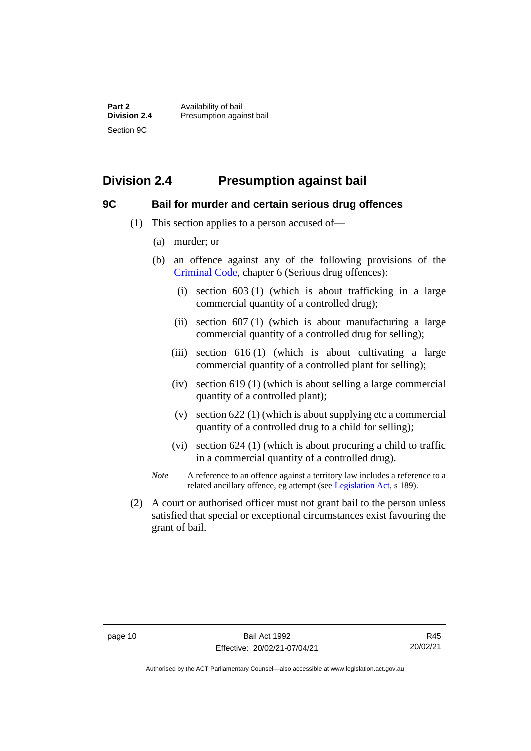## Division 2.4 Presumption against bail

### 9C Bail for murder and certain serious drug offences

(1) This section applies to a person accused of—

(a) murder; or

(b) an offence against any of the following provisions of the Criminal Code, chapter 6 (Serious drug offences):

(i) section 603 (1) (which is about trafficking in a large commercial quantity of a controlled drug);

(ii) section 607 (1) (which is about manufacturing a large commercial quantity of a controlled drug for selling);

(iii) section 616 (1) (which is about cultivating a large commercial quantity of a controlled plant for selling);

(iv) section 619 (1) (which is about selling a large commercial quantity of a controlled plant);

(v) section 622 (1) (which is about supplying etc a commercial quantity of a controlled drug to a child for selling);

(vi) section 624 (1) (which is about procuring a child to traffic in a commercial quantity of a controlled drug).

*Note* A reference to an offence against a territory law includes a reference to a related ancillary offence, eg attempt (see Legislation Act, s 189).

(2) A court or authorised officer must not grant bail to the person unless satisfied that special or exceptional circumstances exist favouring the grant of bail.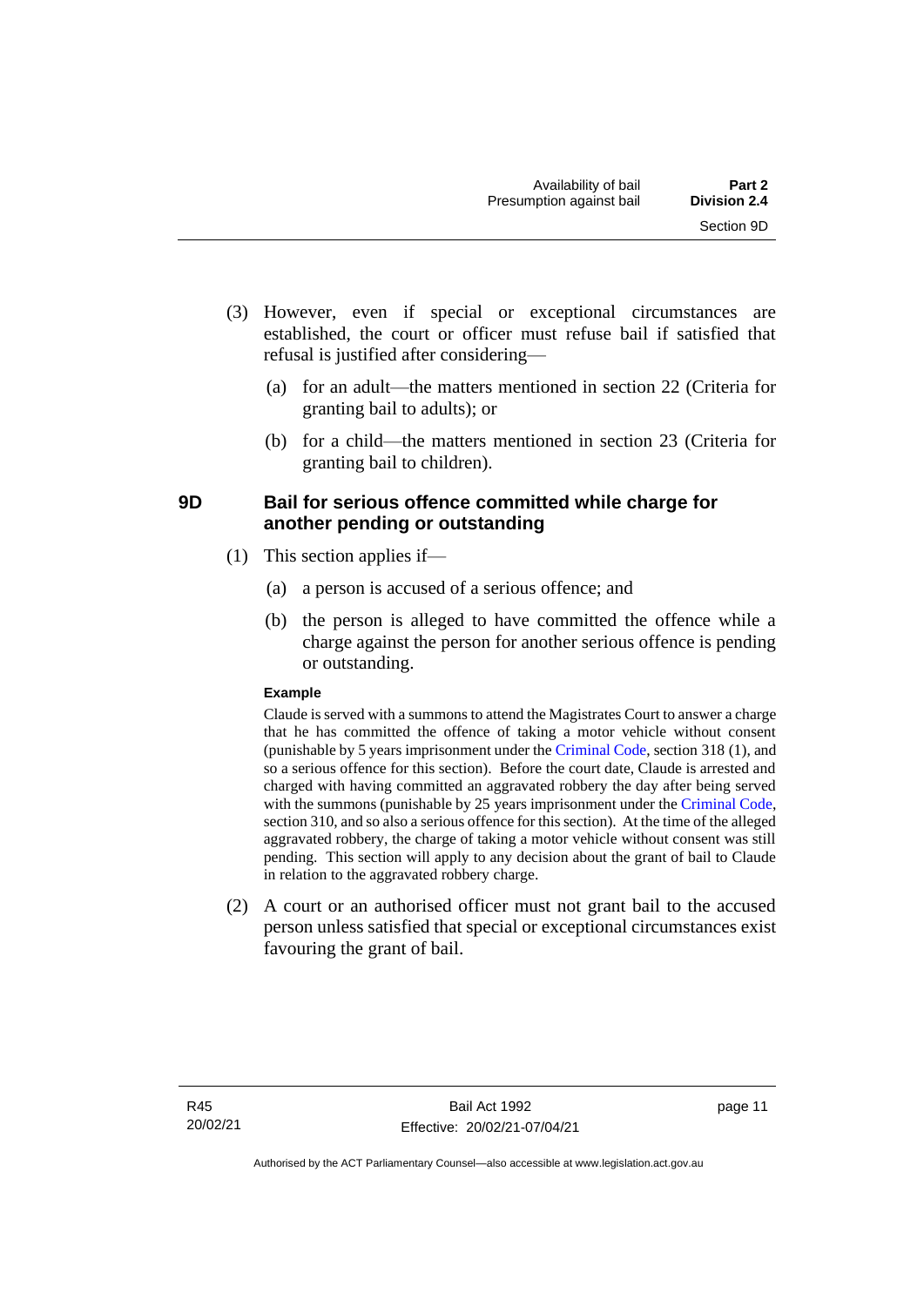(3) However, even if special or exceptional circumstances are established, the court or officer must refuse bail if satisfied that refusal is justified after considering—

  (a) for an adult—the matters mentioned in section 22 (Criteria for granting bail to adults); or

  (b) for a child—the matters mentioned in section 23 (Criteria for granting bail to children).

## 9D Bail for serious offence committed while charge for another pending or outstanding

(1) This section applies if—

  (a) a person is accused of a serious offence; and

  (b) the person is alleged to have committed the offence while a charge against the person for another serious offence is pending or outstanding.

**Example**

Claude is served with a summons to attend the Magistrates Court to answer a charge that he has committed the offence of taking a motor vehicle without consent (punishable by 5 years imprisonment under the Criminal Code, section 318 (1), and so a serious offence for this section). Before the court date, Claude is arrested and charged with having committed an aggravated robbery the day after being served with the summons (punishable by 25 years imprisonment under the Criminal Code, section 310, and so also a serious offence for this section). At the time of the alleged aggravated robbery, the charge of taking a motor vehicle without consent was still pending. This section will apply to any decision about the grant of bail to Claude in relation to the aggravated robbery charge.

(2) A court or an authorised officer must not grant bail to the accused person unless satisfied that special or exceptional circumstances exist favouring the grant of bail.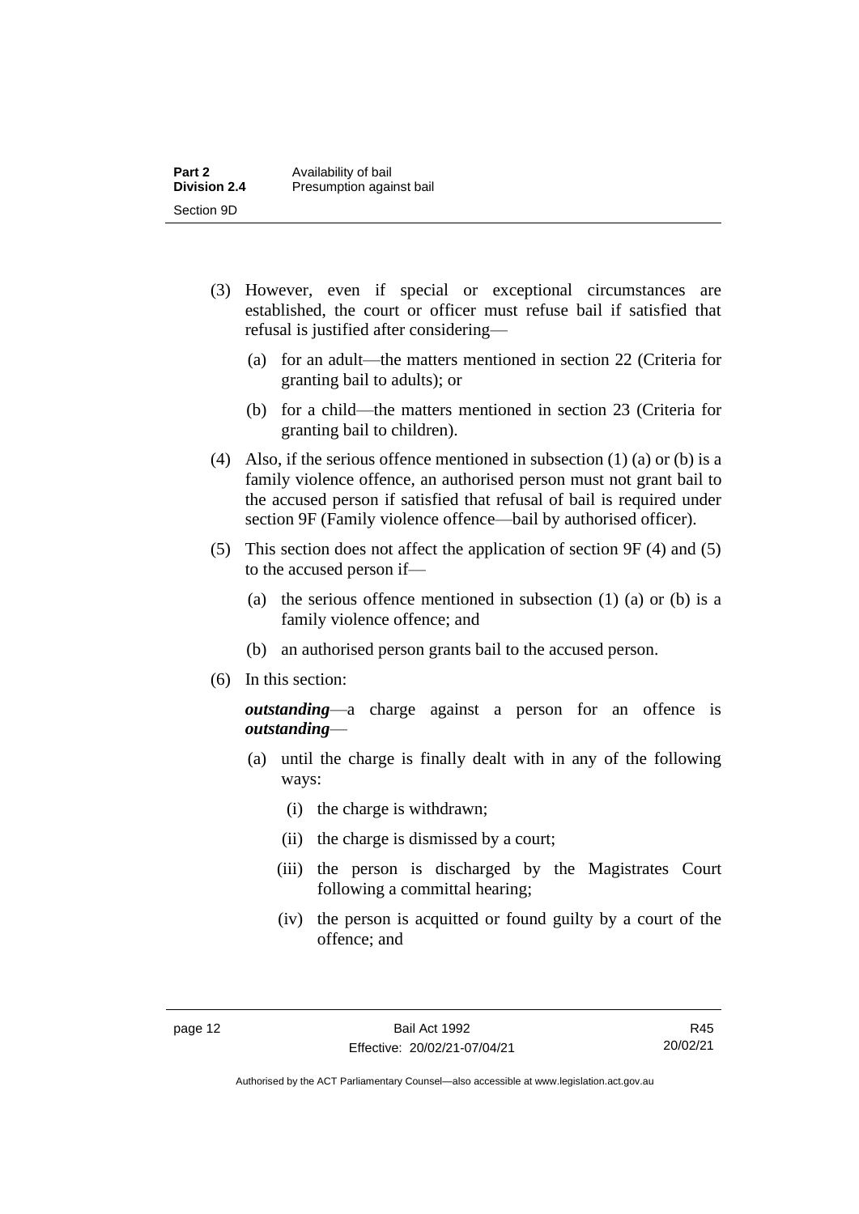(3) However, even if special or exceptional circumstances are established, the court or officer must refuse bail if satisfied that refusal is justified after considering—

(a) for an adult—the matters mentioned in section 22 (Criteria for granting bail to adults); or

(b) for a child—the matters mentioned in section 23 (Criteria for granting bail to children).

(4) Also, if the serious offence mentioned in subsection (1) (a) or (b) is a family violence offence, an authorised person must not grant bail to the accused person if satisfied that refusal of bail is required under section 9F (Family violence offence—bail by authorised officer).

(5) This section does not affect the application of section 9F (4) and (5) to the accused person if—

(a) the serious offence mentioned in subsection (1) (a) or (b) is a family violence offence; and

(b) an authorised person grants bail to the accused person.

(6) In this section:

***outstanding***—a charge against a person for an offence is ***outstanding***—

(a) until the charge is finally dealt with in any of the following ways:

(i) the charge is withdrawn;

(ii) the charge is dismissed by a court;

(iii) the person is discharged by the Magistrates Court following a committal hearing;

(iv) the person is acquitted or found guilty by a court of the offence; and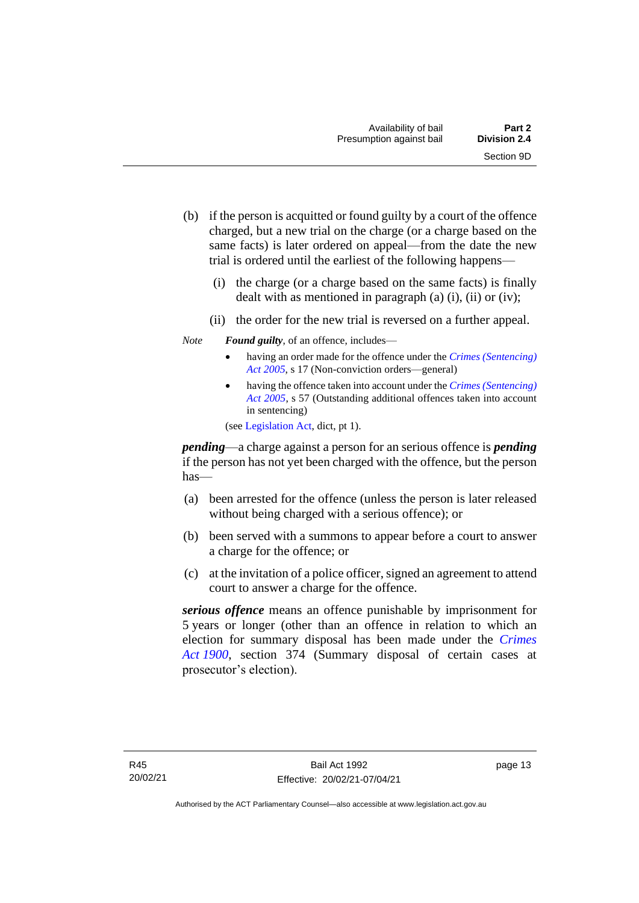(b) if the person is acquitted or found guilty by a court of the offence charged, but a new trial on the charge (or a charge based on the same facts) is later ordered on appeal—from the date the new trial is ordered until the earliest of the following happens—

  (i) the charge (or a charge based on the same facts) is finally dealt with as mentioned in paragraph (a) (i), (ii) or (iv);

  (ii) the order for the new trial is reversed on a further appeal.

*Note* ***Found guilty***, of an offence, includes—

- having an order made for the offence under the *Crimes (Sentencing) Act 2005*, s 17 (Non-conviction orders—general)
- having the offence taken into account under the *Crimes (Sentencing) Act 2005*, s 57 (Outstanding additional offences taken into account in sentencing)

(see Legislation Act, dict, pt 1).

***pending***—a charge against a person for an serious offence is ***pending*** if the person has not yet been charged with the offence, but the person has—

(a) been arrested for the offence (unless the person is later released without being charged with a serious offence); or

(b) been served with a summons to appear before a court to answer a charge for the offence; or

(c) at the invitation of a police officer, signed an agreement to attend court to answer a charge for the offence.

***serious offence*** means an offence punishable by imprisonment for 5 years or longer (other than an offence in relation to which an election for summary disposal has been made under the *Crimes Act 1900*, section 374 (Summary disposal of certain cases at prosecutor's election).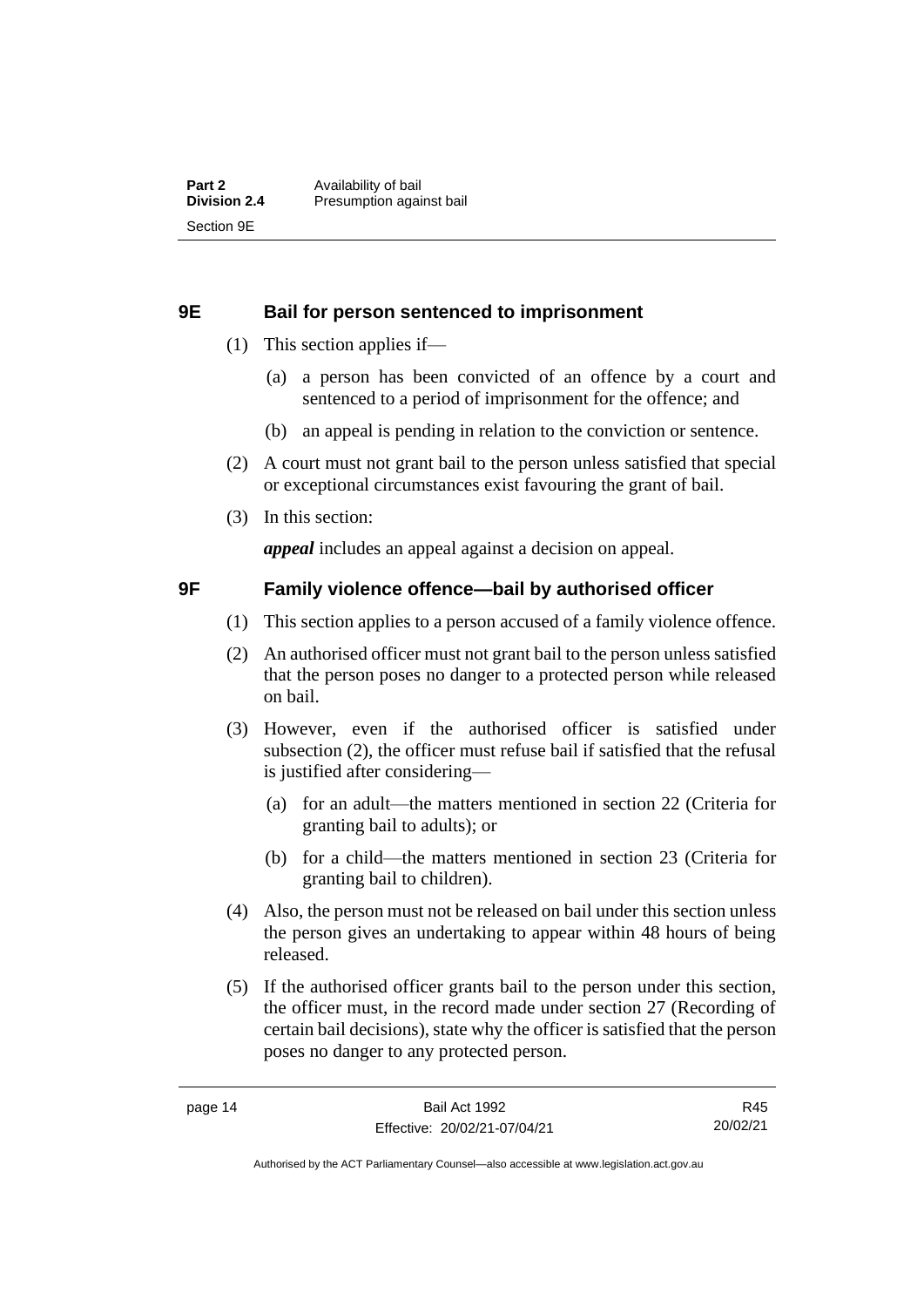## 9E Bail for person sentenced to imprisonment

(1) This section applies if—

(a) a person has been convicted of an offence by a court and sentenced to a period of imprisonment for the offence; and

(b) an appeal is pending in relation to the conviction or sentence.

(2) A court must not grant bail to the person unless satisfied that special or exceptional circumstances exist favouring the grant of bail.

(3) In this section:

***appeal*** includes an appeal against a decision on appeal.

## 9F Family violence offence—bail by authorised officer

(1) This section applies to a person accused of a family violence offence.

(2) An authorised officer must not grant bail to the person unless satisfied that the person poses no danger to a protected person while released on bail.

(3) However, even if the authorised officer is satisfied under subsection (2), the officer must refuse bail if satisfied that the refusal is justified after considering—

(a) for an adult—the matters mentioned in section 22 (Criteria for granting bail to adults); or

(b) for a child—the matters mentioned in section 23 (Criteria for granting bail to children).

(4) Also, the person must not be released on bail under this section unless the person gives an undertaking to appear within 48 hours of being released.

(5) If the authorised officer grants bail to the person under this section, the officer must, in the record made under section 27 (Recording of certain bail decisions), state why the officer is satisfied that the person poses no danger to any protected person.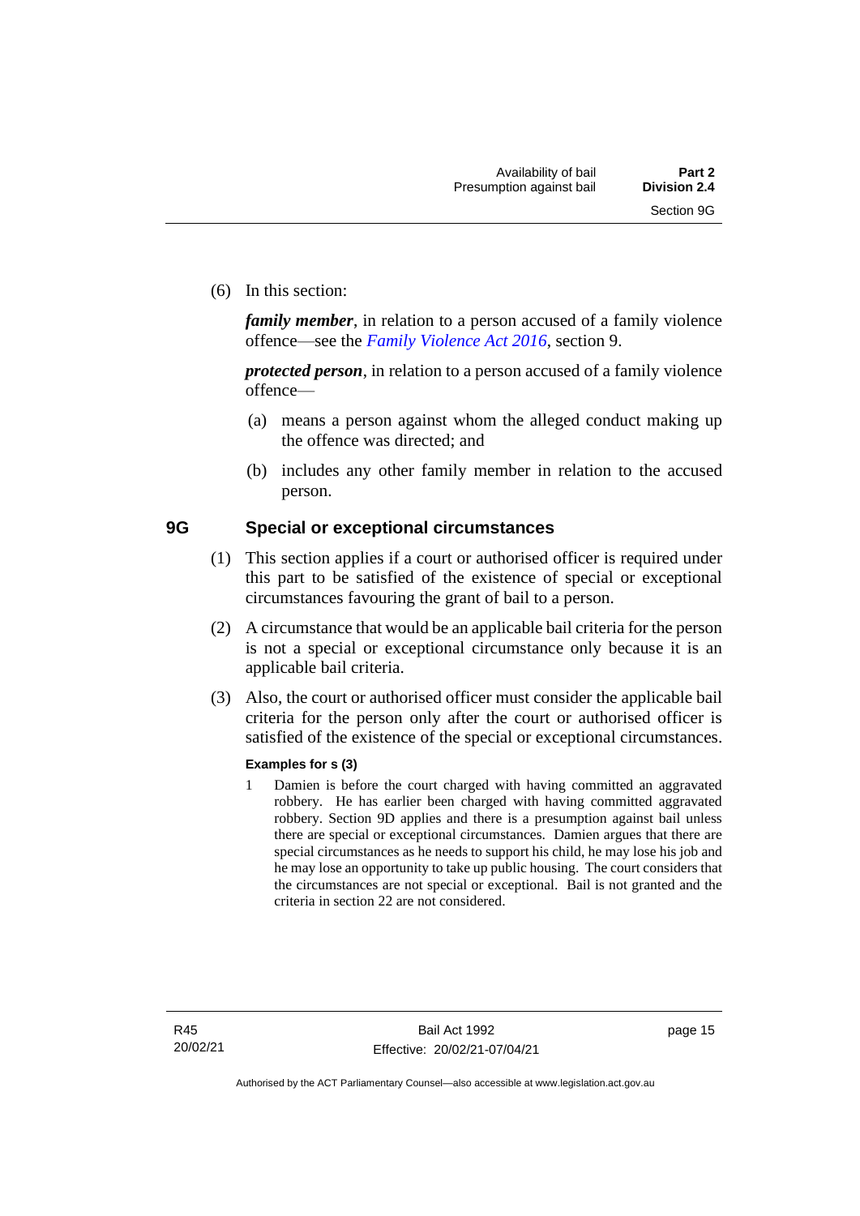(6) In this section:

***family member***, in relation to a person accused of a family violence offence—see the *Family Violence Act 2016*, section 9.

***protected person***, in relation to a person accused of a family violence offence—

(a) means a person against whom the alleged conduct making up the offence was directed; and

(b) includes any other family member in relation to the accused person.

## 9G Special or exceptional circumstances

(1) This section applies if a court or authorised officer is required under this part to be satisfied of the existence of special or exceptional circumstances favouring the grant of bail to a person.

(2) A circumstance that would be an applicable bail criteria for the person is not a special or exceptional circumstance only because it is an applicable bail criteria.

(3) Also, the court or authorised officer must consider the applicable bail criteria for the person only after the court or authorised officer is satisfied of the existence of the special or exceptional circumstances.

**Examples for s (3)**

1 Damien is before the court charged with having committed an aggravated robbery. He has earlier been charged with having committed aggravated robbery. Section 9D applies and there is a presumption against bail unless there are special or exceptional circumstances. Damien argues that there are special circumstances as he needs to support his child, he may lose his job and he may lose an opportunity to take up public housing. The court considers that the circumstances are not special or exceptional. Bail is not granted and the criteria in section 22 are not considered.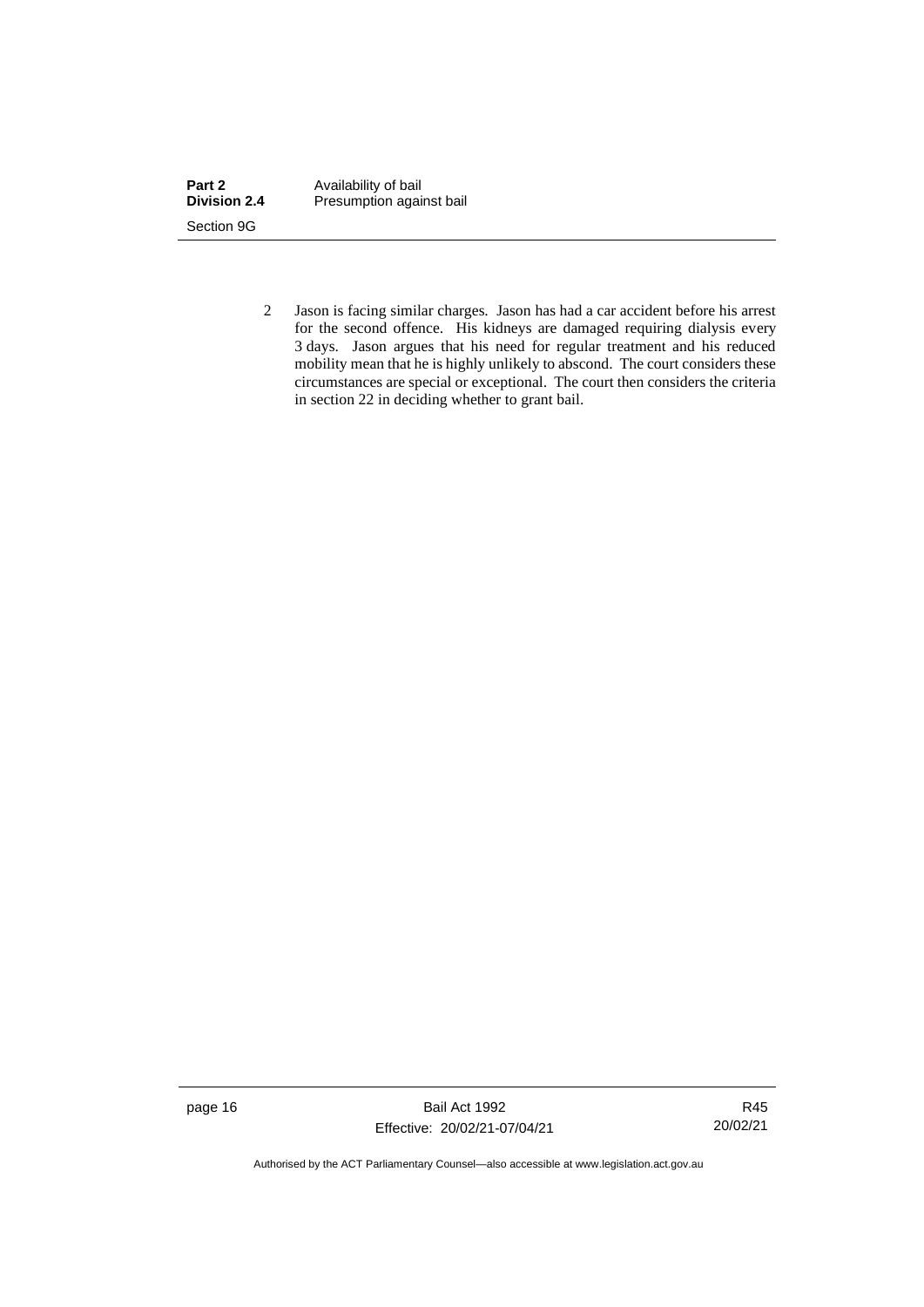2 Jason is facing similar charges. Jason has had a car accident before his arrest for the second offence. His kidneys are damaged requiring dialysis every 3 days. Jason argues that his need for regular treatment and his reduced mobility mean that he is highly unlikely to abscond. The court considers these circumstances are special or exceptional. The court then considers the criteria in section 22 in deciding whether to grant bail.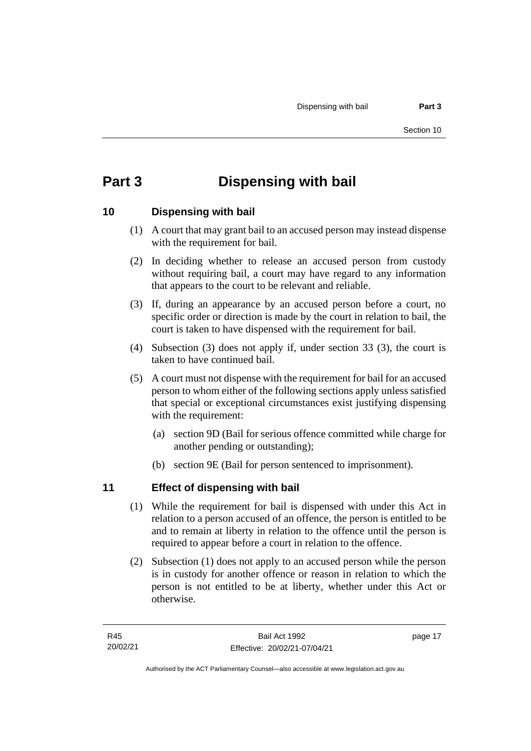# Part 3 Dispensing with bail

## 10 Dispensing with bail

(1) A court that may grant bail to an accused person may instead dispense with the requirement for bail.

(2) In deciding whether to release an accused person from custody without requiring bail, a court may have regard to any information that appears to the court to be relevant and reliable.

(3) If, during an appearance by an accused person before a court, no specific order or direction is made by the court in relation to bail, the court is taken to have dispensed with the requirement for bail.

(4) Subsection (3) does not apply if, under section 33 (3), the court is taken to have continued bail.

(5) A court must not dispense with the requirement for bail for an accused person to whom either of the following sections apply unless satisfied that special or exceptional circumstances exist justifying dispensing with the requirement:

- (a) section 9D (Bail for serious offence committed while charge for another pending or outstanding);
- (b) section 9E (Bail for person sentenced to imprisonment).

## 11 Effect of dispensing with bail

(1) While the requirement for bail is dispensed with under this Act in relation to a person accused of an offence, the person is entitled to be and to remain at liberty in relation to the offence until the person is required to appear before a court in relation to the offence.

(2) Subsection (1) does not apply to an accused person while the person is in custody for another offence or reason in relation to which the person is not entitled to be at liberty, whether under this Act or otherwise.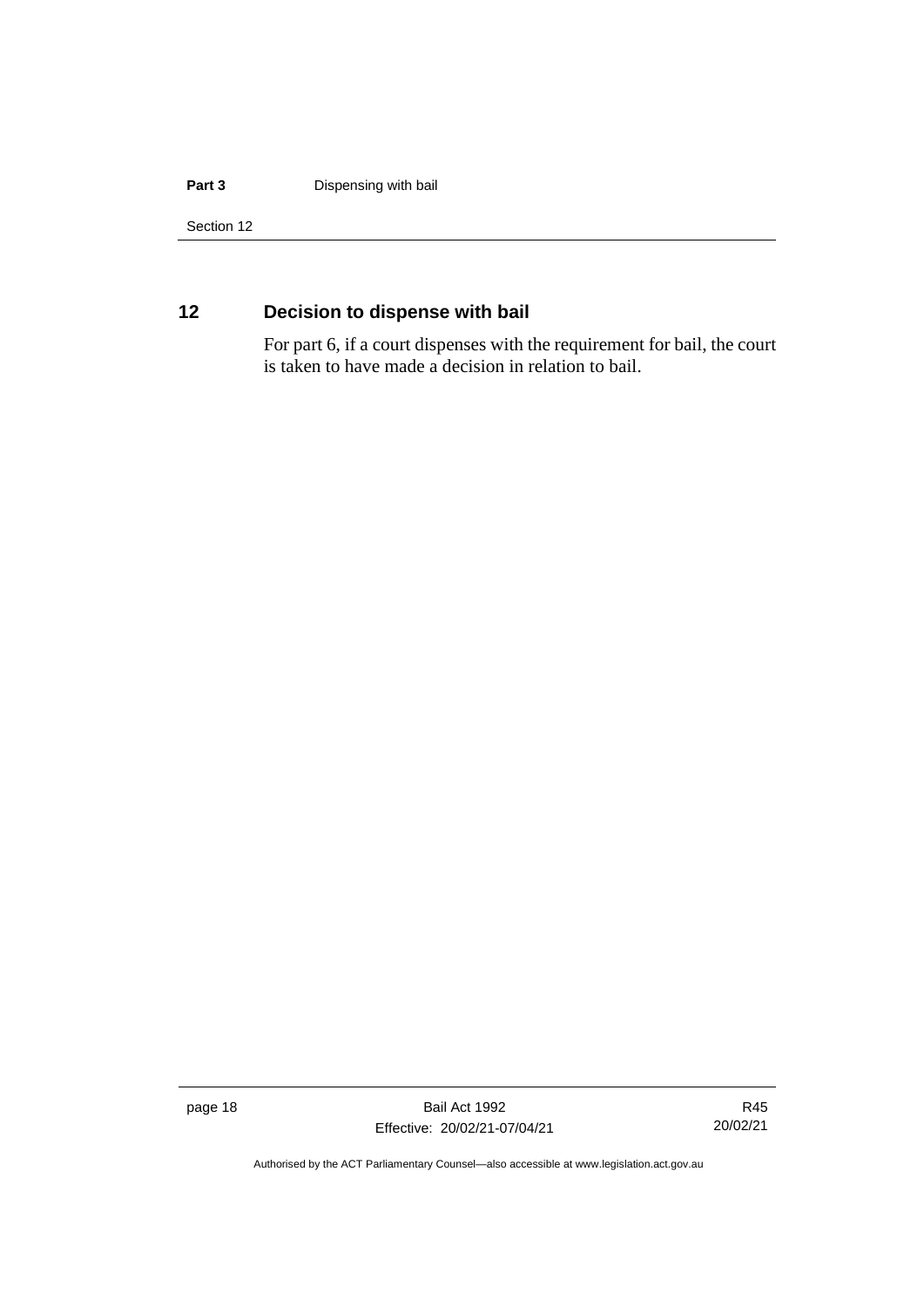## 12 Decision to dispense with bail

For part 6, if a court dispenses with the requirement for bail, the court is taken to have made a decision in relation to bail.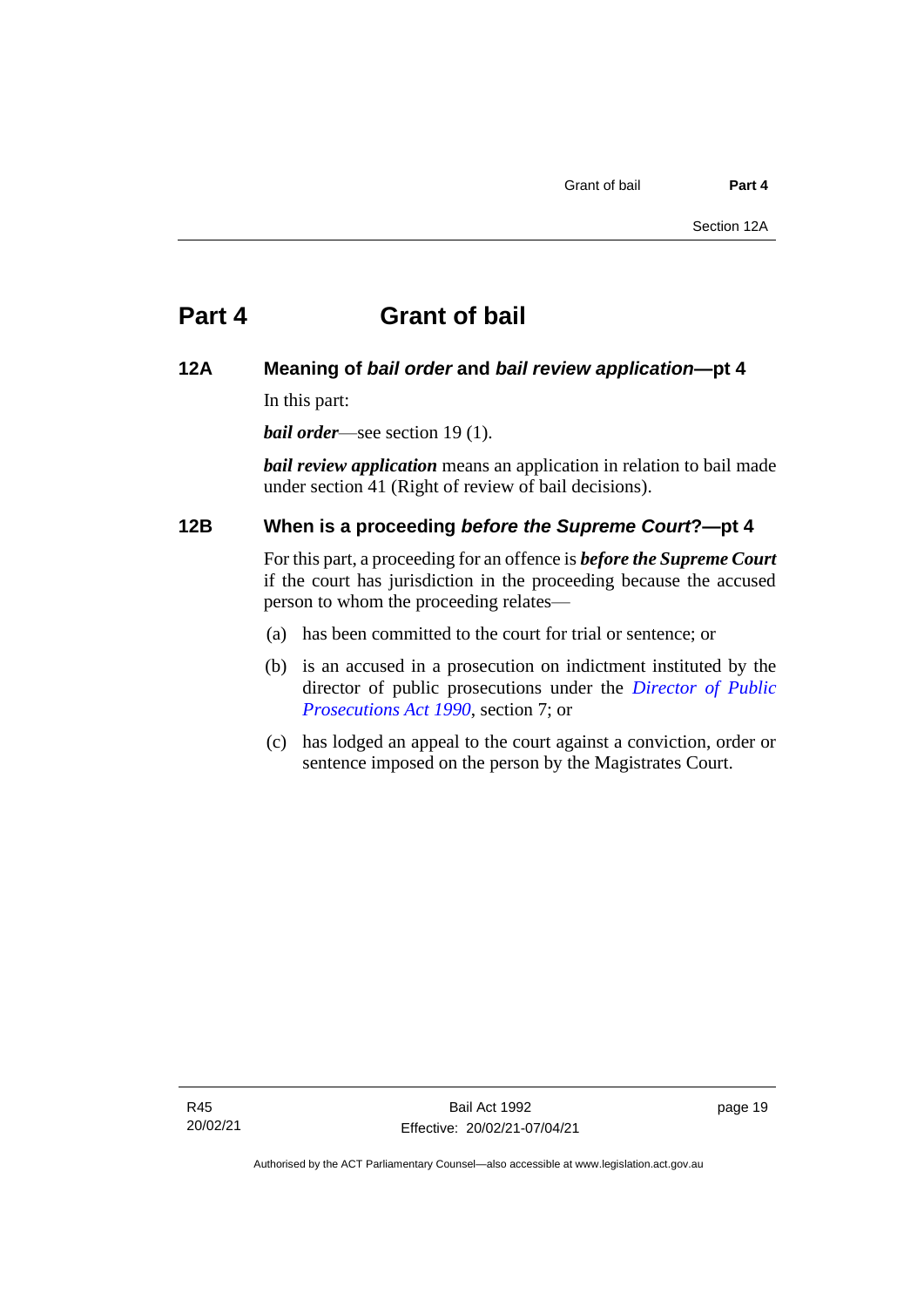# Part 4 Grant of bail

## 12A Meaning of *bail order* and *bail review application*—pt 4

In this part:

***bail order***—see section 19 (1).

***bail review application*** means an application in relation to bail made under section 41 (Right of review of bail decisions).

## 12B When is a proceeding *before the Supreme Court*?—pt 4

For this part, a proceeding for an offence is ***before the Supreme Court*** if the court has jurisdiction in the proceeding because the accused person to whom the proceeding relates—

(a) has been committed to the court for trial or sentence; or

(b) is an accused in a prosecution on indictment instituted by the director of public prosecutions under the *Director of Public Prosecutions Act 1990*, section 7; or

(c) has lodged an appeal to the court against a conviction, order or sentence imposed on the person by the Magistrates Court.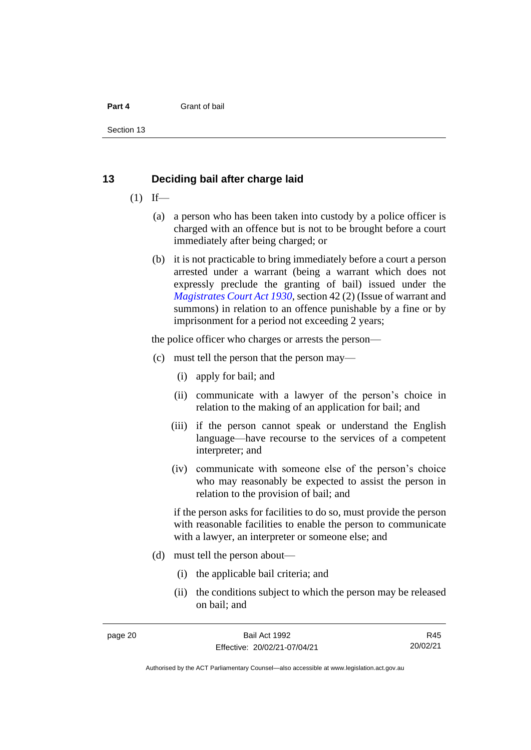## 13 Deciding bail after charge laid

(1) If—

(a) a person who has been taken into custody by a police officer is charged with an offence but is not to be brought before a court immediately after being charged; or

(b) it is not practicable to bring immediately before a court a person arrested under a warrant (being a warrant which does not expressly preclude the granting of bail) issued under the *Magistrates Court Act 1930*, section 42 (2) (Issue of warrant and summons) in relation to an offence punishable by a fine or by imprisonment for a period not exceeding 2 years;

the police officer who charges or arrests the person—

(c) must tell the person that the person may—

(i) apply for bail; and

(ii) communicate with a lawyer of the person's choice in relation to the making of an application for bail; and

(iii) if the person cannot speak or understand the English language—have recourse to the services of a competent interpreter; and

(iv) communicate with someone else of the person's choice who may reasonably be expected to assist the person in relation to the provision of bail; and

if the person asks for facilities to do so, must provide the person with reasonable facilities to enable the person to communicate with a lawyer, an interpreter or someone else; and

(d) must tell the person about—

(i) the applicable bail criteria; and

(ii) the conditions subject to which the person may be released on bail; and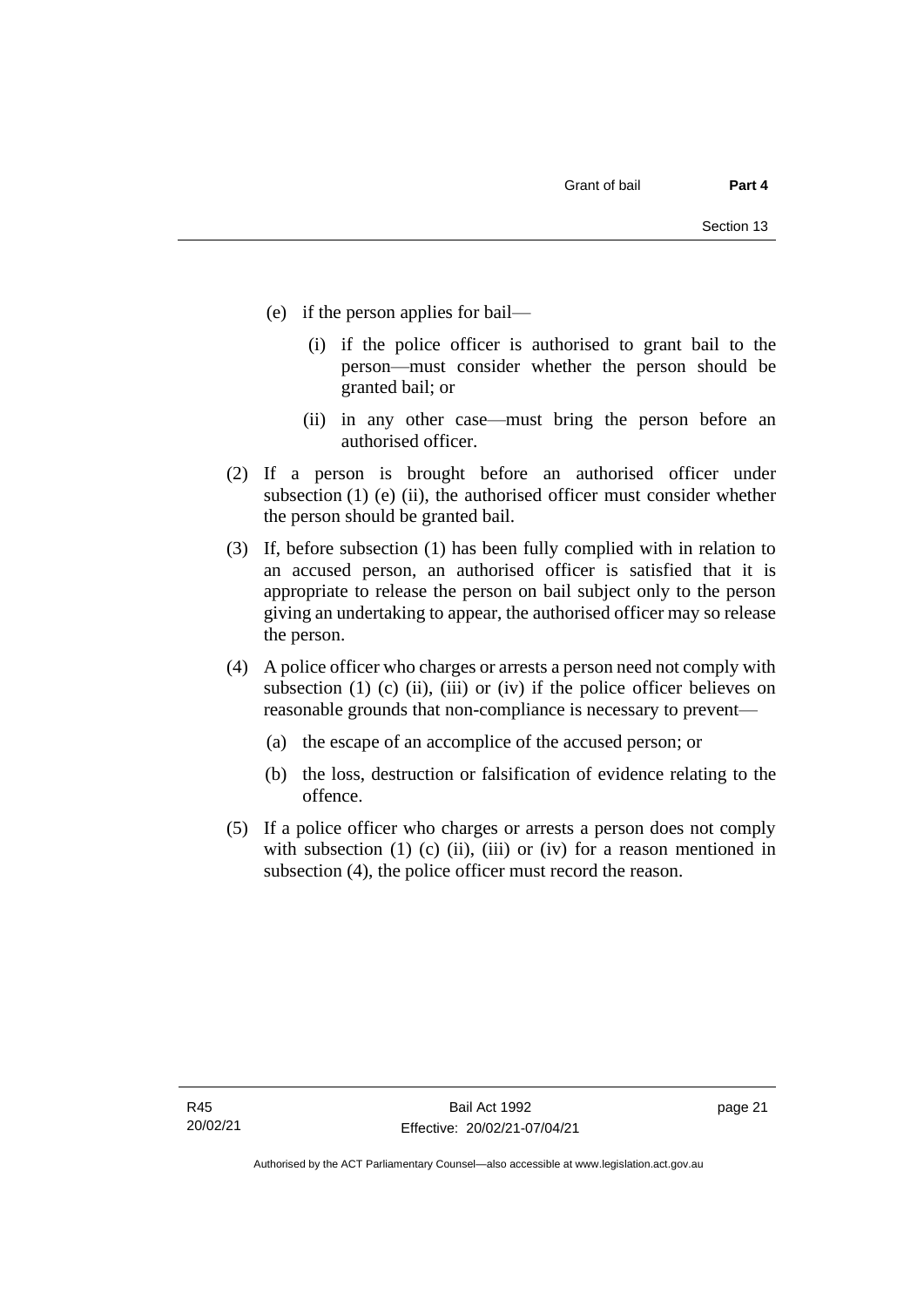(e) if the person applies for bail—

  (i) if the police officer is authorised to grant bail to the person—must consider whether the person should be granted bail; or

  (ii) in any other case—must bring the person before an authorised officer.

(2) If a person is brought before an authorised officer under subsection (1) (e) (ii), the authorised officer must consider whether the person should be granted bail.

(3) If, before subsection (1) has been fully complied with in relation to an accused person, an authorised officer is satisfied that it is appropriate to release the person on bail subject only to the person giving an undertaking to appear, the authorised officer may so release the person.

(4) A police officer who charges or arrests a person need not comply with subsection (1) (c) (ii), (iii) or (iv) if the police officer believes on reasonable grounds that non-compliance is necessary to prevent—

  (a) the escape of an accomplice of the accused person; or

  (b) the loss, destruction or falsification of evidence relating to the offence.

(5) If a police officer who charges or arrests a person does not comply with subsection (1) (c) (ii), (iii) or (iv) for a reason mentioned in subsection (4), the police officer must record the reason.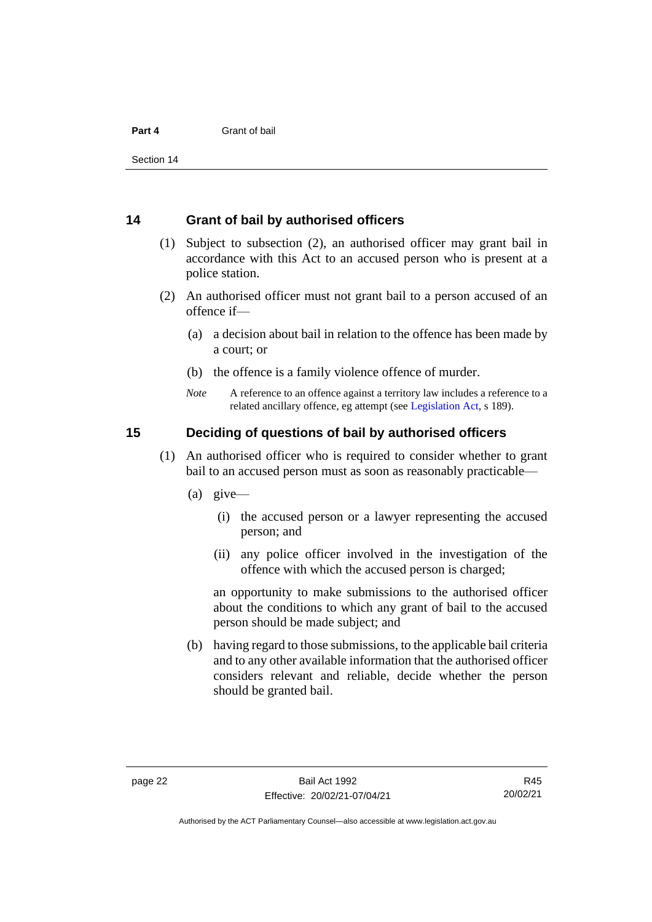## 14 Grant of bail by authorised officers

(1) Subject to subsection (2), an authorised officer may grant bail in accordance with this Act to an accused person who is present at a police station.

(2) An authorised officer must not grant bail to a person accused of an offence if—

(a) a decision about bail in relation to the offence has been made by a court; or

(b) the offence is a family violence offence of murder.

*Note* A reference to an offence against a territory law includes a reference to a related ancillary offence, eg attempt (see Legislation Act, s 189).

## 15 Deciding of questions of bail by authorised officers

(1) An authorised officer who is required to consider whether to grant bail to an accused person must as soon as reasonably practicable—

(a) give—

(i) the accused person or a lawyer representing the accused person; and

(ii) any police officer involved in the investigation of the offence with which the accused person is charged;

an opportunity to make submissions to the authorised officer about the conditions to which any grant of bail to the accused person should be made subject; and

(b) having regard to those submissions, to the applicable bail criteria and to any other available information that the authorised officer considers relevant and reliable, decide whether the person should be granted bail.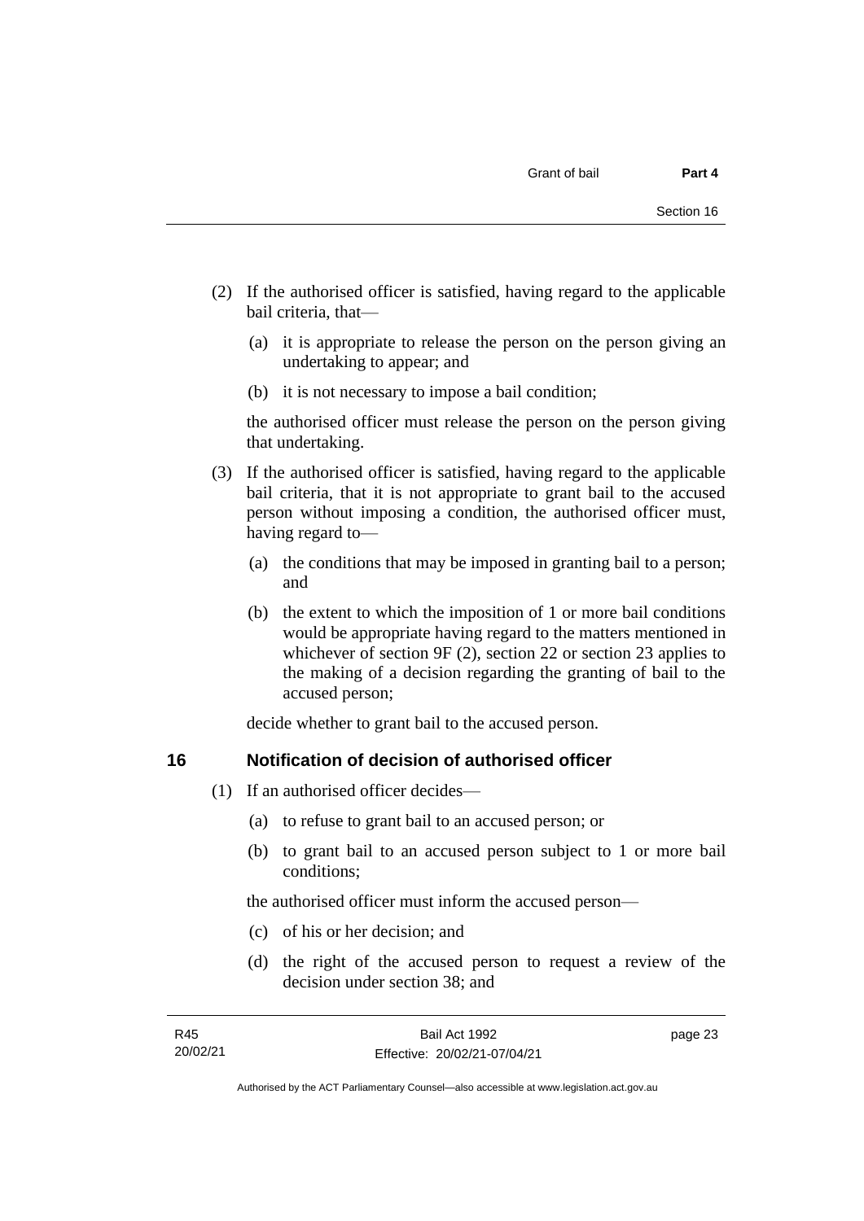(2) If the authorised officer is satisfied, having regard to the applicable bail criteria, that—

   (a) it is appropriate to release the person on the person giving an undertaking to appear; and

   (b) it is not necessary to impose a bail condition;

   the authorised officer must release the person on the person giving that undertaking.

(3) If the authorised officer is satisfied, having regard to the applicable bail criteria, that it is not appropriate to grant bail to the accused person without imposing a condition, the authorised officer must, having regard to—

   (a) the conditions that may be imposed in granting bail to a person; and

   (b) the extent to which the imposition of 1 or more bail conditions would be appropriate having regard to the matters mentioned in whichever of section 9F (2), section 22 or section 23 applies to the making of a decision regarding the granting of bail to the accused person;

   decide whether to grant bail to the accused person.

## 16 Notification of decision of authorised officer

(1) If an authorised officer decides—

   (a) to refuse to grant bail to an accused person; or

   (b) to grant bail to an accused person subject to 1 or more bail conditions;

   the authorised officer must inform the accused person—

   (c) of his or her decision; and

   (d) the right of the accused person to request a review of the decision under section 38; and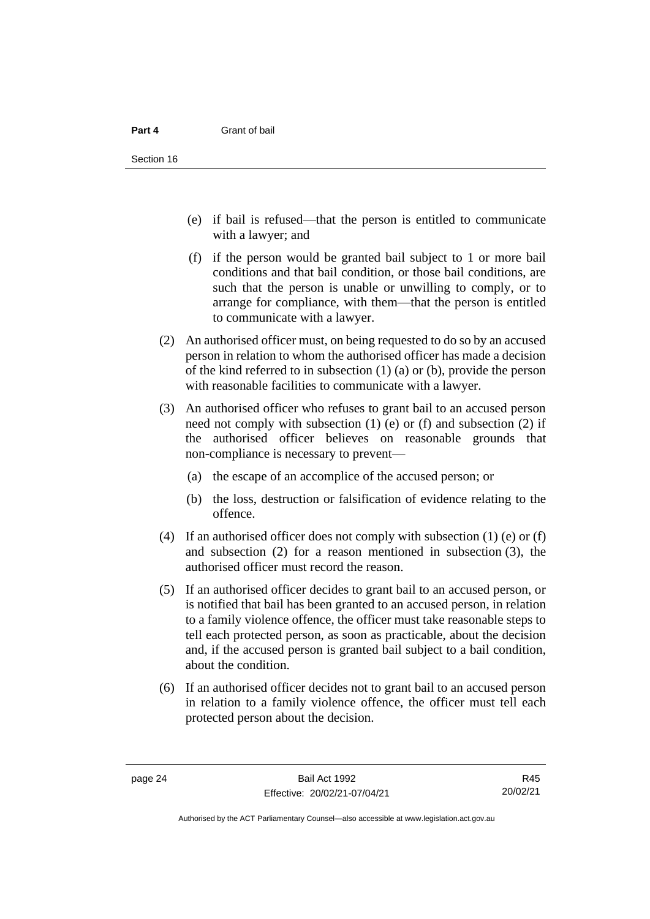(e) if bail is refused—that the person is entitled to communicate with a lawyer; and

(f) if the person would be granted bail subject to 1 or more bail conditions and that bail condition, or those bail conditions, are such that the person is unable or unwilling to comply, or to arrange for compliance, with them—that the person is entitled to communicate with a lawyer.

(2) An authorised officer must, on being requested to do so by an accused person in relation to whom the authorised officer has made a decision of the kind referred to in subsection (1) (a) or (b), provide the person with reasonable facilities to communicate with a lawyer.

(3) An authorised officer who refuses to grant bail to an accused person need not comply with subsection (1) (e) or (f) and subsection (2) if the authorised officer believes on reasonable grounds that non-compliance is necessary to prevent—

(a) the escape of an accomplice of the accused person; or

(b) the loss, destruction or falsification of evidence relating to the offence.

(4) If an authorised officer does not comply with subsection (1) (e) or (f) and subsection (2) for a reason mentioned in subsection (3), the authorised officer must record the reason.

(5) If an authorised officer decides to grant bail to an accused person, or is notified that bail has been granted to an accused person, in relation to a family violence offence, the officer must take reasonable steps to tell each protected person, as soon as practicable, about the decision and, if the accused person is granted bail subject to a bail condition, about the condition.

(6) If an authorised officer decides not to grant bail to an accused person in relation to a family violence offence, the officer must tell each protected person about the decision.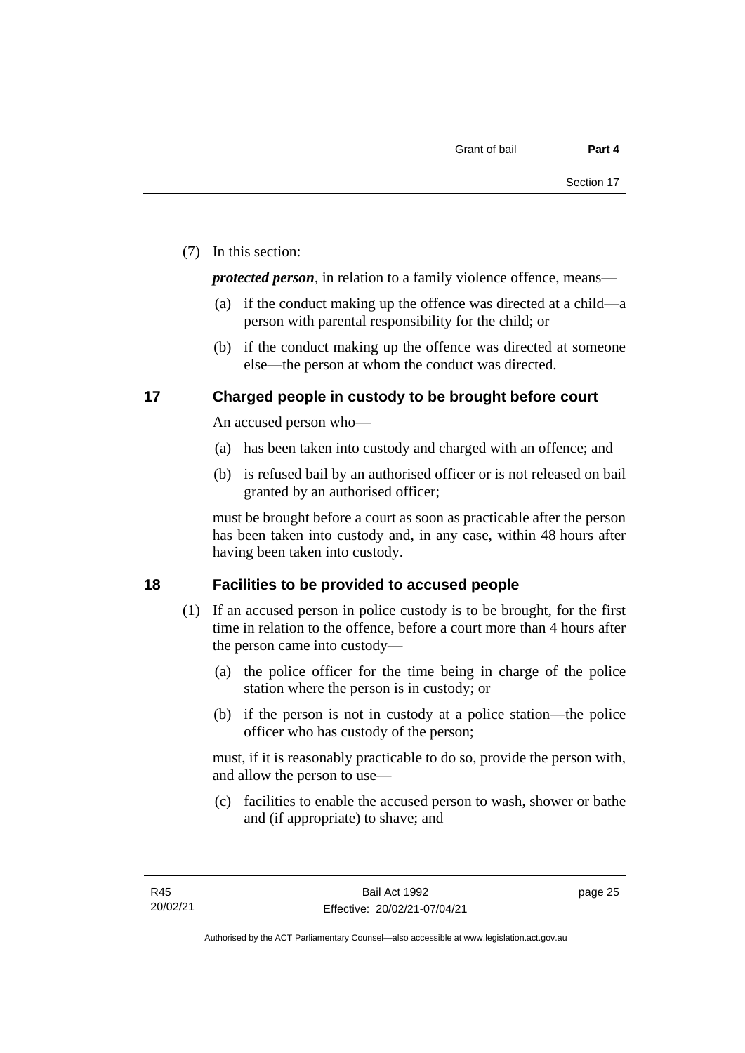(7) In this section:

***protected person***, in relation to a family violence offence, means—

- (a) if the conduct making up the offence was directed at a child—a person with parental responsibility for the child; or
- (b) if the conduct making up the offence was directed at someone else—the person at whom the conduct was directed.

## 17 Charged people in custody to be brought before court

An accused person who—

- (a) has been taken into custody and charged with an offence; and
- (b) is refused bail by an authorised officer or is not released on bail granted by an authorised officer;

must be brought before a court as soon as practicable after the person has been taken into custody and, in any case, within 48 hours after having been taken into custody.

## 18 Facilities to be provided to accused people

(1) If an accused person in police custody is to be brought, for the first time in relation to the offence, before a court more than 4 hours after the person came into custody—

- (a) the police officer for the time being in charge of the police station where the person is in custody; or
- (b) if the person is not in custody at a police station—the police officer who has custody of the person;

must, if it is reasonably practicable to do so, provide the person with, and allow the person to use—

- (c) facilities to enable the accused person to wash, shower or bathe and (if appropriate) to shave; and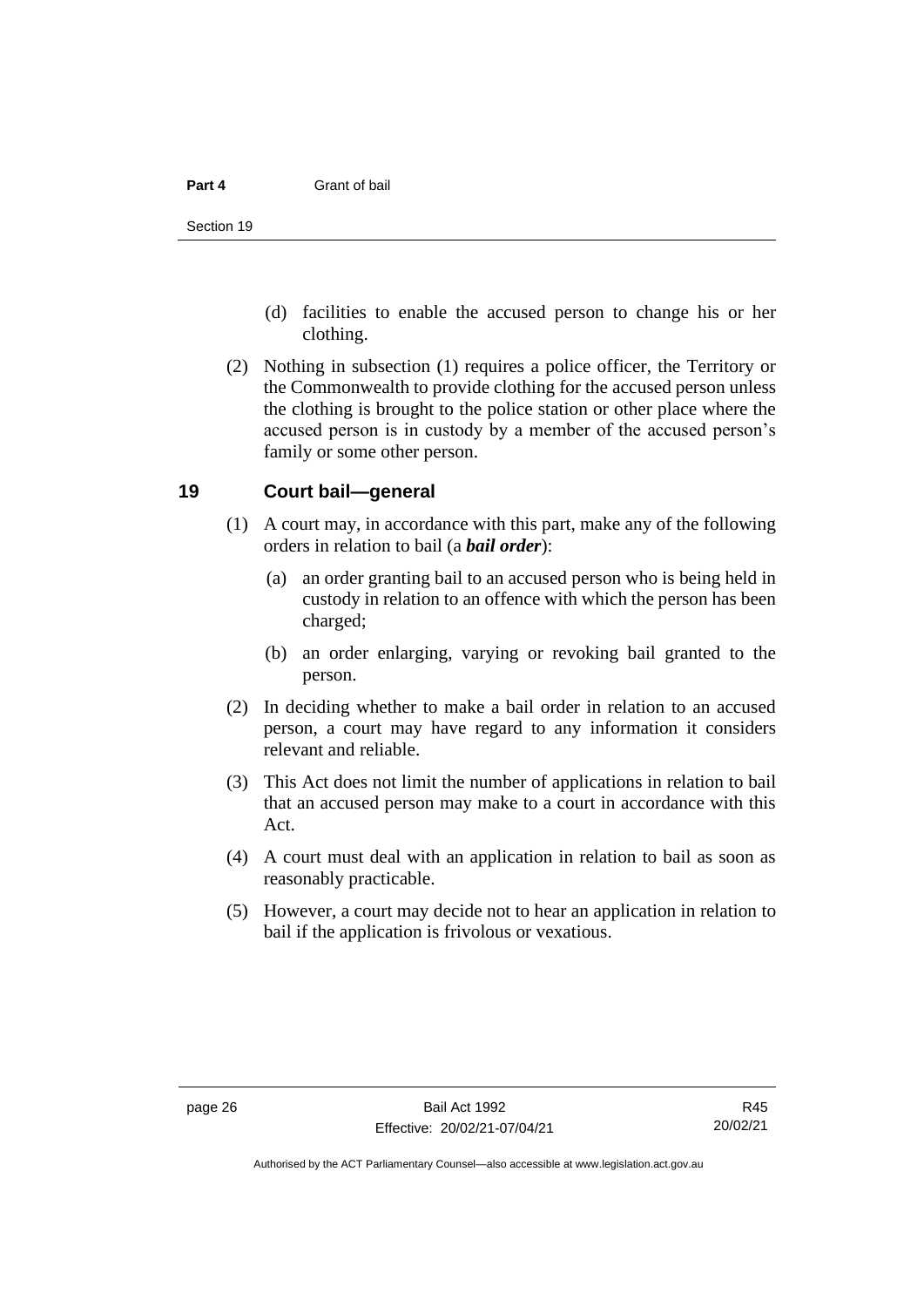(d) facilities to enable the accused person to change his or her clothing.

(2) Nothing in subsection (1) requires a police officer, the Territory or the Commonwealth to provide clothing for the accused person unless the clothing is brought to the police station or other place where the accused person is in custody by a member of the accused person's family or some other person.

## 19 Court bail—general

(1) A court may, in accordance with this part, make any of the following orders in relation to bail (a ***bail order***):

(a) an order granting bail to an accused person who is being held in custody in relation to an offence with which the person has been charged;

(b) an order enlarging, varying or revoking bail granted to the person.

(2) In deciding whether to make a bail order in relation to an accused person, a court may have regard to any information it considers relevant and reliable.

(3) This Act does not limit the number of applications in relation to bail that an accused person may make to a court in accordance with this Act.

(4) A court must deal with an application in relation to bail as soon as reasonably practicable.

(5) However, a court may decide not to hear an application in relation to bail if the application is frivolous or vexatious.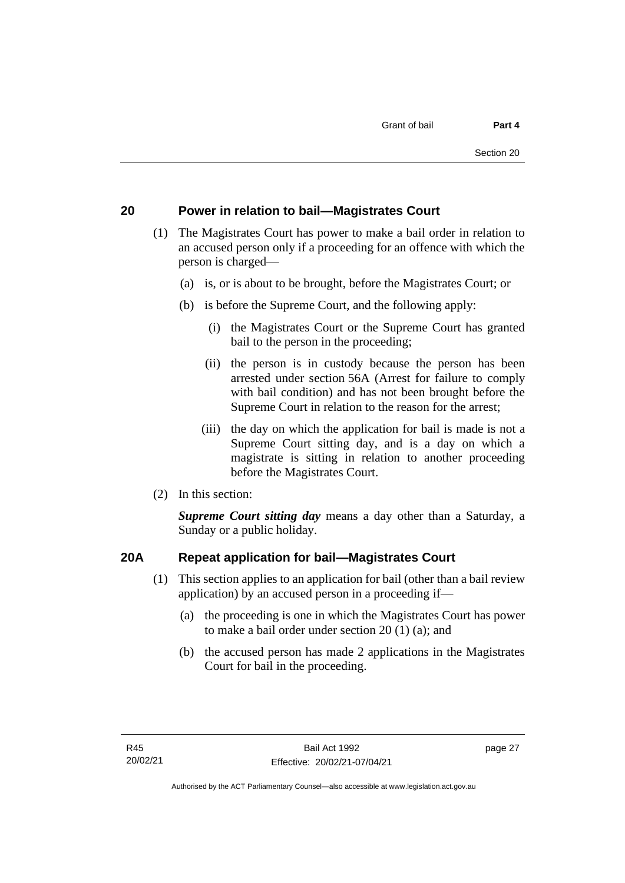## 20 Power in relation to bail—Magistrates Court

(1) The Magistrates Court has power to make a bail order in relation to an accused person only if a proceeding for an offence with which the person is charged—

(a) is, or is about to be brought, before the Magistrates Court; or

(b) is before the Supreme Court, and the following apply:

(i) the Magistrates Court or the Supreme Court has granted bail to the person in the proceeding;

(ii) the person is in custody because the person has been arrested under section 56A (Arrest for failure to comply with bail condition) and has not been brought before the Supreme Court in relation to the reason for the arrest;

(iii) the day on which the application for bail is made is not a Supreme Court sitting day, and is a day on which a magistrate is sitting in relation to another proceeding before the Magistrates Court.

(2) In this section:

***Supreme Court sitting day*** means a day other than a Saturday, a Sunday or a public holiday.

## 20A Repeat application for bail—Magistrates Court

(1) This section applies to an application for bail (other than a bail review application) by an accused person in a proceeding if—

(a) the proceeding is one in which the Magistrates Court has power to make a bail order under section 20 (1) (a); and

(b) the accused person has made 2 applications in the Magistrates Court for bail in the proceeding.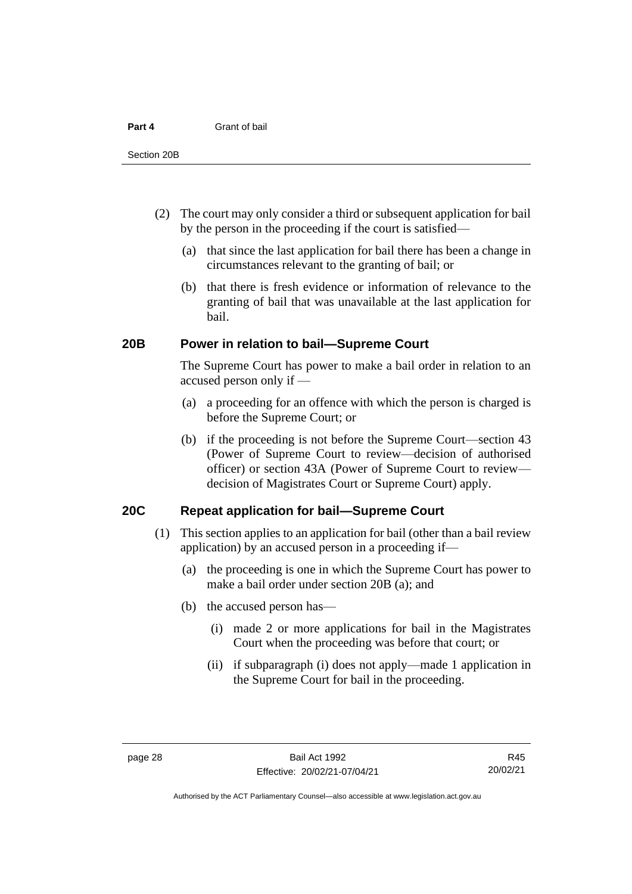(2) The court may only consider a third or subsequent application for bail by the person in the proceeding if the court is satisfied—

(a) that since the last application for bail there has been a change in circumstances relevant to the granting of bail; or

(b) that there is fresh evidence or information of relevance to the granting of bail that was unavailable at the last application for bail.

## 20B Power in relation to bail—Supreme Court

The Supreme Court has power to make a bail order in relation to an accused person only if —

(a) a proceeding for an offence with which the person is charged is before the Supreme Court; or

(b) if the proceeding is not before the Supreme Court—section 43 (Power of Supreme Court to review—decision of authorised officer) or section 43A (Power of Supreme Court to review—decision of Magistrates Court or Supreme Court) apply.

## 20C Repeat application for bail—Supreme Court

(1) This section applies to an application for bail (other than a bail review application) by an accused person in a proceeding if—

(a) the proceeding is one in which the Supreme Court has power to make a bail order under section 20B (a); and

(b) the accused person has—

(i) made 2 or more applications for bail in the Magistrates Court when the proceeding was before that court; or

(ii) if subparagraph (i) does not apply—made 1 application in the Supreme Court for bail in the proceeding.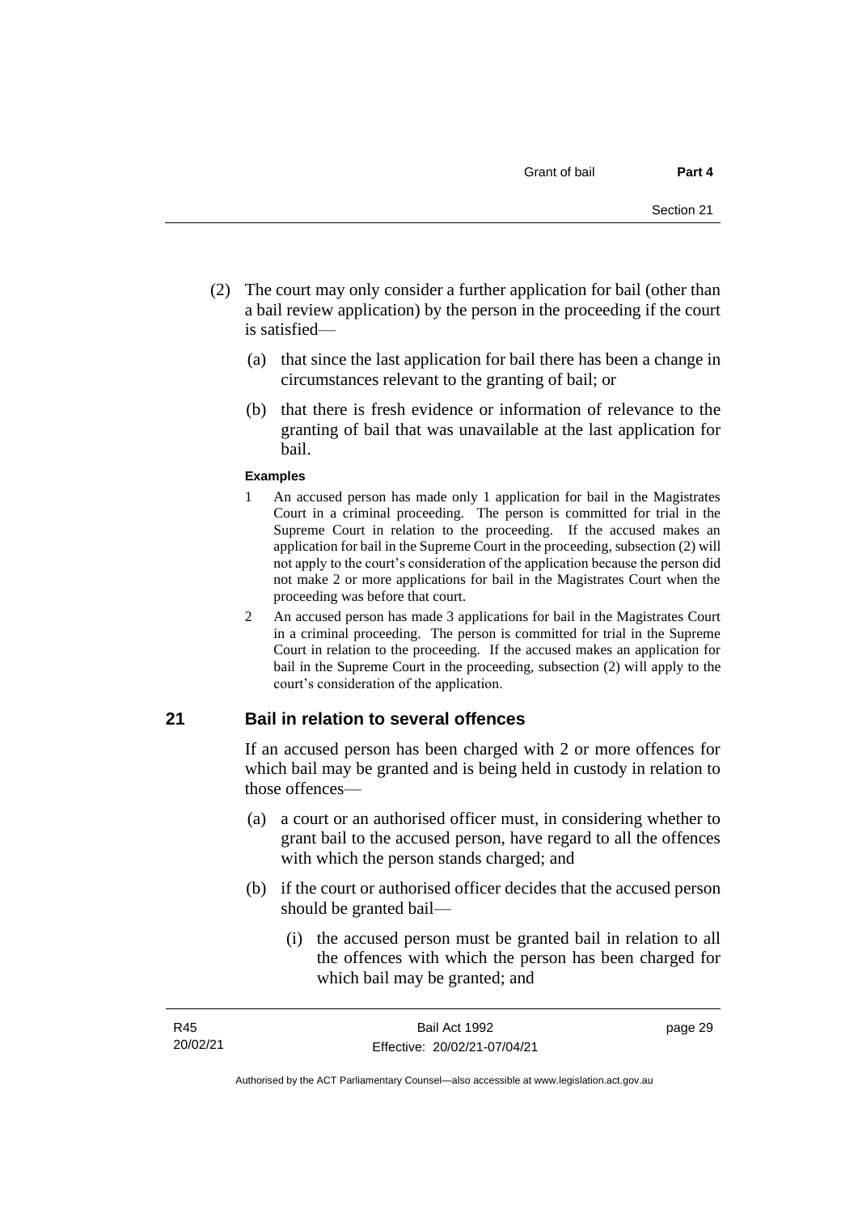(2) The court may only consider a further application for bail (other than a bail review application) by the person in the proceeding if the court is satisfied—

  (a) that since the last application for bail there has been a change in circumstances relevant to the granting of bail; or

  (b) that there is fresh evidence or information of relevance to the granting of bail that was unavailable at the last application for bail.

**Examples**

1 An accused person has made only 1 application for bail in the Magistrates Court in a criminal proceeding. The person is committed for trial in the Supreme Court in relation to the proceeding. If the accused makes an application for bail in the Supreme Court in the proceeding, subsection (2) will not apply to the court's consideration of the application because the person did not make 2 or more applications for bail in the Magistrates Court when the proceeding was before that court.

2 An accused person has made 3 applications for bail in the Magistrates Court in a criminal proceeding. The person is committed for trial in the Supreme Court in relation to the proceeding. If the accused makes an application for bail in the Supreme Court in the proceeding, subsection (2) will apply to the court's consideration of the application.

## 21 Bail in relation to several offences

If an accused person has been charged with 2 or more offences for which bail may be granted and is being held in custody in relation to those offences—

  (a) a court or an authorised officer must, in considering whether to grant bail to the accused person, have regard to all the offences with which the person stands charged; and

  (b) if the court or authorised officer decides that the accused person should be granted bail—

    (i) the accused person must be granted bail in relation to all the offences with which the person has been charged for which bail may be granted; and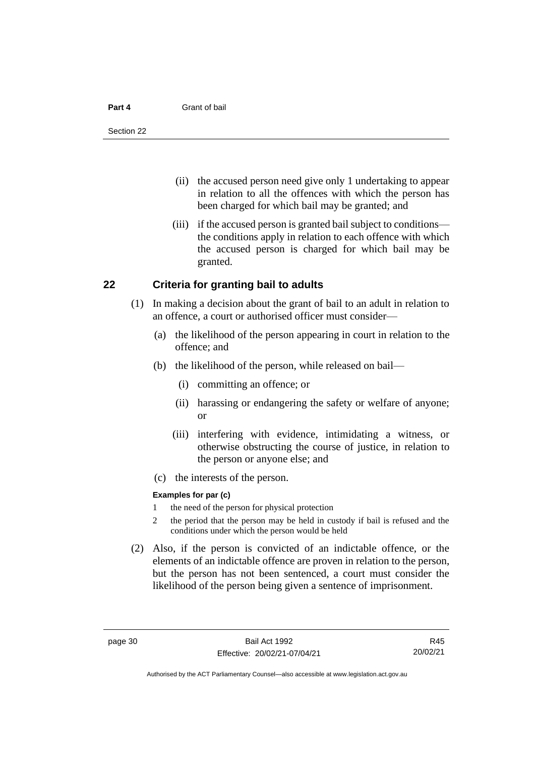(ii) the accused person need give only 1 undertaking to appear in relation to all the offences with which the person has been charged for which bail may be granted; and

(iii) if the accused person is granted bail subject to conditions—the conditions apply in relation to each offence with which the accused person is charged for which bail may be granted.

## 22 Criteria for granting bail to adults

(1) In making a decision about the grant of bail to an adult in relation to an offence, a court or authorised officer must consider—

(a) the likelihood of the person appearing in court in relation to the offence; and

(b) the likelihood of the person, while released on bail—

(i) committing an offence; or

(ii) harassing or endangering the safety or welfare of anyone; or

(iii) interfering with evidence, intimidating a witness, or otherwise obstructing the course of justice, in relation to the person or anyone else; and

(c) the interests of the person.

**Examples for par (c)**

1 the need of the person for physical protection

2 the period that the person may be held in custody if bail is refused and the conditions under which the person would be held

(2) Also, if the person is convicted of an indictable offence, or the elements of an indictable offence are proven in relation to the person, but the person has not been sentenced, a court must consider the likelihood of the person being given a sentence of imprisonment.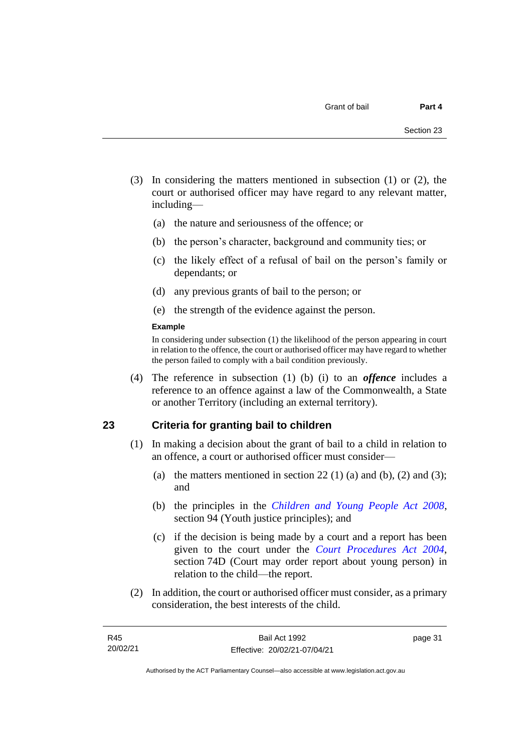(3) In considering the matters mentioned in subsection (1) or (2), the court or authorised officer may have regard to any relevant matter, including—

(a) the nature and seriousness of the offence; or

(b) the person's character, background and community ties; or

(c) the likely effect of a refusal of bail on the person's family or dependants; or

(d) any previous grants of bail to the person; or

(e) the strength of the evidence against the person.

**Example**

In considering under subsection (1) the likelihood of the person appearing in court in relation to the offence, the court or authorised officer may have regard to whether the person failed to comply with a bail condition previously.

(4) The reference in subsection (1) (b) (i) to an ***offence*** includes a reference to an offence against a law of the Commonwealth, a State or another Territory (including an external territory).

## 23 Criteria for granting bail to children

(1) In making a decision about the grant of bail to a child in relation to an offence, a court or authorised officer must consider—

(a) the matters mentioned in section 22 (1) (a) and (b), (2) and (3); and

(b) the principles in the *Children and Young People Act 2008*, section 94 (Youth justice principles); and

(c) if the decision is being made by a court and a report has been given to the court under the *Court Procedures Act 2004*, section 74D (Court may order report about young person) in relation to the child—the report.

(2) In addition, the court or authorised officer must consider, as a primary consideration, the best interests of the child.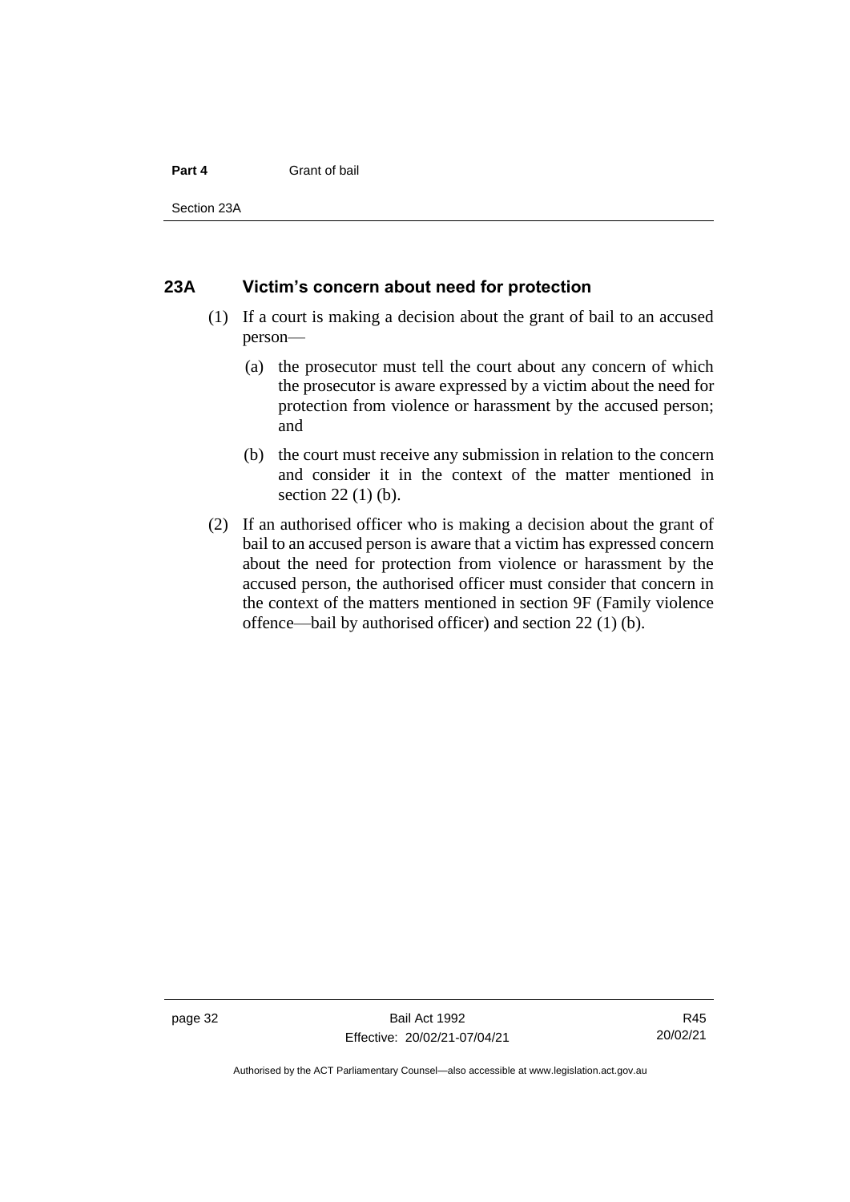## 23A Victim's concern about need for protection

(1) If a court is making a decision about the grant of bail to an accused person—

(a) the prosecutor must tell the court about any concern of which the prosecutor is aware expressed by a victim about the need for protection from violence or harassment by the accused person; and

(b) the court must receive any submission in relation to the concern and consider it in the context of the matter mentioned in section 22 (1) (b).

(2) If an authorised officer who is making a decision about the grant of bail to an accused person is aware that a victim has expressed concern about the need for protection from violence or harassment by the accused person, the authorised officer must consider that concern in the context of the matters mentioned in section 9F (Family violence offence—bail by authorised officer) and section 22 (1) (b).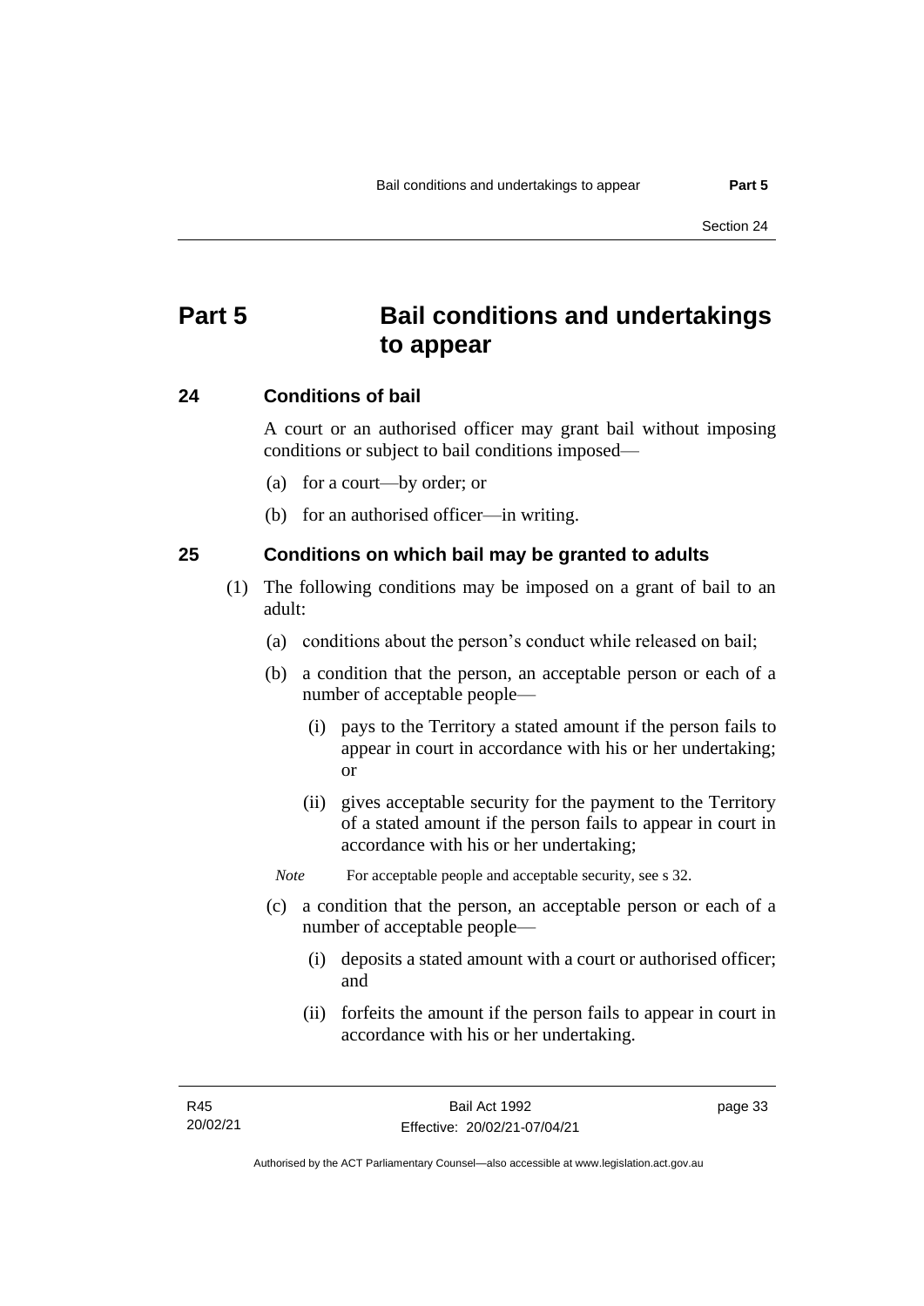# Part 5 Bail conditions and undertakings to appear

## 24 Conditions of bail

A court or an authorised officer may grant bail without imposing conditions or subject to bail conditions imposed—

(a) for a court—by order; or

(b) for an authorised officer—in writing.

## 25 Conditions on which bail may be granted to adults

(1) The following conditions may be imposed on a grant of bail to an adult:

(a) conditions about the person's conduct while released on bail;

(b) a condition that the person, an acceptable person or each of a number of acceptable people—

(i) pays to the Territory a stated amount if the person fails to appear in court in accordance with his or her undertaking; or

(ii) gives acceptable security for the payment to the Territory of a stated amount if the person fails to appear in court in accordance with his or her undertaking;

*Note* For acceptable people and acceptable security, see s 32.

(c) a condition that the person, an acceptable person or each of a number of acceptable people—

(i) deposits a stated amount with a court or authorised officer; and

(ii) forfeits the amount if the person fails to appear in court in accordance with his or her undertaking.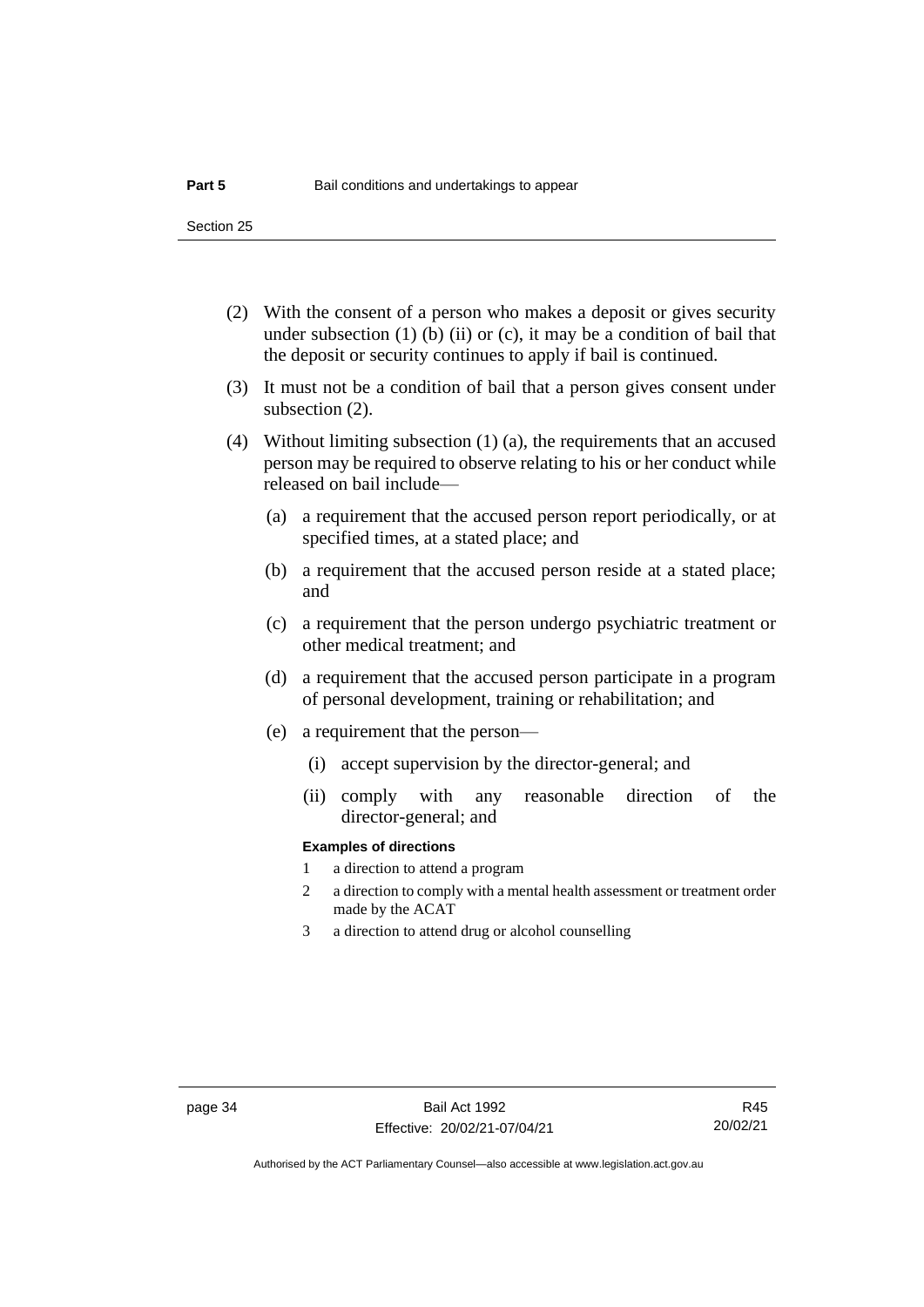(2) With the consent of a person who makes a deposit or gives security under subsection (1) (b) (ii) or (c), it may be a condition of bail that the deposit or security continues to apply if bail is continued.

(3) It must not be a condition of bail that a person gives consent under subsection (2).

(4) Without limiting subsection (1) (a), the requirements that an accused person may be required to observe relating to his or her conduct while released on bail include—

(a) a requirement that the accused person report periodically, or at specified times, at a stated place; and

(b) a requirement that the accused person reside at a stated place; and

(c) a requirement that the person undergo psychiatric treatment or other medical treatment; and

(d) a requirement that the accused person participate in a program of personal development, training or rehabilitation; and

(e) a requirement that the person—

(i) accept supervision by the director-general; and

(ii) comply with any reasonable direction of the director-general; and

**Examples of directions**

1 a direction to attend a program

2 a direction to comply with a mental health assessment or treatment order made by the ACAT

3 a direction to attend drug or alcohol counselling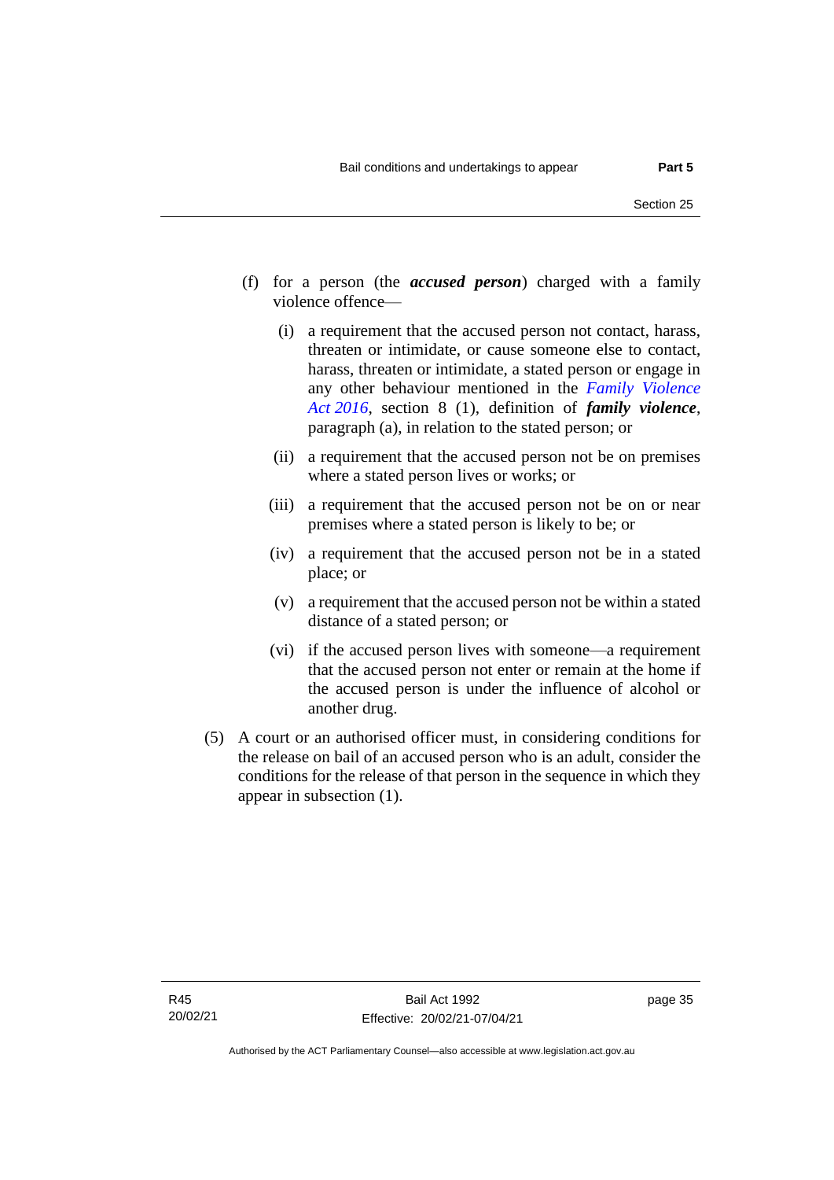(f) for a person (the ***accused person***) charged with a family violence offence—

   (i) a requirement that the accused person not contact, harass, threaten or intimidate, or cause someone else to contact, harass, threaten or intimidate, a stated person or engage in any other behaviour mentioned in the *Family Violence Act 2016*, section 8 (1), definition of ***family violence***, paragraph (a), in relation to the stated person; or

   (ii) a requirement that the accused person not be on premises where a stated person lives or works; or

   (iii) a requirement that the accused person not be on or near premises where a stated person is likely to be; or

   (iv) a requirement that the accused person not be in a stated place; or

   (v) a requirement that the accused person not be within a stated distance of a stated person; or

   (vi) if the accused person lives with someone—a requirement that the accused person not enter or remain at the home if the accused person is under the influence of alcohol or another drug.

(5) A court or an authorised officer must, in considering conditions for the release on bail of an accused person who is an adult, consider the conditions for the release of that person in the sequence in which they appear in subsection (1).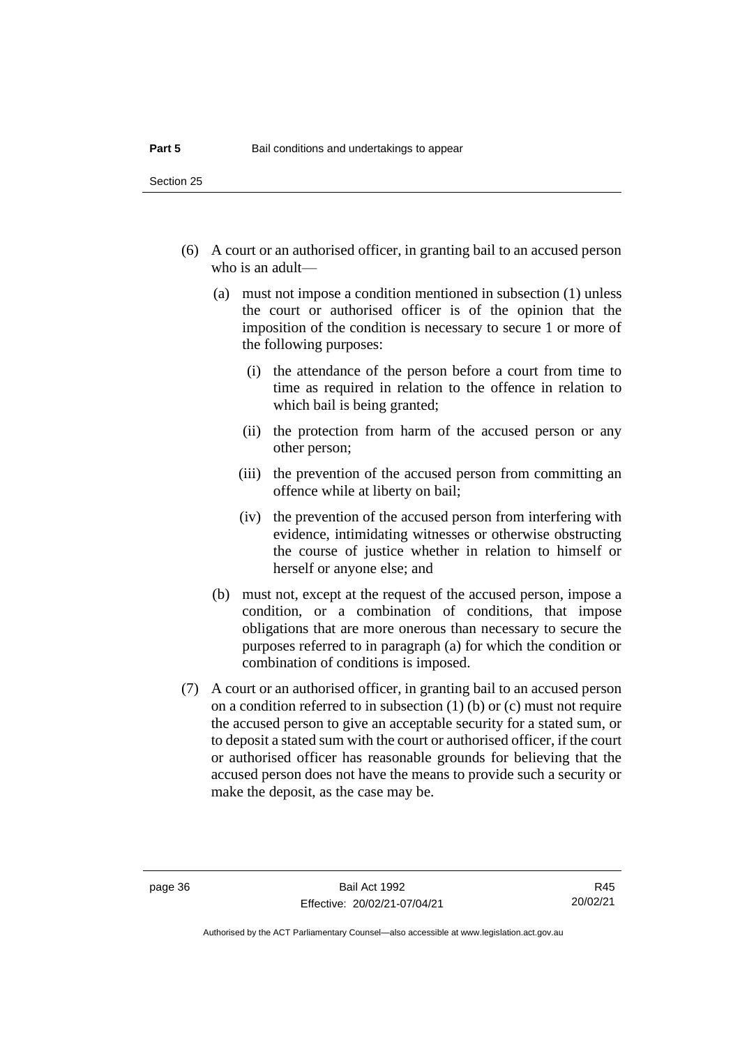(6) A court or an authorised officer, in granting bail to an accused person who is an adult—

(a) must not impose a condition mentioned in subsection (1) unless the court or authorised officer is of the opinion that the imposition of the condition is necessary to secure 1 or more of the following purposes:

(i) the attendance of the person before a court from time to time as required in relation to the offence in relation to which bail is being granted;

(ii) the protection from harm of the accused person or any other person;

(iii) the prevention of the accused person from committing an offence while at liberty on bail;

(iv) the prevention of the accused person from interfering with evidence, intimidating witnesses or otherwise obstructing the course of justice whether in relation to himself or herself or anyone else; and

(b) must not, except at the request of the accused person, impose a condition, or a combination of conditions, that impose obligations that are more onerous than necessary to secure the purposes referred to in paragraph (a) for which the condition or combination of conditions is imposed.

(7) A court or an authorised officer, in granting bail to an accused person on a condition referred to in subsection (1) (b) or (c) must not require the accused person to give an acceptable security for a stated sum, or to deposit a stated sum with the court or authorised officer, if the court or authorised officer has reasonable grounds for believing that the accused person does not have the means to provide such a security or make the deposit, as the case may be.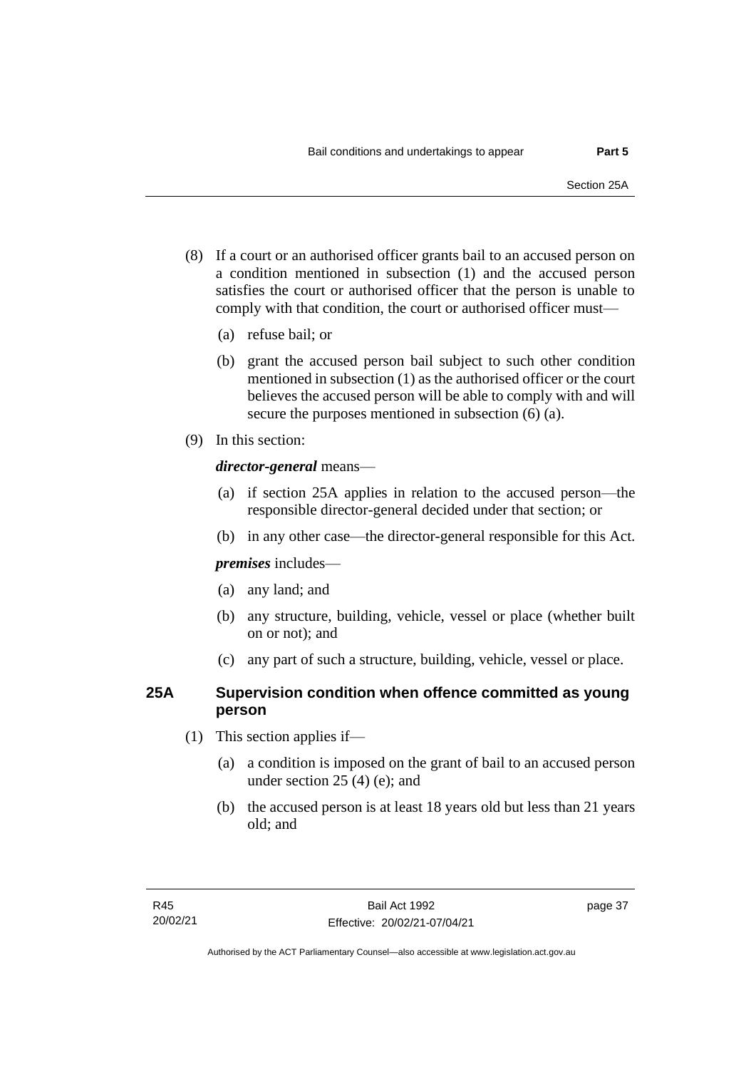(8) If a court or an authorised officer grants bail to an accused person on a condition mentioned in subsection (1) and the accused person satisfies the court or authorised officer that the person is unable to comply with that condition, the court or authorised officer must—

(a) refuse bail; or

(b) grant the accused person bail subject to such other condition mentioned in subsection (1) as the authorised officer or the court believes the accused person will be able to comply with and will secure the purposes mentioned in subsection (6) (a).

(9) In this section:

***director-general*** means—

(a) if section 25A applies in relation to the accused person—the responsible director-general decided under that section; or

(b) in any other case—the director-general responsible for this Act.

***premises*** includes—

(a) any land; and

(b) any structure, building, vehicle, vessel or place (whether built on or not); and

(c) any part of such a structure, building, vehicle, vessel or place.

## 25A Supervision condition when offence committed as young person

(1) This section applies if—

(a) a condition is imposed on the grant of bail to an accused person under section 25 (4) (e); and

(b) the accused person is at least 18 years old but less than 21 years old; and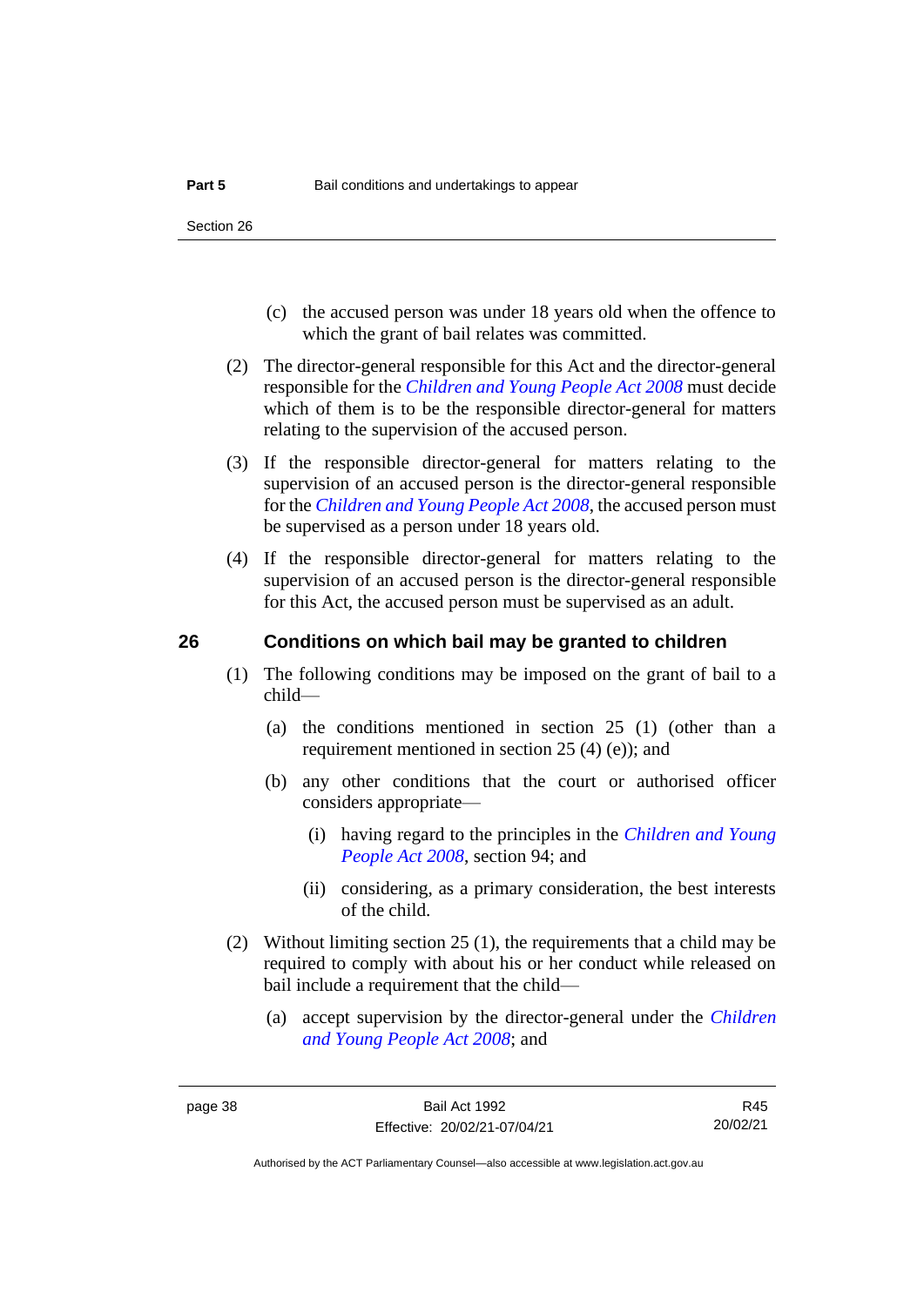(c) the accused person was under 18 years old when the offence to which the grant of bail relates was committed.

(2) The director-general responsible for this Act and the director-general responsible for the *Children and Young People Act 2008* must decide which of them is to be the responsible director-general for matters relating to the supervision of the accused person.

(3) If the responsible director-general for matters relating to the supervision of an accused person is the director-general responsible for the *Children and Young People Act 2008*, the accused person must be supervised as a person under 18 years old.

(4) If the responsible director-general for matters relating to the supervision of an accused person is the director-general responsible for this Act, the accused person must be supervised as an adult.

### 26 Conditions on which bail may be granted to children

(1) The following conditions may be imposed on the grant of bail to a child—

(a) the conditions mentioned in section 25 (1) (other than a requirement mentioned in section 25 (4) (e)); and

(b) any other conditions that the court or authorised officer considers appropriate—

(i) having regard to the principles in the *Children and Young People Act 2008*, section 94; and

(ii) considering, as a primary consideration, the best interests of the child.

(2) Without limiting section 25 (1), the requirements that a child may be required to comply with about his or her conduct while released on bail include a requirement that the child—

(a) accept supervision by the director-general under the *Children and Young People Act 2008*; and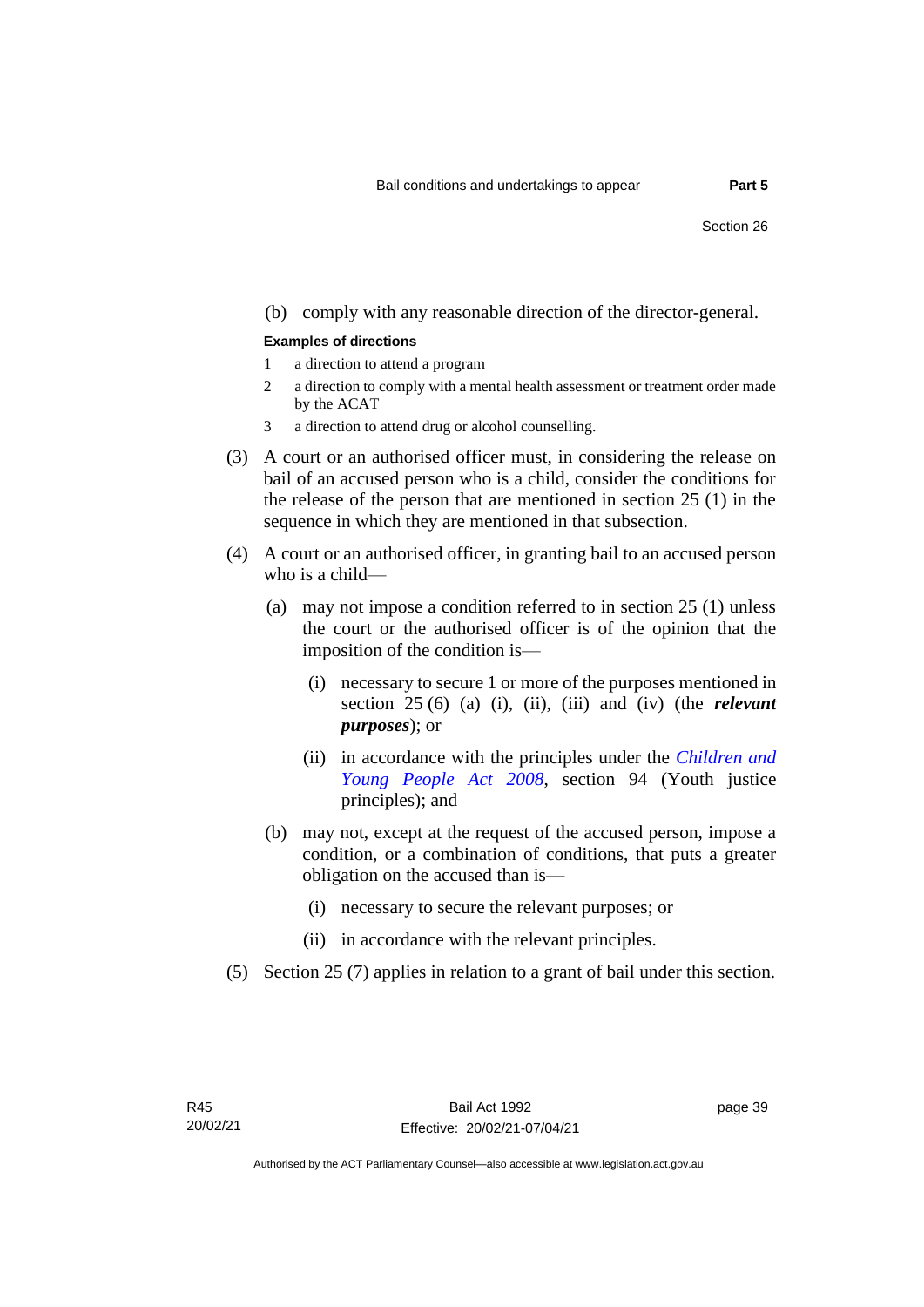(b) comply with any reasonable direction of the director-general.

**Examples of directions**

1 a direction to attend a program

2 a direction to comply with a mental health assessment or treatment order made by the ACAT

3 a direction to attend drug or alcohol counselling.

(3) A court or an authorised officer must, in considering the release on bail of an accused person who is a child, consider the conditions for the release of the person that are mentioned in section 25 (1) in the sequence in which they are mentioned in that subsection.

(4) A court or an authorised officer, in granting bail to an accused person who is a child—

(a) may not impose a condition referred to in section 25 (1) unless the court or the authorised officer is of the opinion that the imposition of the condition is—

(i) necessary to secure 1 or more of the purposes mentioned in section 25 (6) (a) (i), (ii), (iii) and (iv) (the ***relevant purposes***); or

(ii) in accordance with the principles under the *Children and Young People Act 2008*, section 94 (Youth justice principles); and

(b) may not, except at the request of the accused person, impose a condition, or a combination of conditions, that puts a greater obligation on the accused than is—

(i) necessary to secure the relevant purposes; or

(ii) in accordance with the relevant principles.

(5) Section 25 (7) applies in relation to a grant of bail under this section.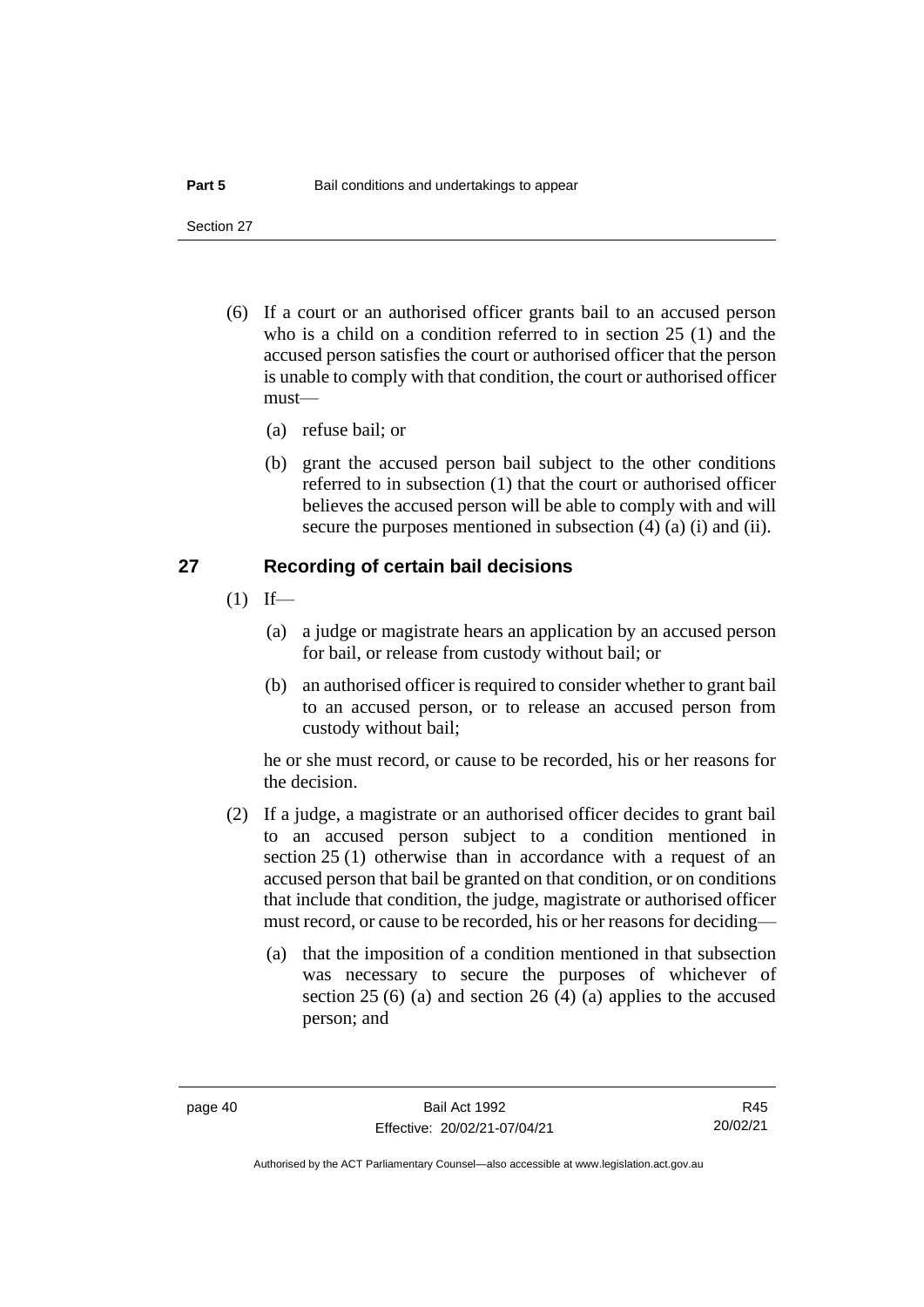(6) If a court or an authorised officer grants bail to an accused person who is a child on a condition referred to in section 25 (1) and the accused person satisfies the court or authorised officer that the person is unable to comply with that condition, the court or authorised officer must—

(a) refuse bail; or

(b) grant the accused person bail subject to the other conditions referred to in subsection (1) that the court or authorised officer believes the accused person will be able to comply with and will secure the purposes mentioned in subsection (4) (a) (i) and (ii).

## 27 Recording of certain bail decisions

(1) If—

(a) a judge or magistrate hears an application by an accused person for bail, or release from custody without bail; or

(b) an authorised officer is required to consider whether to grant bail to an accused person, or to release an accused person from custody without bail;

he or she must record, or cause to be recorded, his or her reasons for the decision.

(2) If a judge, a magistrate or an authorised officer decides to grant bail to an accused person subject to a condition mentioned in section 25 (1) otherwise than in accordance with a request of an accused person that bail be granted on that condition, or on conditions that include that condition, the judge, magistrate or authorised officer must record, or cause to be recorded, his or her reasons for deciding—

(a) that the imposition of a condition mentioned in that subsection was necessary to secure the purposes of whichever of section 25 (6) (a) and section 26 (4) (a) applies to the accused person; and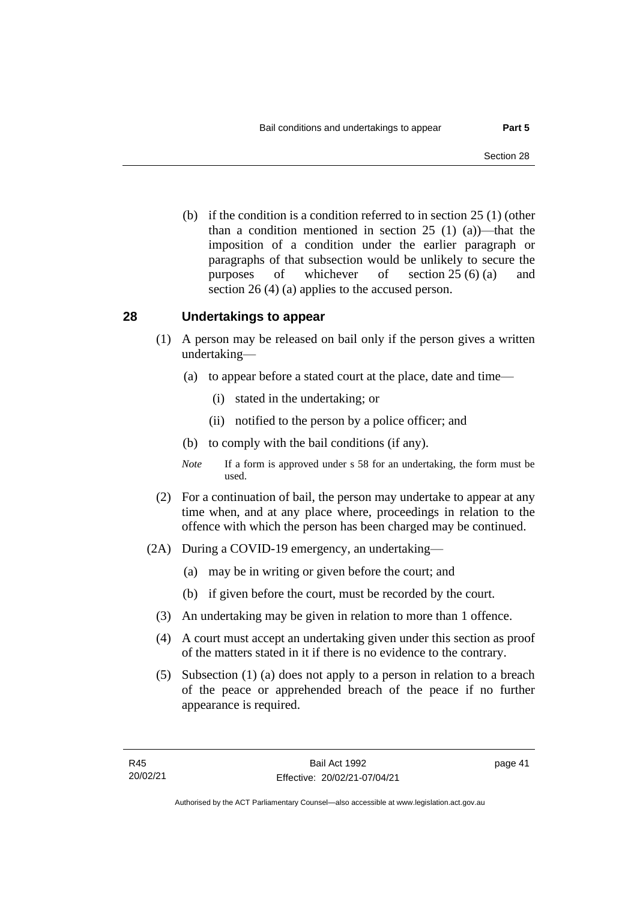(b) if the condition is a condition referred to in section 25 (1) (other than a condition mentioned in section 25 (1) (a))—that the imposition of a condition under the earlier paragraph or paragraphs of that subsection would be unlikely to secure the purposes of whichever of section 25 (6) (a) and section 26 (4) (a) applies to the accused person.

## 28 Undertakings to appear

(1) A person may be released on bail only if the person gives a written undertaking—

(a) to appear before a stated court at the place, date and time—

(i) stated in the undertaking; or

(ii) notified to the person by a police officer; and

(b) to comply with the bail conditions (if any).

*Note* If a form is approved under s 58 for an undertaking, the form must be used.

(2) For a continuation of bail, the person may undertake to appear at any time when, and at any place where, proceedings in relation to the offence with which the person has been charged may be continued.

(2A) During a COVID-19 emergency, an undertaking—

(a) may be in writing or given before the court; and

(b) if given before the court, must be recorded by the court.

(3) An undertaking may be given in relation to more than 1 offence.

(4) A court must accept an undertaking given under this section as proof of the matters stated in it if there is no evidence to the contrary.

(5) Subsection (1) (a) does not apply to a person in relation to a breach of the peace or apprehended breach of the peace if no further appearance is required.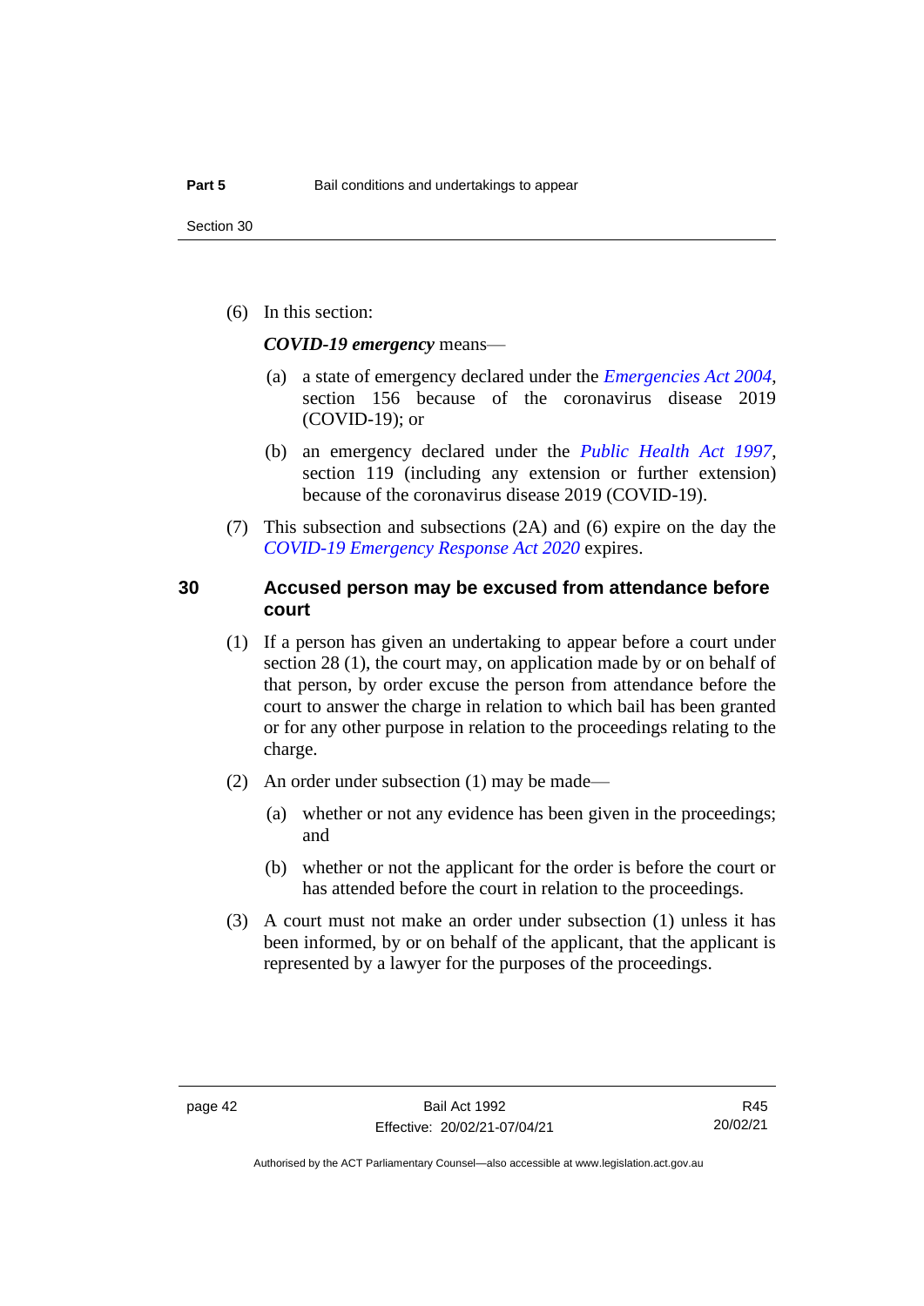(6) In this section:

***COVID-19 emergency*** means—

(a) a state of emergency declared under the *Emergencies Act 2004*, section 156 because of the coronavirus disease 2019 (COVID-19); or

(b) an emergency declared under the *Public Health Act 1997*, section 119 (including any extension or further extension) because of the coronavirus disease 2019 (COVID-19).

(7) This subsection and subsections (2A) and (6) expire on the day the *COVID-19 Emergency Response Act 2020* expires.

## 30 Accused person may be excused from attendance before court

(1) If a person has given an undertaking to appear before a court under section 28 (1), the court may, on application made by or on behalf of that person, by order excuse the person from attendance before the court to answer the charge in relation to which bail has been granted or for any other purpose in relation to the proceedings relating to the charge.

(2) An order under subsection (1) may be made—

(a) whether or not any evidence has been given in the proceedings; and

(b) whether or not the applicant for the order is before the court or has attended before the court in relation to the proceedings.

(3) A court must not make an order under subsection (1) unless it has been informed, by or on behalf of the applicant, that the applicant is represented by a lawyer for the purposes of the proceedings.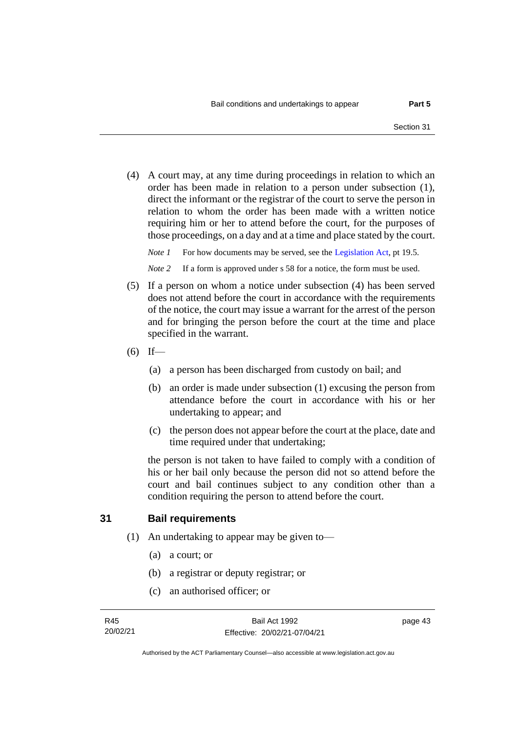(4) A court may, at any time during proceedings in relation to which an order has been made in relation to a person under subsection (1), direct the informant or the registrar of the court to serve the person in relation to whom the order has been made with a written notice requiring him or her to attend before the court, for the purposes of those proceedings, on a day and at a time and place stated by the court.

*Note 1* For how documents may be served, see the Legislation Act, pt 19.5.

*Note 2* If a form is approved under s 58 for a notice, the form must be used.

(5) If a person on whom a notice under subsection (4) has been served does not attend before the court in accordance with the requirements of the notice, the court may issue a warrant for the arrest of the person and for bringing the person before the court at the time and place specified in the warrant.

(6) If—

(a) a person has been discharged from custody on bail; and

(b) an order is made under subsection (1) excusing the person from attendance before the court in accordance with his or her undertaking to appear; and

(c) the person does not appear before the court at the place, date and time required under that undertaking;

the person is not taken to have failed to comply with a condition of his or her bail only because the person did not so attend before the court and bail continues subject to any condition other than a condition requiring the person to attend before the court.

## 31 Bail requirements

(1) An undertaking to appear may be given to—

(a) a court; or

(b) a registrar or deputy registrar; or

(c) an authorised officer; or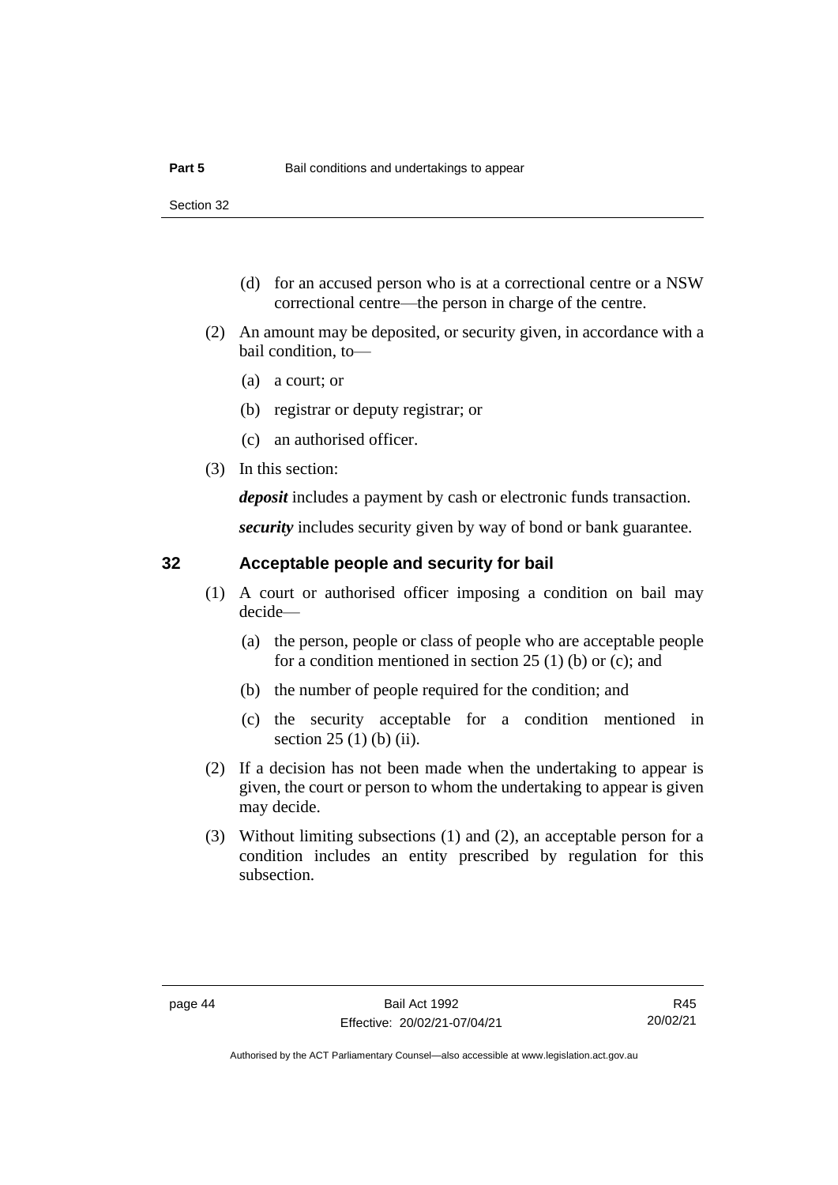(d) for an accused person who is at a correctional centre or a NSW correctional centre—the person in charge of the centre.

(2) An amount may be deposited, or security given, in accordance with a bail condition, to—

(a) a court; or

(b) registrar or deputy registrar; or

(c) an authorised officer.

(3) In this section:

***deposit*** includes a payment by cash or electronic funds transaction.

***security*** includes security given by way of bond or bank guarantee.

## 32 Acceptable people and security for bail

(1) A court or authorised officer imposing a condition on bail may decide—

(a) the person, people or class of people who are acceptable people for a condition mentioned in section 25 (1) (b) or (c); and

(b) the number of people required for the condition; and

(c) the security acceptable for a condition mentioned in section 25 (1) (b) (ii).

(2) If a decision has not been made when the undertaking to appear is given, the court or person to whom the undertaking to appear is given may decide.

(3) Without limiting subsections (1) and (2), an acceptable person for a condition includes an entity prescribed by regulation for this subsection.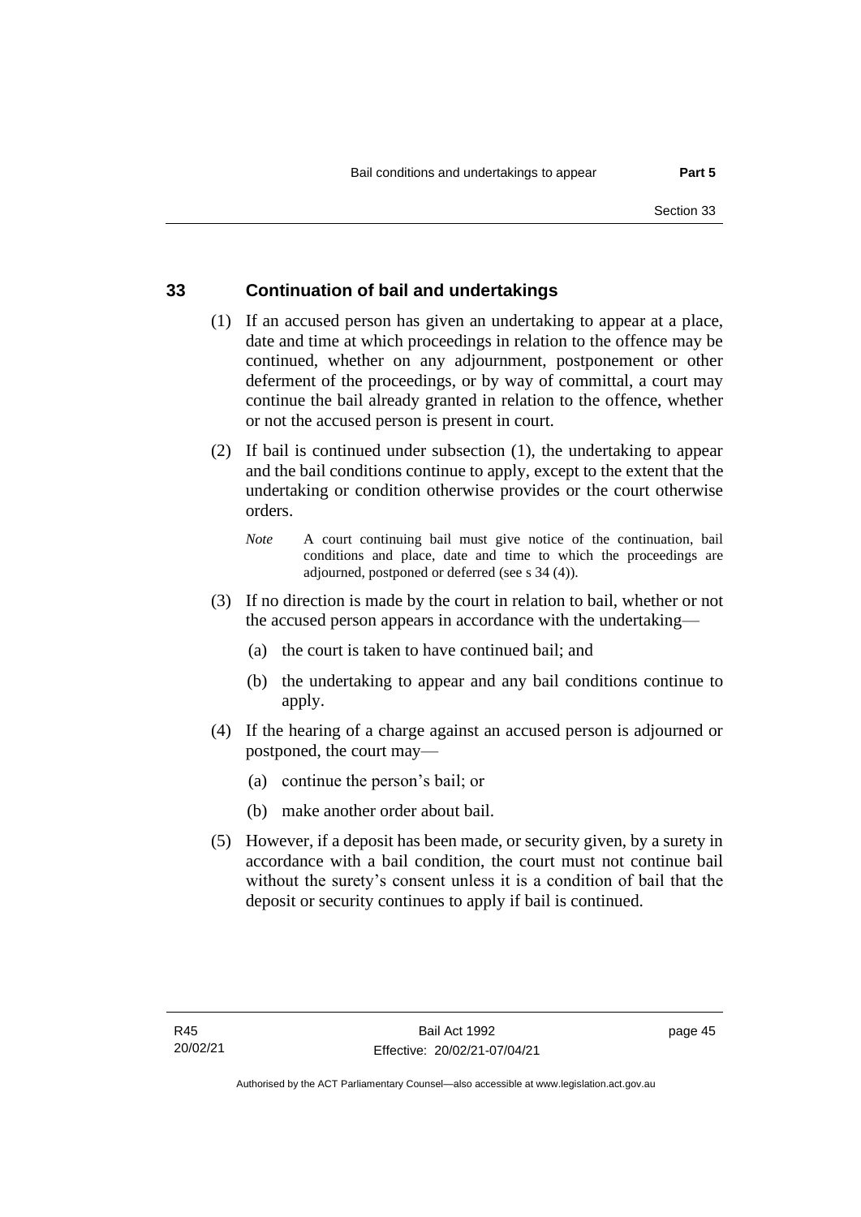## 33 Continuation of bail and undertakings

(1) If an accused person has given an undertaking to appear at a place, date and time at which proceedings in relation to the offence may be continued, whether on any adjournment, postponement or other deferment of the proceedings, or by way of committal, a court may continue the bail already granted in relation to the offence, whether or not the accused person is present in court.

(2) If bail is continued under subsection (1), the undertaking to appear and the bail conditions continue to apply, except to the extent that the undertaking or condition otherwise provides or the court otherwise orders.

*Note* A court continuing bail must give notice of the continuation, bail conditions and place, date and time to which the proceedings are adjourned, postponed or deferred (see s 34 (4)).

(3) If no direction is made by the court in relation to bail, whether or not the accused person appears in accordance with the undertaking—

(a) the court is taken to have continued bail; and

(b) the undertaking to appear and any bail conditions continue to apply.

(4) If the hearing of a charge against an accused person is adjourned or postponed, the court may—

(a) continue the person's bail; or

(b) make another order about bail.

(5) However, if a deposit has been made, or security given, by a surety in accordance with a bail condition, the court must not continue bail without the surety's consent unless it is a condition of bail that the deposit or security continues to apply if bail is continued.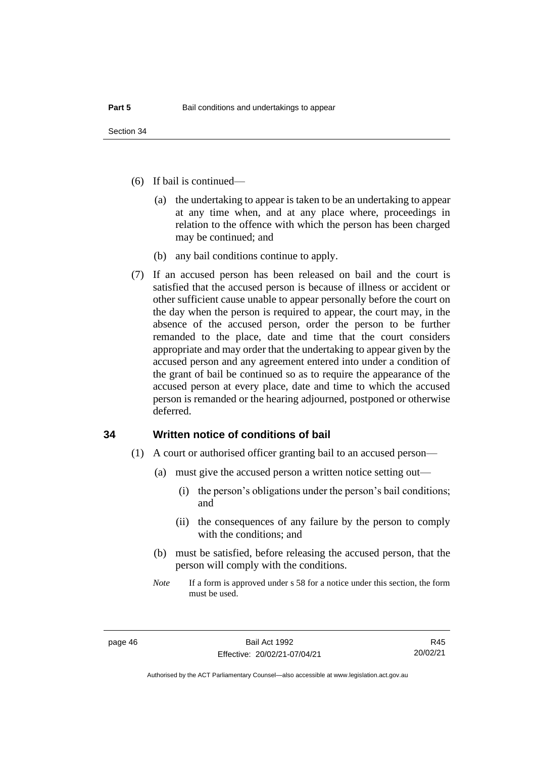(6) If bail is continued—

(a) the undertaking to appear is taken to be an undertaking to appear at any time when, and at any place where, proceedings in relation to the offence with which the person has been charged may be continued; and

(b) any bail conditions continue to apply.

(7) If an accused person has been released on bail and the court is satisfied that the accused person is because of illness or accident or other sufficient cause unable to appear personally before the court on the day when the person is required to appear, the court may, in the absence of the accused person, order the person to be further remanded to the place, date and time that the court considers appropriate and may order that the undertaking to appear given by the accused person and any agreement entered into under a condition of the grant of bail be continued so as to require the appearance of the accused person at every place, date and time to which the accused person is remanded or the hearing adjourned, postponed or otherwise deferred.

## 34 Written notice of conditions of bail

(1) A court or authorised officer granting bail to an accused person—

(a) must give the accused person a written notice setting out—

(i) the person's obligations under the person's bail conditions; and

(ii) the consequences of any failure by the person to comply with the conditions; and

(b) must be satisfied, before releasing the accused person, that the person will comply with the conditions.

*Note* If a form is approved under s 58 for a notice under this section, the form must be used.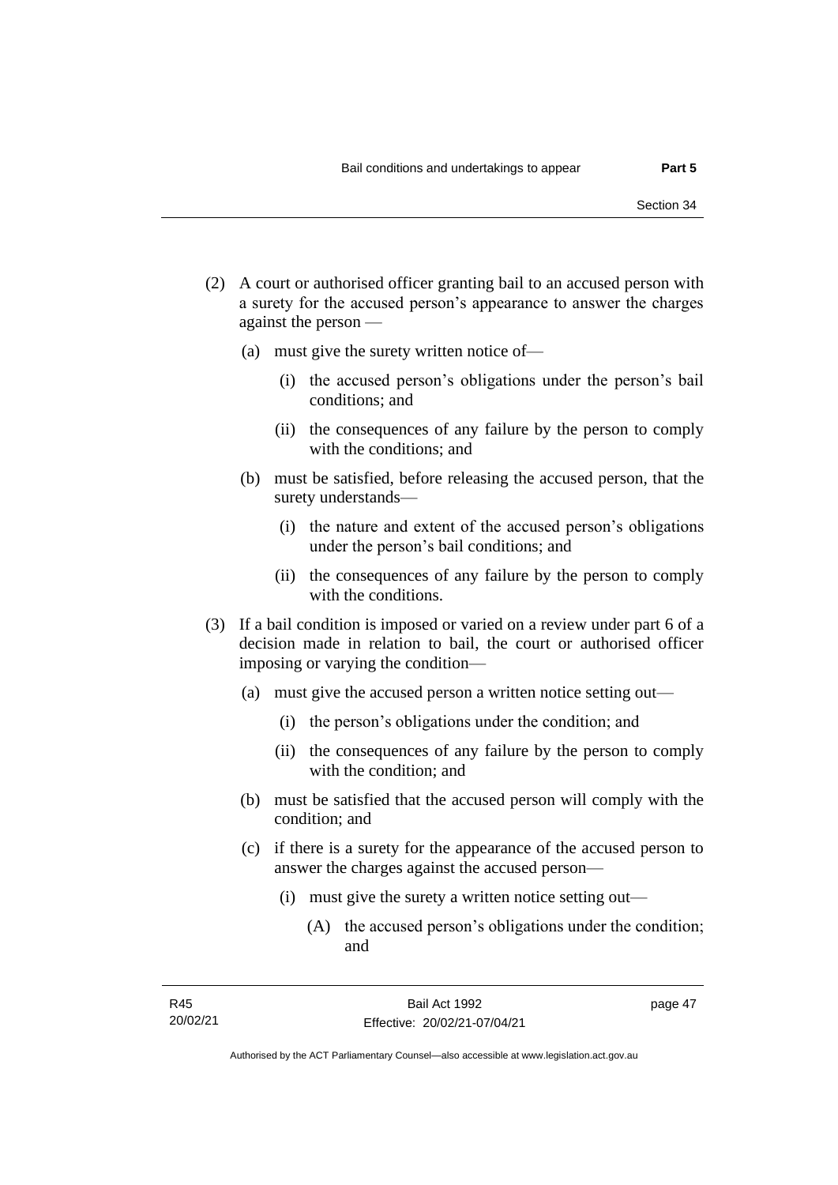(2) A court or authorised officer granting bail to an accused person with a surety for the accused person's appearance to answer the charges against the person —

   (a) must give the surety written notice of—

      (i) the accused person's obligations under the person's bail conditions; and

      (ii) the consequences of any failure by the person to comply with the conditions; and

   (b) must be satisfied, before releasing the accused person, that the surety understands—

      (i) the nature and extent of the accused person's obligations under the person's bail conditions; and

      (ii) the consequences of any failure by the person to comply with the conditions.

(3) If a bail condition is imposed or varied on a review under part 6 of a decision made in relation to bail, the court or authorised officer imposing or varying the condition—

   (a) must give the accused person a written notice setting out—

      (i) the person's obligations under the condition; and

      (ii) the consequences of any failure by the person to comply with the condition; and

   (b) must be satisfied that the accused person will comply with the condition; and

   (c) if there is a surety for the appearance of the accused person to answer the charges against the accused person—

      (i) must give the surety a written notice setting out—

         (A) the accused person's obligations under the condition; and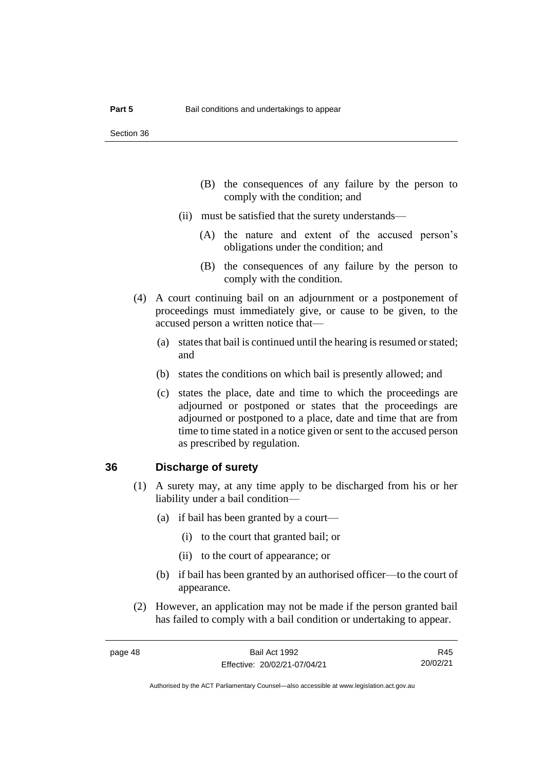(B) the consequences of any failure by the person to comply with the condition; and

(ii) must be satisfied that the surety understands—

(A) the nature and extent of the accused person's obligations under the condition; and

(B) the consequences of any failure by the person to comply with the condition.

(4) A court continuing bail on an adjournment or a postponement of proceedings must immediately give, or cause to be given, to the accused person a written notice that—

(a) states that bail is continued until the hearing is resumed or stated; and

(b) states the conditions on which bail is presently allowed; and

(c) states the place, date and time to which the proceedings are adjourned or postponed or states that the proceedings are adjourned or postponed to a place, date and time that are from time to time stated in a notice given or sent to the accused person as prescribed by regulation.

## 36 Discharge of surety

(1) A surety may, at any time apply to be discharged from his or her liability under a bail condition—

(a) if bail has been granted by a court—

(i) to the court that granted bail; or

(ii) to the court of appearance; or

(b) if bail has been granted by an authorised officer—to the court of appearance.

(2) However, an application may not be made if the person granted bail has failed to comply with a bail condition or undertaking to appear.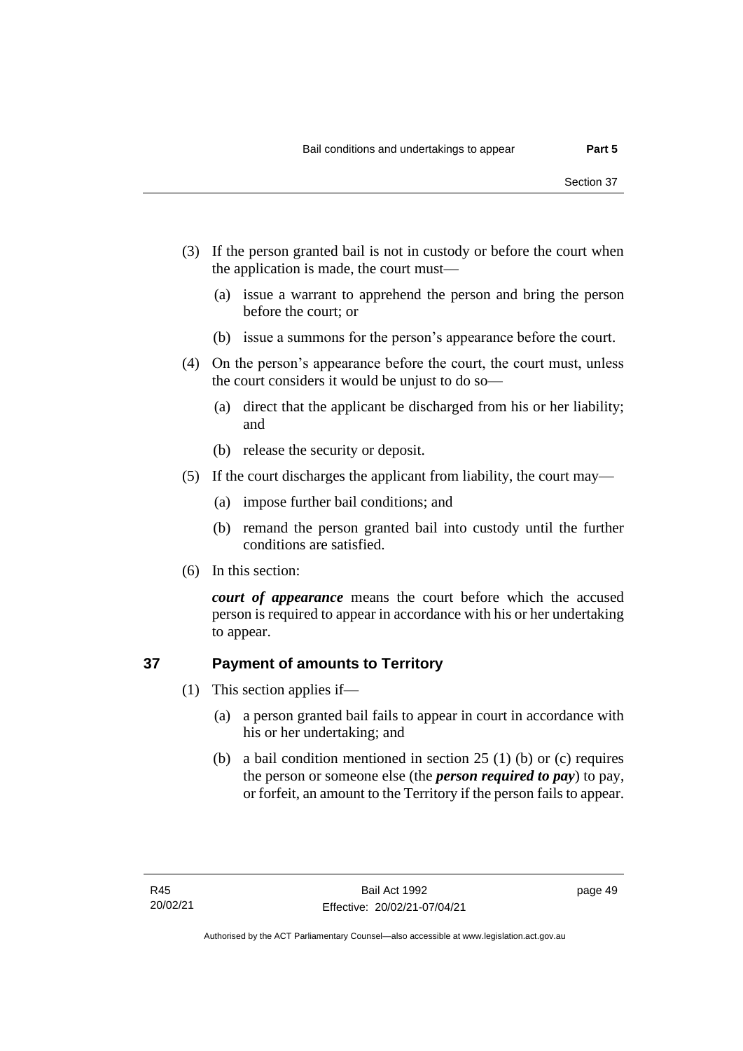(3) If the person granted bail is not in custody or before the court when the application is made, the court must—

  (a) issue a warrant to apprehend the person and bring the person before the court; or

  (b) issue a summons for the person's appearance before the court.

(4) On the person's appearance before the court, the court must, unless the court considers it would be unjust to do so—

  (a) direct that the applicant be discharged from his or her liability; and

  (b) release the security or deposit.

(5) If the court discharges the applicant from liability, the court may—

  (a) impose further bail conditions; and

  (b) remand the person granted bail into custody until the further conditions are satisfied.

(6) In this section:

***court of appearance*** means the court before which the accused person is required to appear in accordance with his or her undertaking to appear.

## 37 Payment of amounts to Territory

(1) This section applies if—

  (a) a person granted bail fails to appear in court in accordance with his or her undertaking; and

  (b) a bail condition mentioned in section 25 (1) (b) or (c) requires the person or someone else (the ***person required to pay***) to pay, or forfeit, an amount to the Territory if the person fails to appear.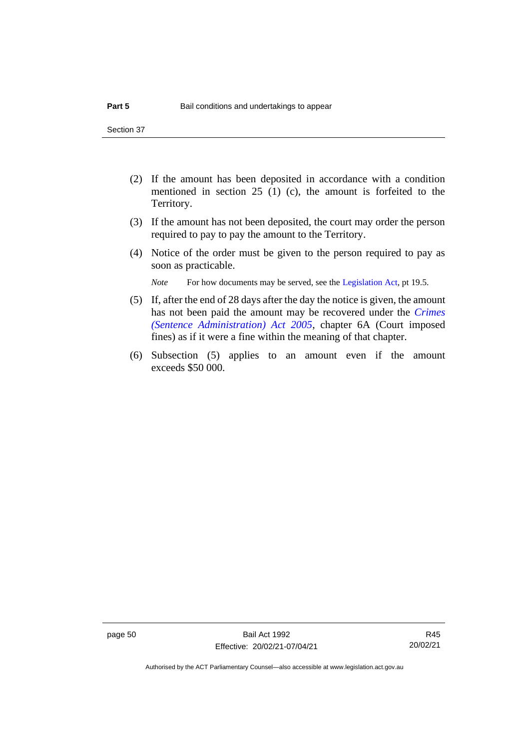(2) If the amount has been deposited in accordance with a condition mentioned in section 25 (1) (c), the amount is forfeited to the Territory.

(3) If the amount has not been deposited, the court may order the person required to pay to pay the amount to the Territory.

(4) Notice of the order must be given to the person required to pay as soon as practicable.

*Note* For how documents may be served, see the Legislation Act, pt 19.5.

(5) If, after the end of 28 days after the day the notice is given, the amount has not been paid the amount may be recovered under the *Crimes (Sentence Administration) Act 2005*, chapter 6A (Court imposed fines) as if it were a fine within the meaning of that chapter.

(6) Subsection (5) applies to an amount even if the amount exceeds $50 000.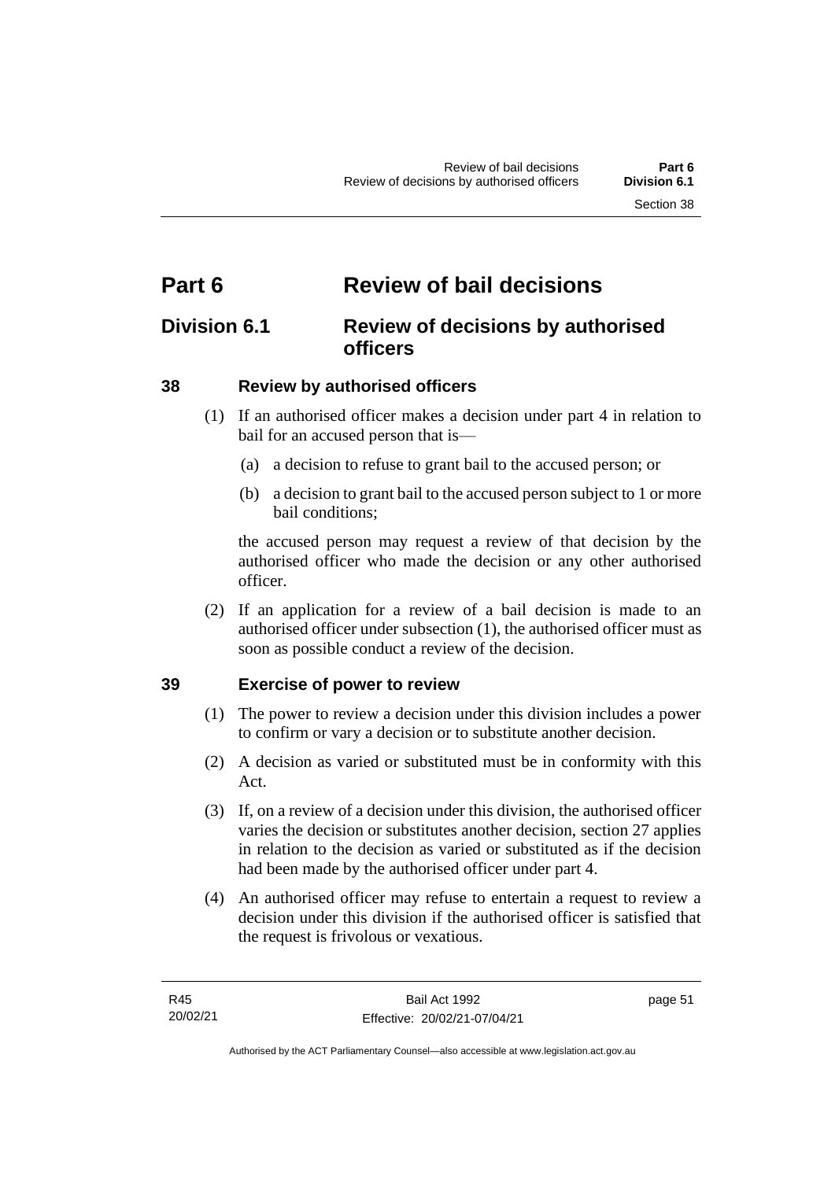# Part 6 Review of bail decisions

## Division 6.1 Review of decisions by authorised officers

### 38 Review by authorised officers

(1) If an authorised officer makes a decision under part 4 in relation to bail for an accused person that is—

(a) a decision to refuse to grant bail to the accused person; or

(b) a decision to grant bail to the accused person subject to 1 or more bail conditions;

the accused person may request a review of that decision by the authorised officer who made the decision or any other authorised officer.

(2) If an application for a review of a bail decision is made to an authorised officer under subsection (1), the authorised officer must as soon as possible conduct a review of the decision.

### 39 Exercise of power to review

(1) The power to review a decision under this division includes a power to confirm or vary a decision or to substitute another decision.

(2) A decision as varied or substituted must be in conformity with this Act.

(3) If, on a review of a decision under this division, the authorised officer varies the decision or substitutes another decision, section 27 applies in relation to the decision as varied or substituted as if the decision had been made by the authorised officer under part 4.

(4) An authorised officer may refuse to entertain a request to review a decision under this division if the authorised officer is satisfied that the request is frivolous or vexatious.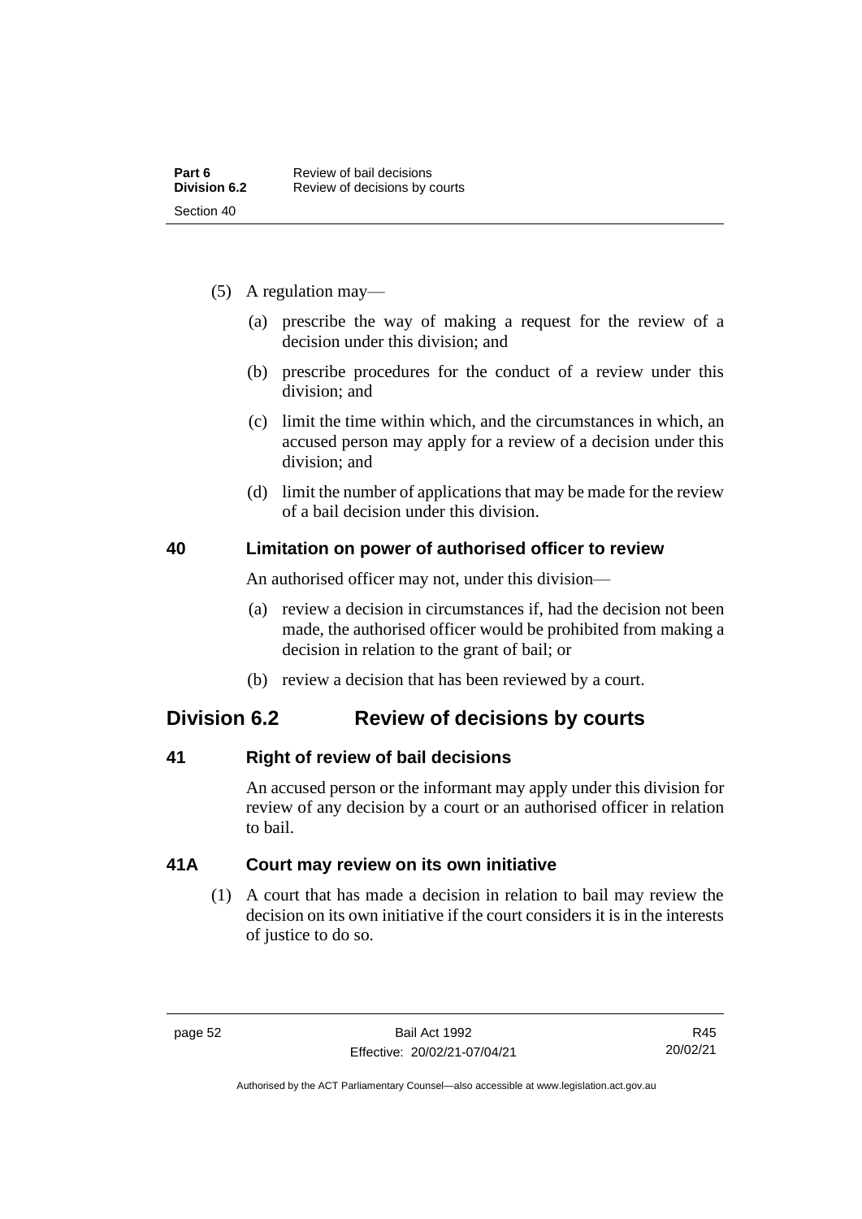(5) A regulation may—

(a) prescribe the way of making a request for the review of a decision under this division; and

(b) prescribe procedures for the conduct of a review under this division; and

(c) limit the time within which, and the circumstances in which, an accused person may apply for a review of a decision under this division; and

(d) limit the number of applications that may be made for the review of a bail decision under this division.

### 40 Limitation on power of authorised officer to review

An authorised officer may not, under this division—

(a) review a decision in circumstances if, had the decision not been made, the authorised officer would be prohibited from making a decision in relation to the grant of bail; or

(b) review a decision that has been reviewed by a court.

## Division 6.2 Review of decisions by courts

### 41 Right of review of bail decisions

An accused person or the informant may apply under this division for review of any decision by a court or an authorised officer in relation to bail.

### 41A Court may review on its own initiative

(1) A court that has made a decision in relation to bail may review the decision on its own initiative if the court considers it is in the interests of justice to do so.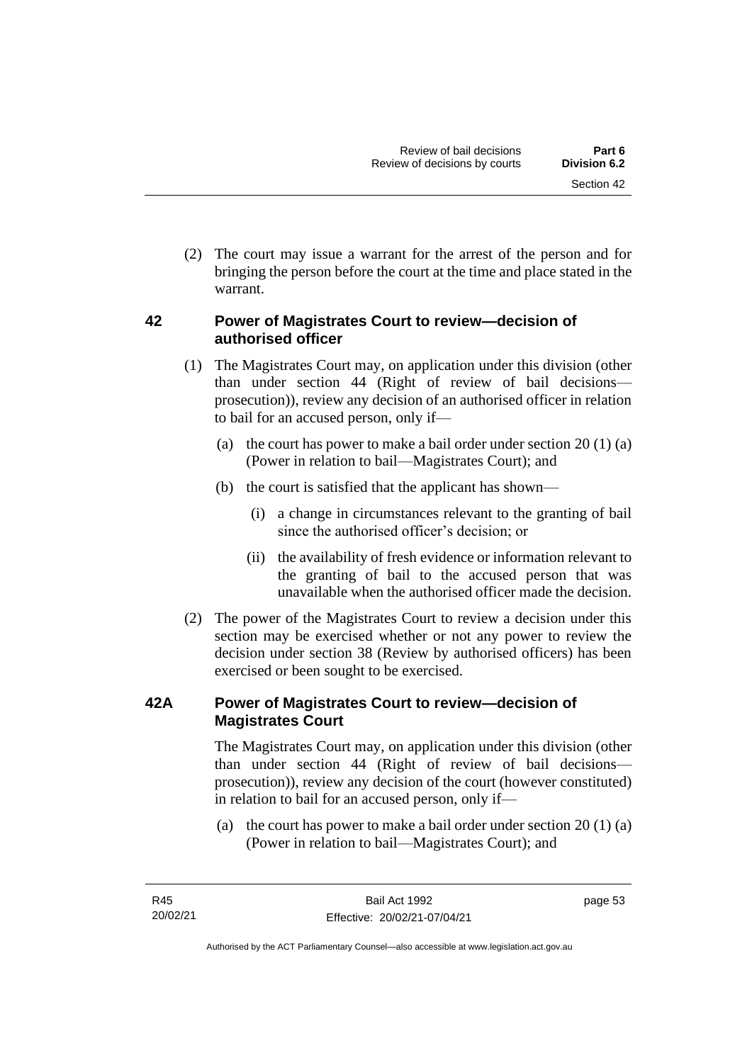(2) The court may issue a warrant for the arrest of the person and for bringing the person before the court at the time and place stated in the warrant.

### 42 Power of Magistrates Court to review—decision of authorised officer

(1) The Magistrates Court may, on application under this division (other than under section 44 (Right of review of bail decisions—prosecution)), review any decision of an authorised officer in relation to bail for an accused person, only if—

(a) the court has power to make a bail order under section 20 (1) (a) (Power in relation to bail—Magistrates Court); and

(b) the court is satisfied that the applicant has shown—

(i) a change in circumstances relevant to the granting of bail since the authorised officer's decision; or

(ii) the availability of fresh evidence or information relevant to the granting of bail to the accused person that was unavailable when the authorised officer made the decision.

(2) The power of the Magistrates Court to review a decision under this section may be exercised whether or not any power to review the decision under section 38 (Review by authorised officers) has been exercised or been sought to be exercised.

### 42A Power of Magistrates Court to review—decision of Magistrates Court

The Magistrates Court may, on application under this division (other than under section 44 (Right of review of bail decisions—prosecution)), review any decision of the court (however constituted) in relation to bail for an accused person, only if—

(a) the court has power to make a bail order under section 20 (1) (a) (Power in relation to bail—Magistrates Court); and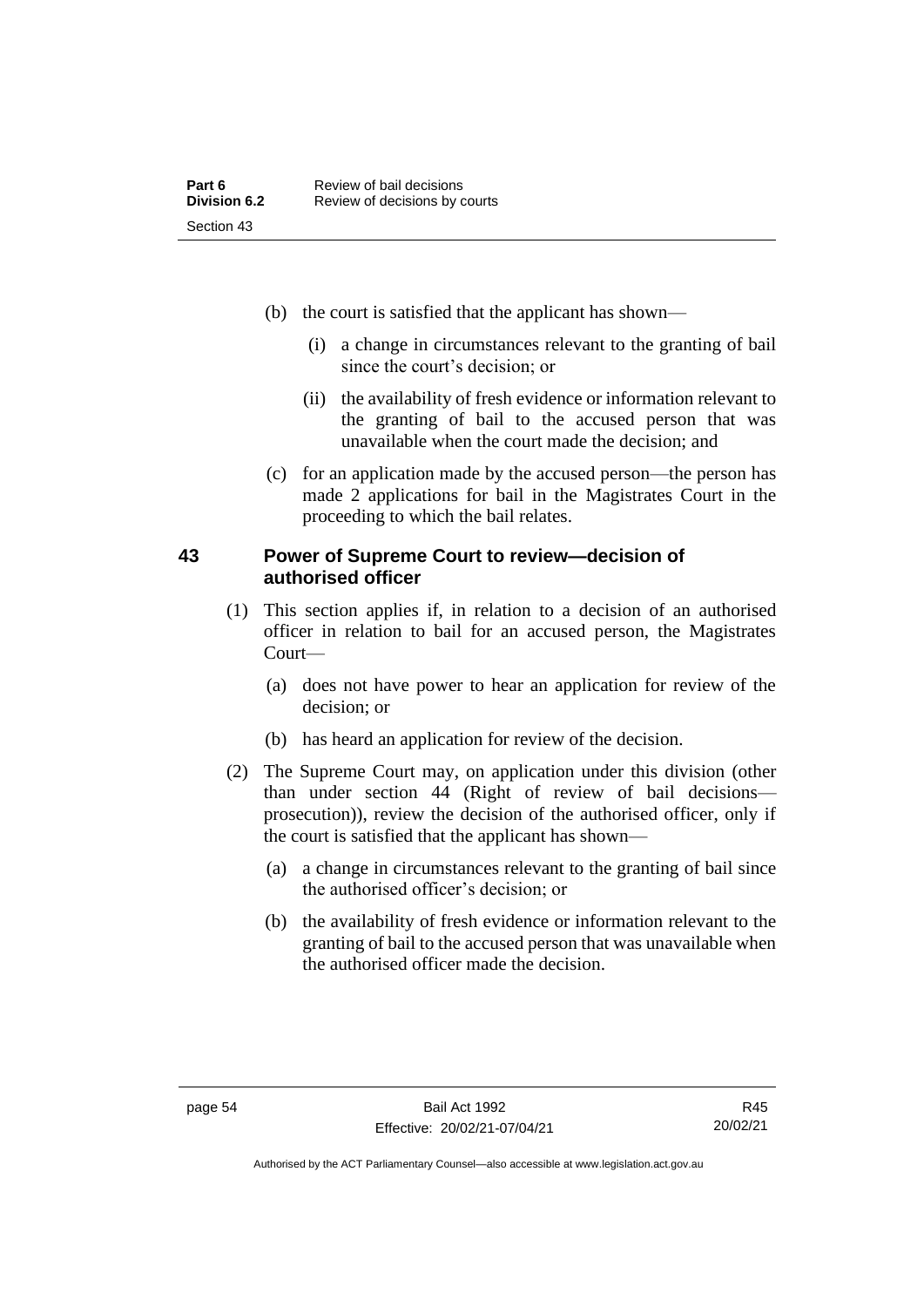(b) the court is satisfied that the applicant has shown—

(i) a change in circumstances relevant to the granting of bail since the court's decision; or

(ii) the availability of fresh evidence or information relevant to the granting of bail to the accused person that was unavailable when the court made the decision; and

(c) for an application made by the accused person—the person has made 2 applications for bail in the Magistrates Court in the proceeding to which the bail relates.

### 43 Power of Supreme Court to review—decision of authorised officer

(1) This section applies if, in relation to a decision of an authorised officer in relation to bail for an accused person, the Magistrates Court—

(a) does not have power to hear an application for review of the decision; or

(b) has heard an application for review of the decision.

(2) The Supreme Court may, on application under this division (other than under section 44 (Right of review of bail decisions—prosecution)), review the decision of the authorised officer, only if the court is satisfied that the applicant has shown—

(a) a change in circumstances relevant to the granting of bail since the authorised officer's decision; or

(b) the availability of fresh evidence or information relevant to the granting of bail to the accused person that was unavailable when the authorised officer made the decision.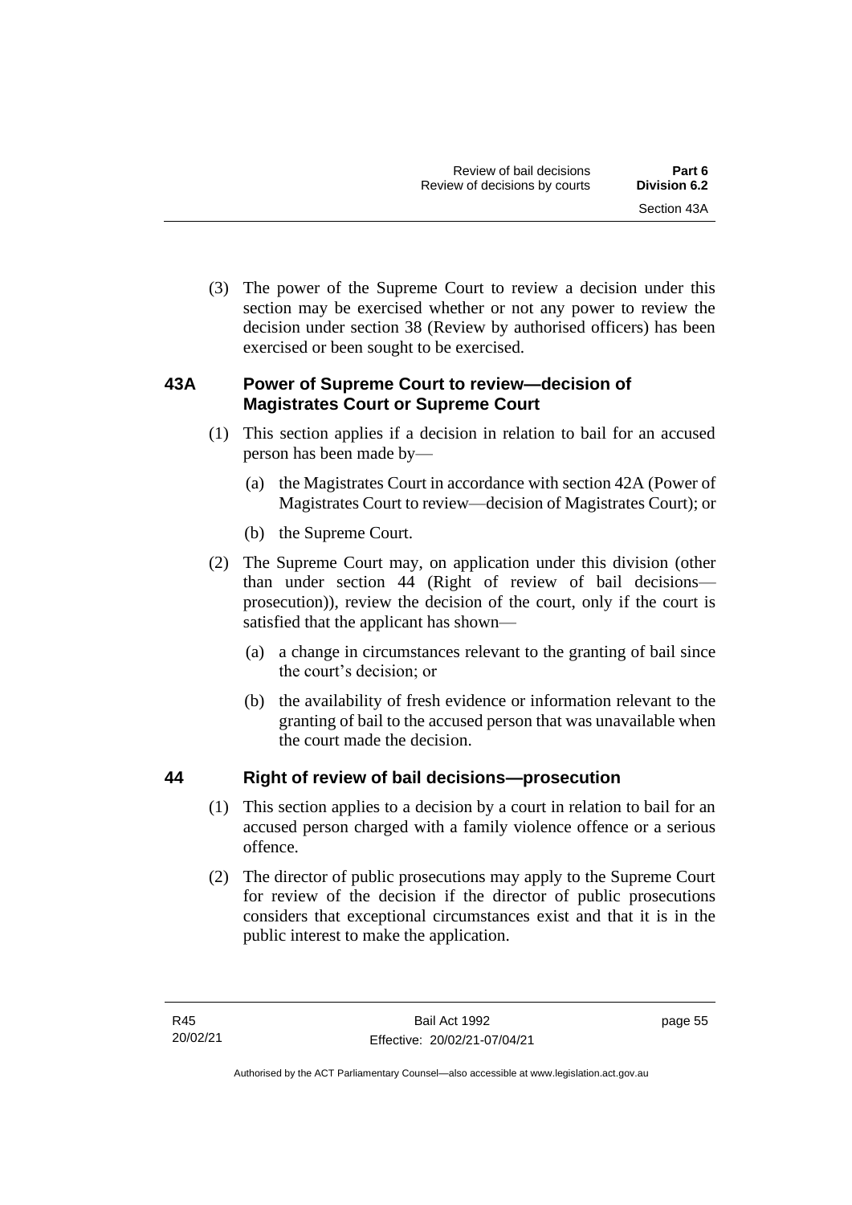(3) The power of the Supreme Court to review a decision under this section may be exercised whether or not any power to review the decision under section 38 (Review by authorised officers) has been exercised or been sought to be exercised.

## 43A Power of Supreme Court to review—decision of Magistrates Court or Supreme Court

(1) This section applies if a decision in relation to bail for an accused person has been made by—

(a) the Magistrates Court in accordance with section 42A (Power of Magistrates Court to review—decision of Magistrates Court); or

(b) the Supreme Court.

(2) The Supreme Court may, on application under this division (other than under section 44 (Right of review of bail decisions—prosecution)), review the decision of the court, only if the court is satisfied that the applicant has shown—

(a) a change in circumstances relevant to the granting of bail since the court's decision; or

(b) the availability of fresh evidence or information relevant to the granting of bail to the accused person that was unavailable when the court made the decision.

## 44 Right of review of bail decisions—prosecution

(1) This section applies to a decision by a court in relation to bail for an accused person charged with a family violence offence or a serious offence.

(2) The director of public prosecutions may apply to the Supreme Court for review of the decision if the director of public prosecutions considers that exceptional circumstances exist and that it is in the public interest to make the application.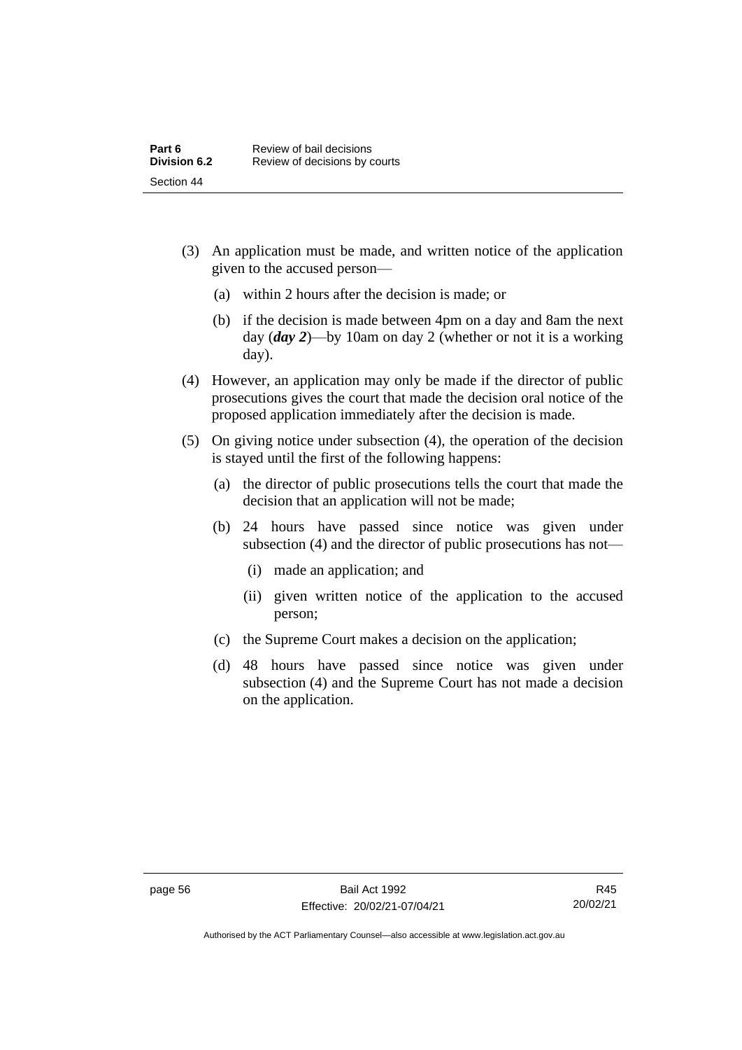(3) An application must be made, and written notice of the application given to the accused person—

  (a) within 2 hours after the decision is made; or

  (b) if the decision is made between 4pm on a day and 8am the next day (***day 2***)—by 10am on day 2 (whether or not it is a working day).

(4) However, an application may only be made if the director of public prosecutions gives the court that made the decision oral notice of the proposed application immediately after the decision is made.

(5) On giving notice under subsection (4), the operation of the decision is stayed until the first of the following happens:

  (a) the director of public prosecutions tells the court that made the decision that an application will not be made;

  (b) 24 hours have passed since notice was given under subsection (4) and the director of public prosecutions has not—

    (i) made an application; and

    (ii) given written notice of the application to the accused person;

  (c) the Supreme Court makes a decision on the application;

  (d) 48 hours have passed since notice was given under subsection (4) and the Supreme Court has not made a decision on the application.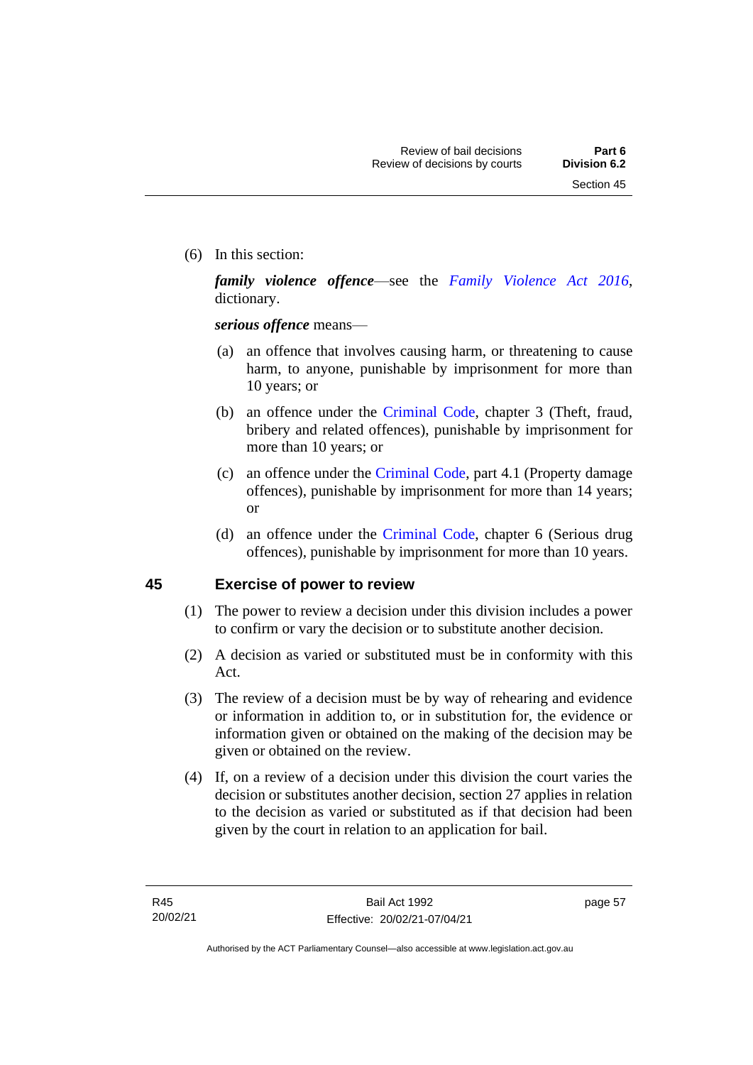(6) In this section:

***family violence offence***—see the *Family Violence Act 2016*, dictionary.

***serious offence*** means—

(a) an offence that involves causing harm, or threatening to cause harm, to anyone, punishable by imprisonment for more than 10 years; or

(b) an offence under the Criminal Code, chapter 3 (Theft, fraud, bribery and related offences), punishable by imprisonment for more than 10 years; or

(c) an offence under the Criminal Code, part 4.1 (Property damage offences), punishable by imprisonment for more than 14 years; or

(d) an offence under the Criminal Code, chapter 6 (Serious drug offences), punishable by imprisonment for more than 10 years.

## 45 Exercise of power to review

(1) The power to review a decision under this division includes a power to confirm or vary the decision or to substitute another decision.

(2) A decision as varied or substituted must be in conformity with this Act.

(3) The review of a decision must be by way of rehearing and evidence or information in addition to, or in substitution for, the evidence or information given or obtained on the making of the decision may be given or obtained on the review.

(4) If, on a review of a decision under this division the court varies the decision or substitutes another decision, section 27 applies in relation to the decision as varied or substituted as if that decision had been given by the court in relation to an application for bail.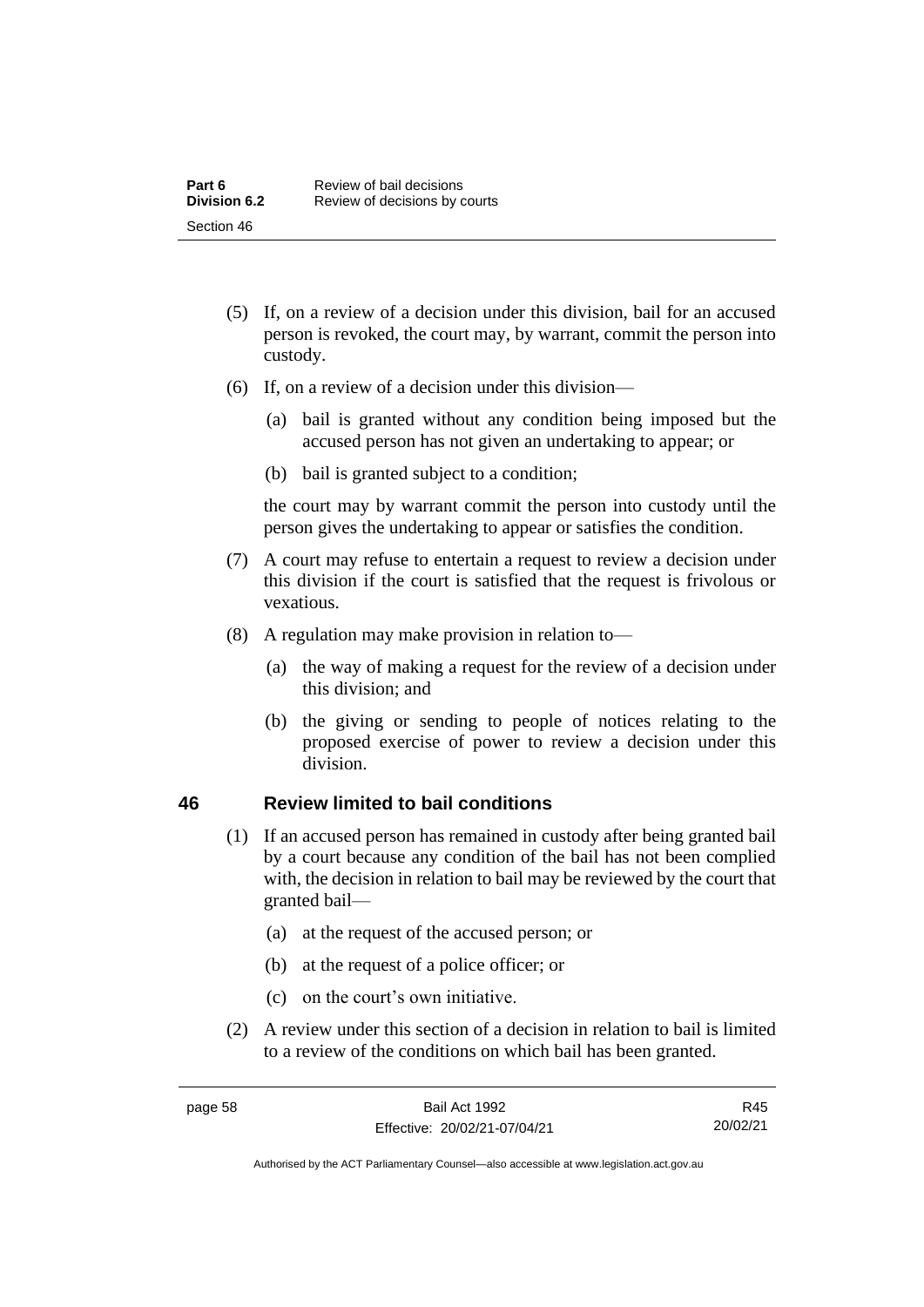(5) If, on a review of a decision under this division, bail for an accused person is revoked, the court may, by warrant, commit the person into custody.

(6) If, on a review of a decision under this division—

  (a) bail is granted without any condition being imposed but the accused person has not given an undertaking to appear; or

  (b) bail is granted subject to a condition;

the court may by warrant commit the person into custody until the person gives the undertaking to appear or satisfies the condition.

(7) A court may refuse to entertain a request to review a decision under this division if the court is satisfied that the request is frivolous or vexatious.

(8) A regulation may make provision in relation to—

  (a) the way of making a request for the review of a decision under this division; and

  (b) the giving or sending to people of notices relating to the proposed exercise of power to review a decision under this division.

## 46 Review limited to bail conditions

(1) If an accused person has remained in custody after being granted bail by a court because any condition of the bail has not been complied with, the decision in relation to bail may be reviewed by the court that granted bail—

  (a) at the request of the accused person; or

  (b) at the request of a police officer; or

  (c) on the court's own initiative.

(2) A review under this section of a decision in relation to bail is limited to a review of the conditions on which bail has been granted.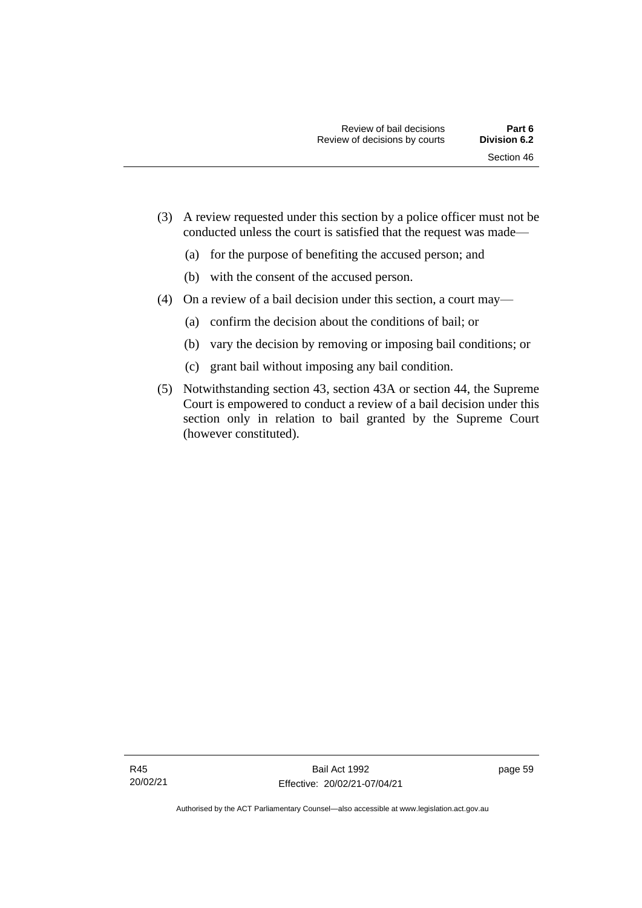(3) A review requested under this section by a police officer must not be conducted unless the court is satisfied that the request was made—

(a) for the purpose of benefiting the accused person; and

(b) with the consent of the accused person.

(4) On a review of a bail decision under this section, a court may—

(a) confirm the decision about the conditions of bail; or

(b) vary the decision by removing or imposing bail conditions; or

(c) grant bail without imposing any bail condition.

(5) Notwithstanding section 43, section 43A or section 44, the Supreme Court is empowered to conduct a review of a bail decision under this section only in relation to bail granted by the Supreme Court (however constituted).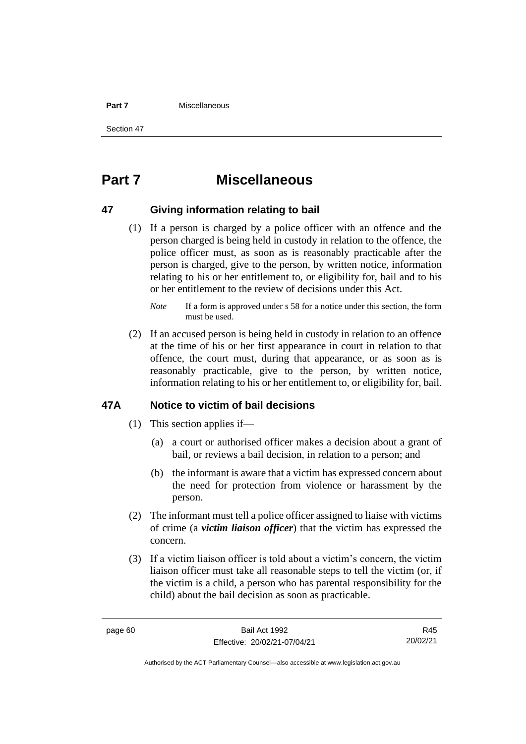# Part 7 Miscellaneous

## 47 Giving information relating to bail

(1) If a person is charged by a police officer with an offence and the person charged is being held in custody in relation to the offence, the police officer must, as soon as is reasonably practicable after the person is charged, give to the person, by written notice, information relating to his or her entitlement to, or eligibility for, bail and to his or her entitlement to the review of decisions under this Act.

*Note* If a form is approved under s 58 for a notice under this section, the form must be used.

(2) If an accused person is being held in custody in relation to an offence at the time of his or her first appearance in court in relation to that offence, the court must, during that appearance, or as soon as is reasonably practicable, give to the person, by written notice, information relating to his or her entitlement to, or eligibility for, bail.

## 47A Notice to victim of bail decisions

(1) This section applies if—

(a) a court or authorised officer makes a decision about a grant of bail, or reviews a bail decision, in relation to a person; and

(b) the informant is aware that a victim has expressed concern about the need for protection from violence or harassment by the person.

(2) The informant must tell a police officer assigned to liaise with victims of crime (a ***victim liaison officer***) that the victim has expressed the concern.

(3) If a victim liaison officer is told about a victim's concern, the victim liaison officer must take all reasonable steps to tell the victim (or, if the victim is a child, a person who has parental responsibility for the child) about the bail decision as soon as practicable.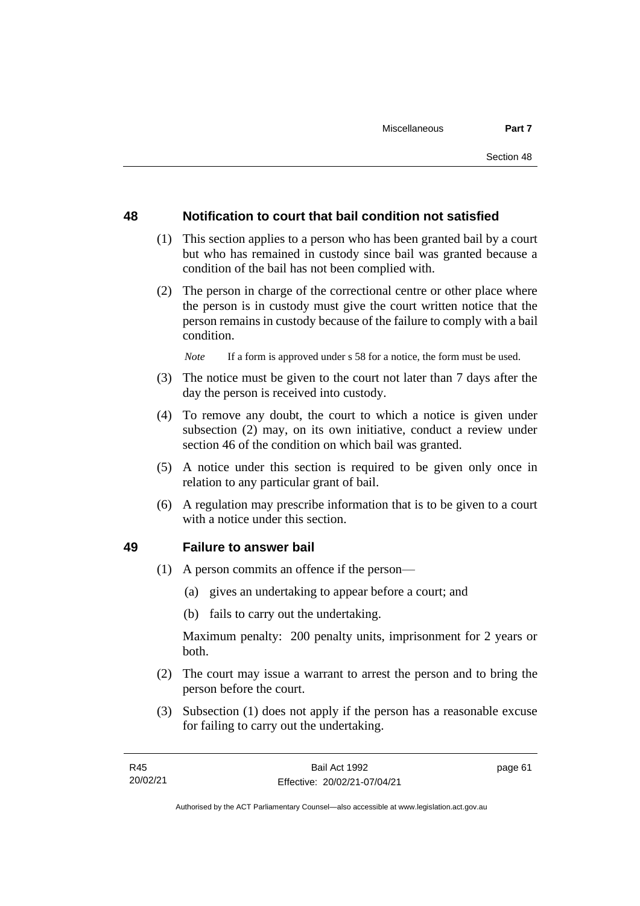## 48 Notification to court that bail condition not satisfied

(1) This section applies to a person who has been granted bail by a court but who has remained in custody since bail was granted because a condition of the bail has not been complied with.

(2) The person in charge of the correctional centre or other place where the person is in custody must give the court written notice that the person remains in custody because of the failure to comply with a bail condition.

*Note* If a form is approved under s 58 for a notice, the form must be used.

(3) The notice must be given to the court not later than 7 days after the day the person is received into custody.

(4) To remove any doubt, the court to which a notice is given under subsection (2) may, on its own initiative, conduct a review under section 46 of the condition on which bail was granted.

(5) A notice under this section is required to be given only once in relation to any particular grant of bail.

(6) A regulation may prescribe information that is to be given to a court with a notice under this section.

## 49 Failure to answer bail

(1) A person commits an offence if the person—

(a) gives an undertaking to appear before a court; and

(b) fails to carry out the undertaking.

Maximum penalty: 200 penalty units, imprisonment for 2 years or both.

(2) The court may issue a warrant to arrest the person and to bring the person before the court.

(3) Subsection (1) does not apply if the person has a reasonable excuse for failing to carry out the undertaking.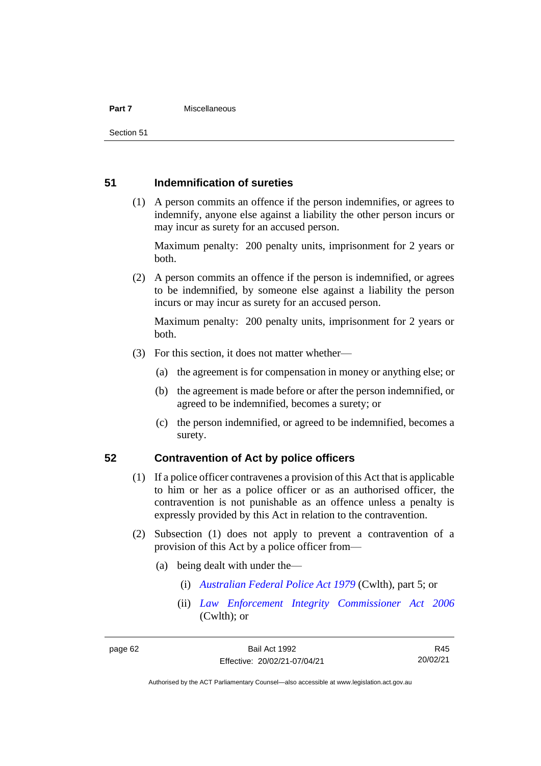## 51 Indemnification of sureties

(1) A person commits an offence if the person indemnifies, or agrees to indemnify, anyone else against a liability the other person incurs or may incur as surety for an accused person.

Maximum penalty: 200 penalty units, imprisonment for 2 years or both.

(2) A person commits an offence if the person is indemnified, or agrees to be indemnified, by someone else against a liability the person incurs or may incur as surety for an accused person.

Maximum penalty: 200 penalty units, imprisonment for 2 years or both.

(3) For this section, it does not matter whether—

(a) the agreement is for compensation in money or anything else; or

(b) the agreement is made before or after the person indemnified, or agreed to be indemnified, becomes a surety; or

(c) the person indemnified, or agreed to be indemnified, becomes a surety.

## 52 Contravention of Act by police officers

(1) If a police officer contravenes a provision of this Act that is applicable to him or her as a police officer or as an authorised officer, the contravention is not punishable as an offence unless a penalty is expressly provided by this Act in relation to the contravention.

(2) Subsection (1) does not apply to prevent a contravention of a provision of this Act by a police officer from—

(a) being dealt with under the—

(i) *Australian Federal Police Act 1979* (Cwlth), part 5; or

(ii) *Law Enforcement Integrity Commissioner Act 2006* (Cwlth); or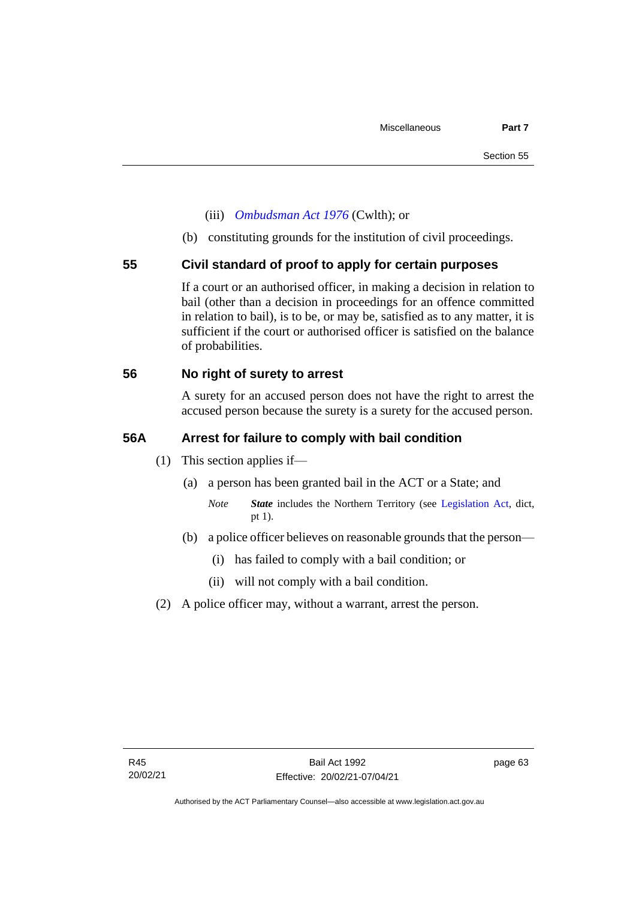(iii) *Ombudsman Act 1976* (Cwlth); or

(b) constituting grounds for the institution of civil proceedings.

## 55 Civil standard of proof to apply for certain purposes

If a court or an authorised officer, in making a decision in relation to bail (other than a decision in proceedings for an offence committed in relation to bail), is to be, or may be, satisfied as to any matter, it is sufficient if the court or authorised officer is satisfied on the balance of probabilities.

## 56 No right of surety to arrest

A surety for an accused person does not have the right to arrest the accused person because the surety is a surety for the accused person.

## 56A Arrest for failure to comply with bail condition

(1) This section applies if—

(a) a person has been granted bail in the ACT or a State; and

*Note* ***State*** includes the Northern Territory (see Legislation Act, dict, pt 1).

(b) a police officer believes on reasonable grounds that the person—

(i) has failed to comply with a bail condition; or

(ii) will not comply with a bail condition.

(2) A police officer may, without a warrant, arrest the person.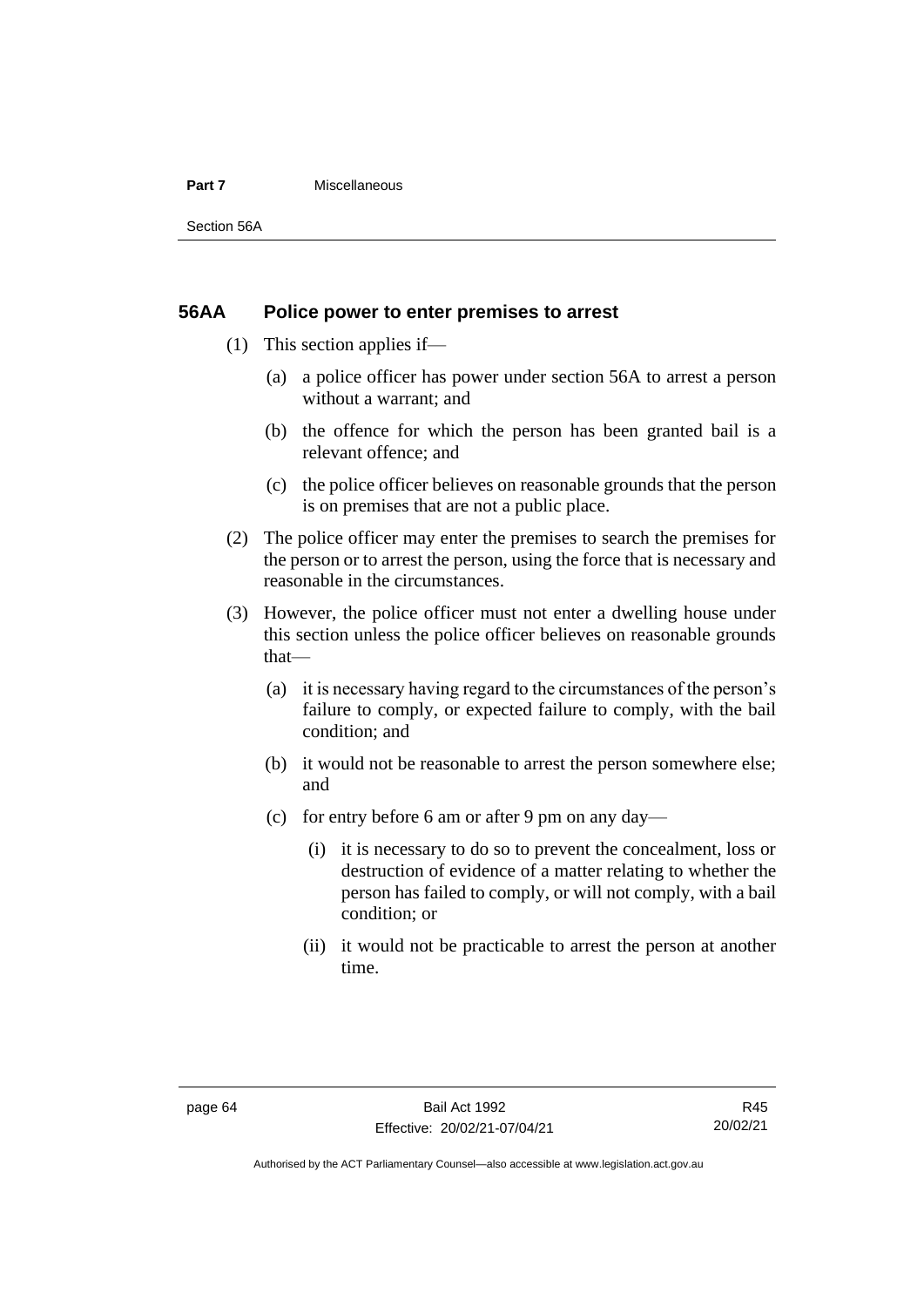### 56AA Police power to enter premises to arrest

(1) This section applies if—

(a) a police officer has power under section 56A to arrest a person without a warrant; and

(b) the offence for which the person has been granted bail is a relevant offence; and

(c) the police officer believes on reasonable grounds that the person is on premises that are not a public place.

(2) The police officer may enter the premises to search the premises for the person or to arrest the person, using the force that is necessary and reasonable in the circumstances.

(3) However, the police officer must not enter a dwelling house under this section unless the police officer believes on reasonable grounds that—

(a) it is necessary having regard to the circumstances of the person's failure to comply, or expected failure to comply, with the bail condition; and

(b) it would not be reasonable to arrest the person somewhere else; and

(c) for entry before 6 am or after 9 pm on any day—

(i) it is necessary to do so to prevent the concealment, loss or destruction of evidence of a matter relating to whether the person has failed to comply, or will not comply, with a bail condition; or

(ii) it would not be practicable to arrest the person at another time.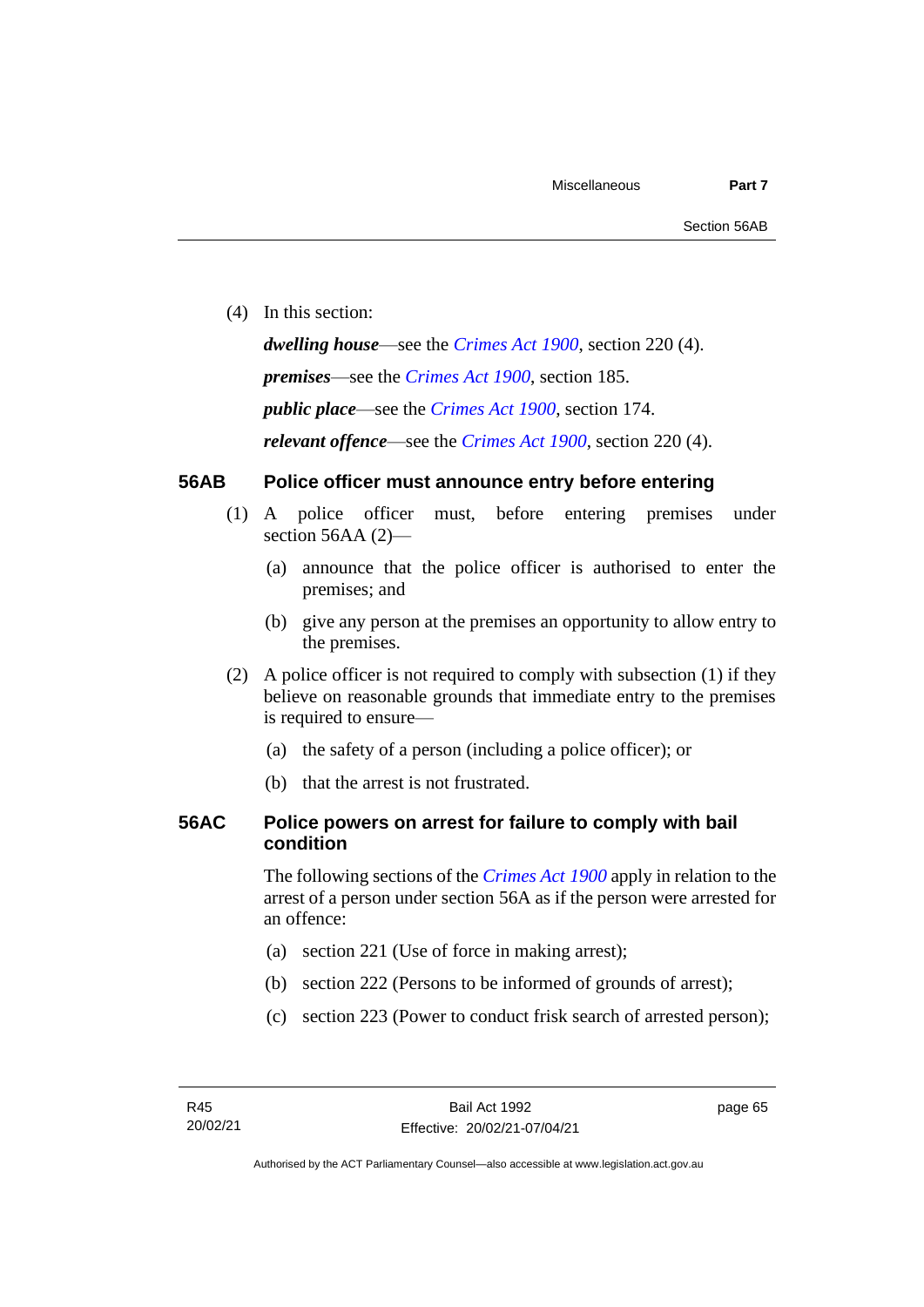(4) In this section:

***dwelling house***—see the *Crimes Act 1900*, section 220 (4).

***premises***—see the *Crimes Act 1900*, section 185.

***public place***—see the *Crimes Act 1900*, section 174.

***relevant offence***—see the *Crimes Act 1900*, section 220 (4).

## 56AB Police officer must announce entry before entering

(1) A police officer must, before entering premises under section 56AA (2)—

(a) announce that the police officer is authorised to enter the premises; and

(b) give any person at the premises an opportunity to allow entry to the premises.

(2) A police officer is not required to comply with subsection (1) if they believe on reasonable grounds that immediate entry to the premises is required to ensure—

(a) the safety of a person (including a police officer); or

(b) that the arrest is not frustrated.

## 56AC Police powers on arrest for failure to comply with bail condition

The following sections of the *Crimes Act 1900* apply in relation to the arrest of a person under section 56A as if the person were arrested for an offence:

(a) section 221 (Use of force in making arrest);

(b) section 222 (Persons to be informed of grounds of arrest);

(c) section 223 (Power to conduct frisk search of arrested person);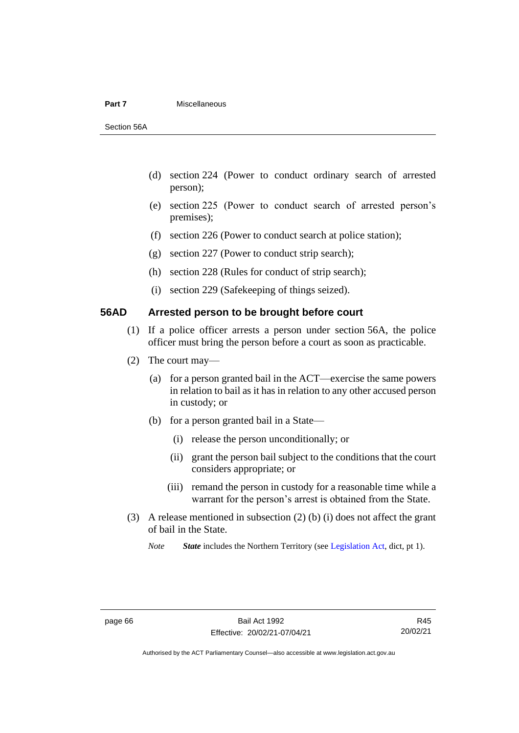(d) section 224 (Power to conduct ordinary search of arrested person);

(e) section 225 (Power to conduct search of arrested person's premises);

(f) section 226 (Power to conduct search at police station);

(g) section 227 (Power to conduct strip search);

(h) section 228 (Rules for conduct of strip search);

(i) section 229 (Safekeeping of things seized).

## 56AD Arrested person to be brought before court

(1) If a police officer arrests a person under section 56A, the police officer must bring the person before a court as soon as practicable.

(2) The court may—

(a) for a person granted bail in the ACT—exercise the same powers in relation to bail as it has in relation to any other accused person in custody; or

(b) for a person granted bail in a State—

(i) release the person unconditionally; or

(ii) grant the person bail subject to the conditions that the court considers appropriate; or

(iii) remand the person in custody for a reasonable time while a warrant for the person's arrest is obtained from the State.

(3) A release mentioned in subsection (2) (b) (i) does not affect the grant of bail in the State.

*Note* ***State*** includes the Northern Territory (see Legislation Act, dict, pt 1).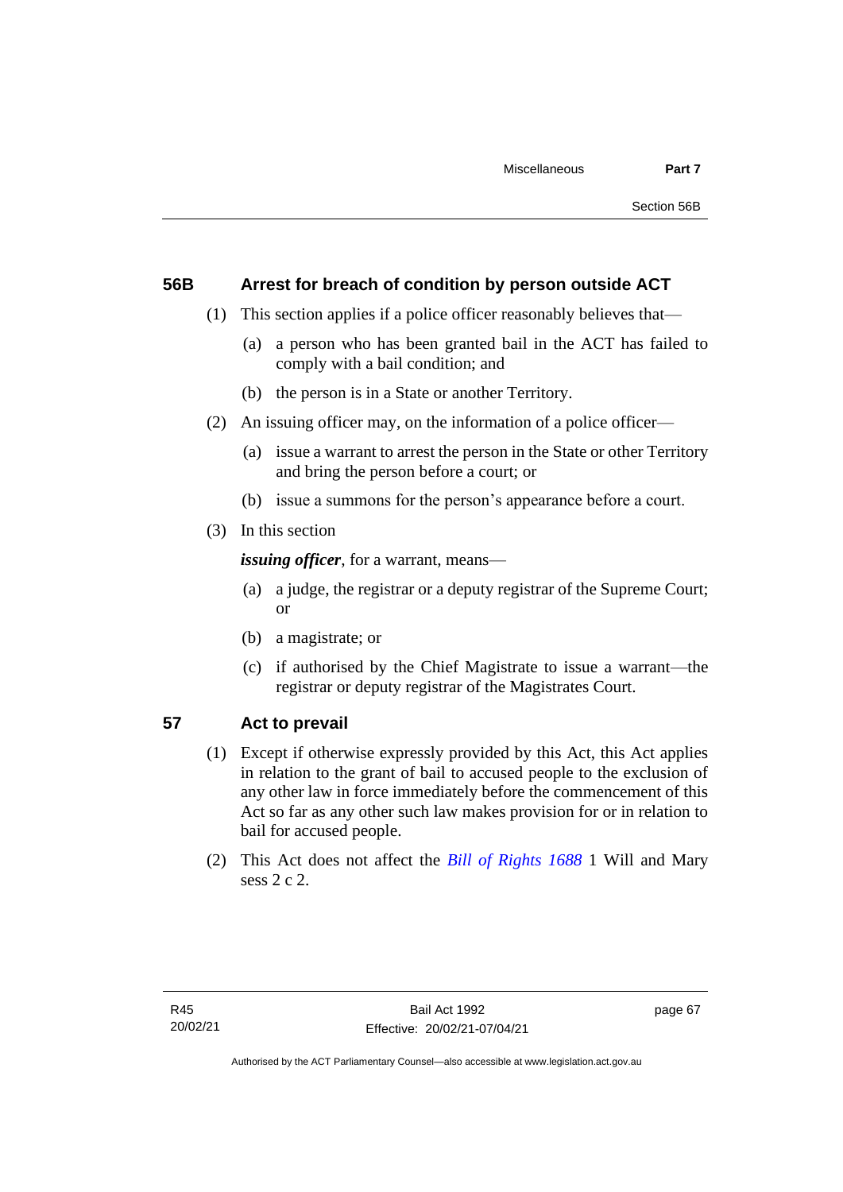## 56B Arrest for breach of condition by person outside ACT

(1) This section applies if a police officer reasonably believes that—

(a) a person who has been granted bail in the ACT has failed to comply with a bail condition; and

(b) the person is in a State or another Territory.

(2) An issuing officer may, on the information of a police officer—

(a) issue a warrant to arrest the person in the State or other Territory and bring the person before a court; or

(b) issue a summons for the person's appearance before a court.

(3) In this section

***issuing officer***, for a warrant, means—

(a) a judge, the registrar or a deputy registrar of the Supreme Court; or

(b) a magistrate; or

(c) if authorised by the Chief Magistrate to issue a warrant—the registrar or deputy registrar of the Magistrates Court.

## 57 Act to prevail

(1) Except if otherwise expressly provided by this Act, this Act applies in relation to the grant of bail to accused people to the exclusion of any other law in force immediately before the commencement of this Act so far as any other such law makes provision for or in relation to bail for accused people.

(2) This Act does not affect the *Bill of Rights 1688* 1 Will and Mary sess 2 c 2.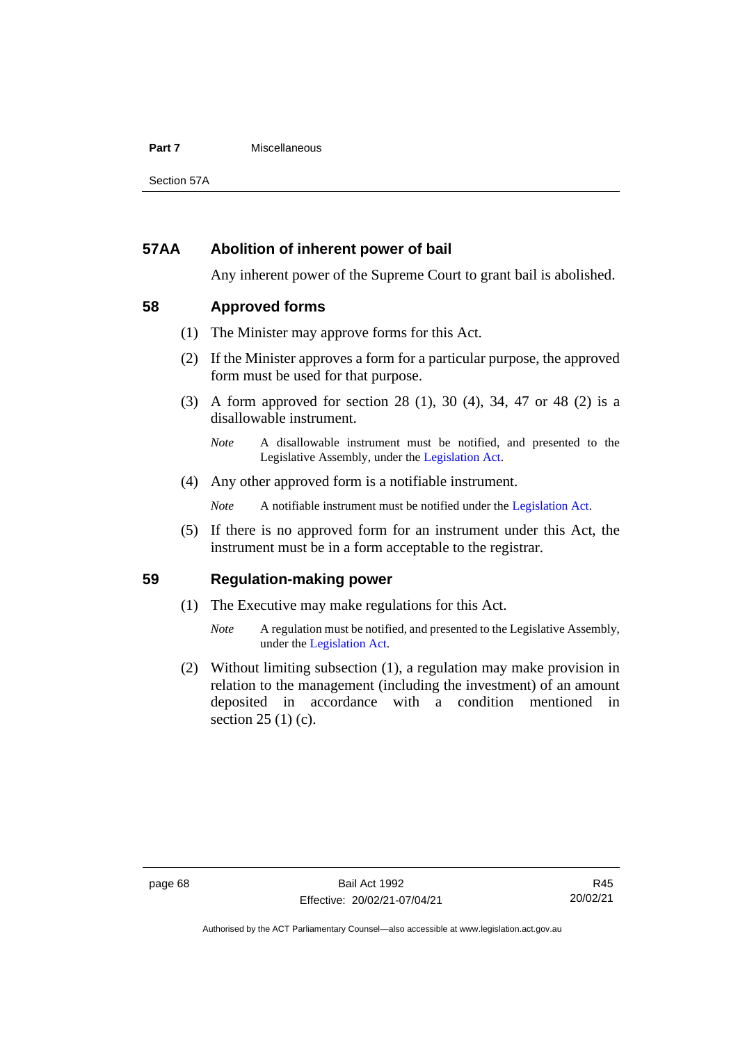## 57AA Abolition of inherent power of bail

Any inherent power of the Supreme Court to grant bail is abolished.

## 58 Approved forms

(1) The Minister may approve forms for this Act.

(2) If the Minister approves a form for a particular purpose, the approved form must be used for that purpose.

(3) A form approved for section 28 (1), 30 (4), 34, 47 or 48 (2) is a disallowable instrument.

*Note* A disallowable instrument must be notified, and presented to the Legislative Assembly, under the Legislation Act.

(4) Any other approved form is a notifiable instrument.

*Note* A notifiable instrument must be notified under the Legislation Act.

(5) If there is no approved form for an instrument under this Act, the instrument must be in a form acceptable to the registrar.

## 59 Regulation-making power

(1) The Executive may make regulations for this Act.

*Note* A regulation must be notified, and presented to the Legislative Assembly, under the Legislation Act.

(2) Without limiting subsection (1), a regulation may make provision in relation to the management (including the investment) of an amount deposited in accordance with a condition mentioned in section 25 (1) (c).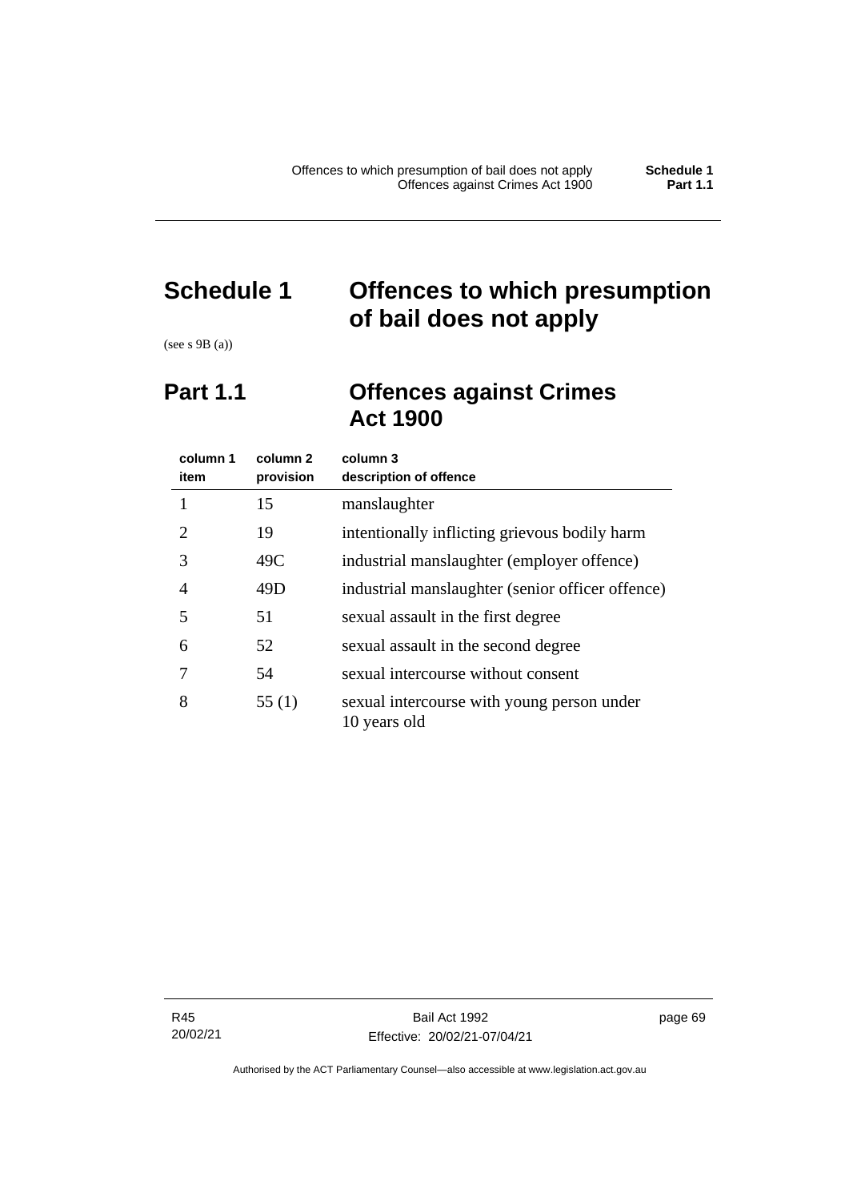# Schedule 1 Offences to which presumption of bail does not apply

(see s 9B (a))

## Part 1.1 Offences against Crimes Act 1900

| column 1 item | column 2 provision | column 3 description of offence |
|---|---|---|
| 1 | 15 | manslaughter |
| 2 | 19 | intentionally inflicting grievous bodily harm |
| 3 | 49C | industrial manslaughter (employer offence) |
| 4 | 49D | industrial manslaughter (senior officer offence) |
| 5 | 51 | sexual assault in the first degree |
| 6 | 52 | sexual assault in the second degree |
| 7 | 54 | sexual intercourse without consent |
| 8 | 55 (1) | sexual intercourse with young person under 10 years old |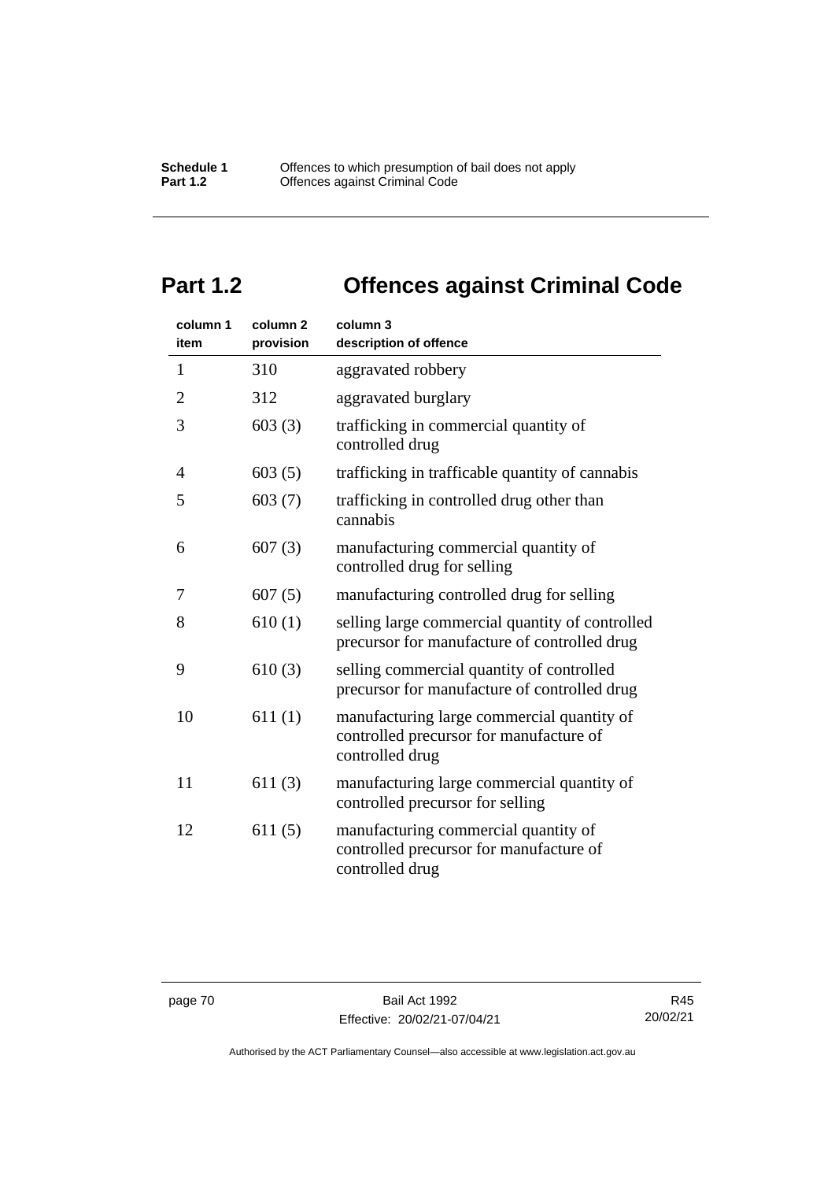# Part 1.2 Offences against Criminal Code

| column 1 item | column 2 provision | column 3 description of offence |
|---|---|---|
| 1 | 310 | aggravated robbery |
| 2 | 312 | aggravated burglary |
| 3 | 603 (3) | trafficking in commercial quantity of controlled drug |
| 4 | 603 (5) | trafficking in trafficable quantity of cannabis |
| 5 | 603 (7) | trafficking in controlled drug other than cannabis |
| 6 | 607 (3) | manufacturing commercial quantity of controlled drug for selling |
| 7 | 607 (5) | manufacturing controlled drug for selling |
| 8 | 610 (1) | selling large commercial quantity of controlled precursor for manufacture of controlled drug |
| 9 | 610 (3) | selling commercial quantity of controlled precursor for manufacture of controlled drug |
| 10 | 611 (1) | manufacturing large commercial quantity of controlled precursor for manufacture of controlled drug |
| 11 | 611 (3) | manufacturing large commercial quantity of controlled precursor for selling |
| 12 | 611 (5) | manufacturing commercial quantity of controlled precursor for manufacture of controlled drug |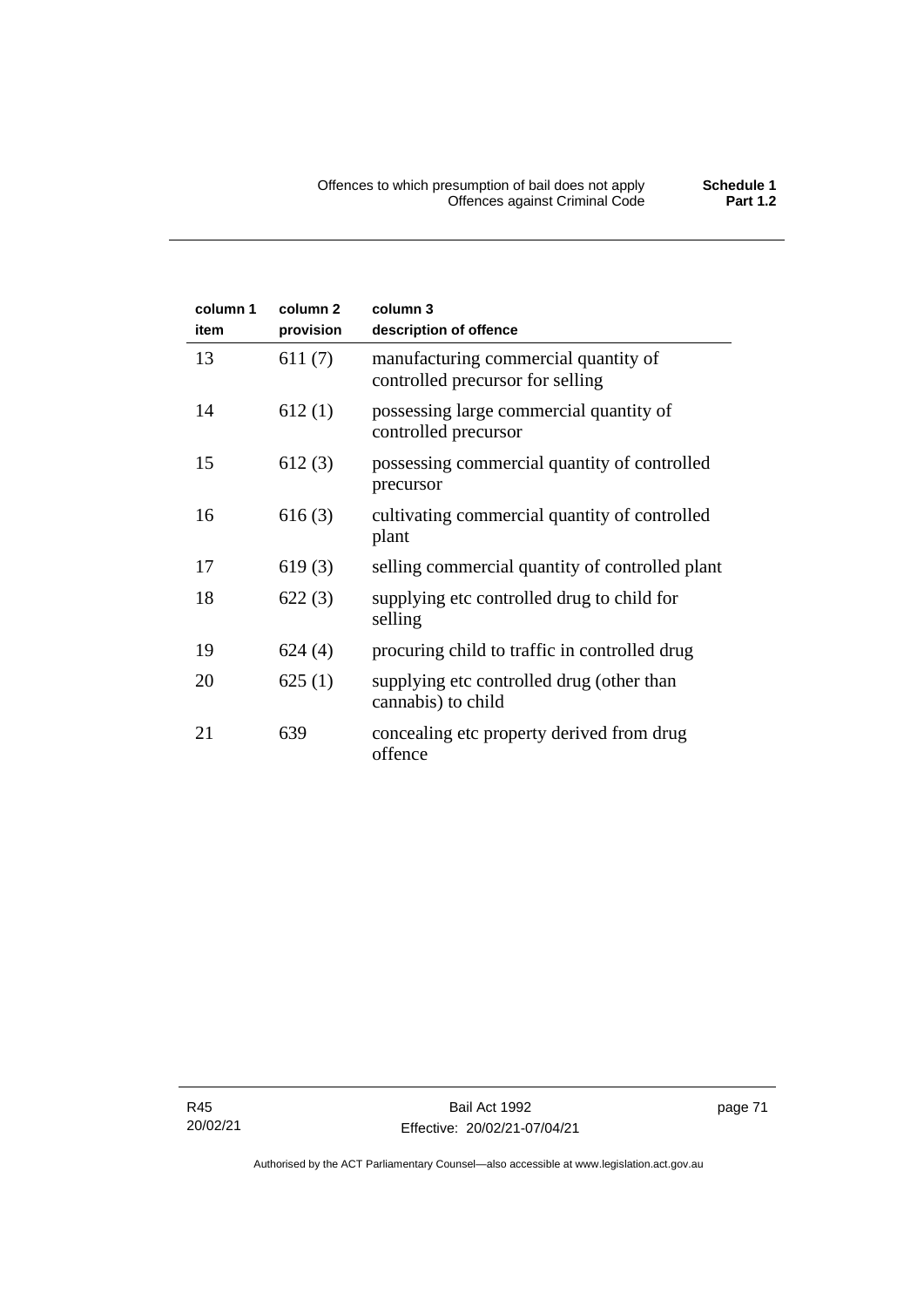| column 1 item | column 2 provision | column 3 description of offence |
|---|---|---|
| 13 | 611 (7) | manufacturing commercial quantity of controlled precursor for selling |
| 14 | 612 (1) | possessing large commercial quantity of controlled precursor |
| 15 | 612 (3) | possessing commercial quantity of controlled precursor |
| 16 | 616 (3) | cultivating commercial quantity of controlled plant |
| 17 | 619 (3) | selling commercial quantity of controlled plant |
| 18 | 622 (3) | supplying etc controlled drug to child for selling |
| 19 | 624 (4) | procuring child to traffic in controlled drug |
| 20 | 625 (1) | supplying etc controlled drug (other than cannabis) to child |
| 21 | 639 | concealing etc property derived from drug offence |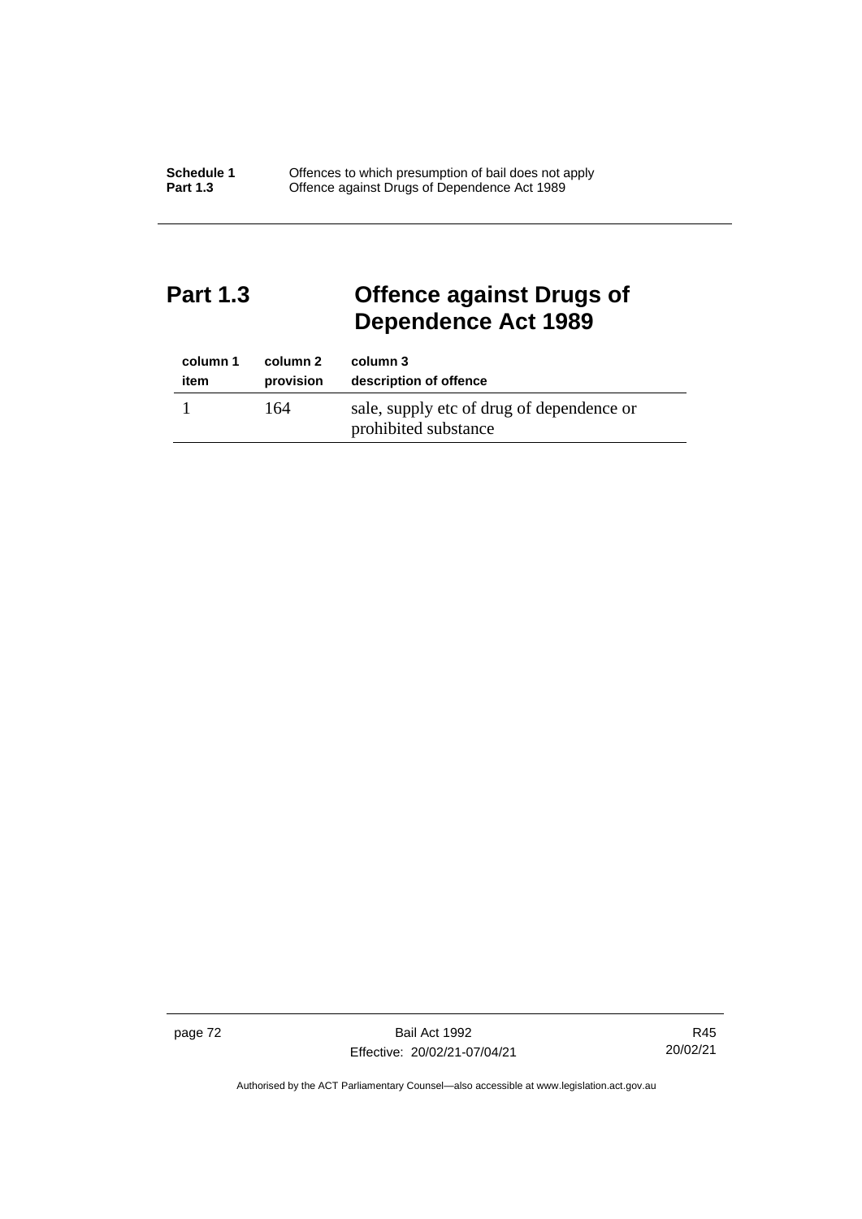## Part 1.3 Offence against Drugs of Dependence Act 1989

| column 1<br>item | column 2<br>provision | column 3<br>description of offence |
|---|---|---|
| 1 | 164 | sale, supply etc of drug of dependence or prohibited substance |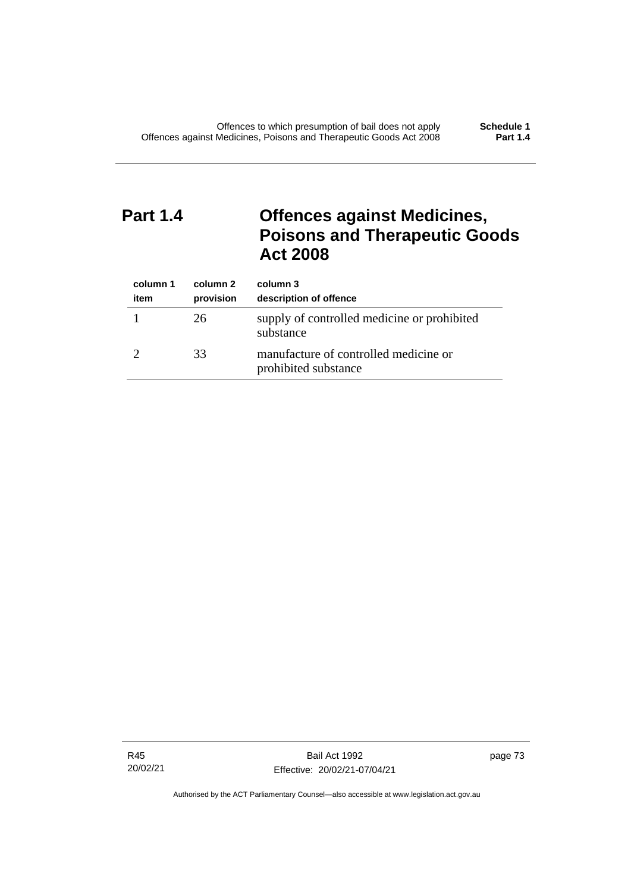## Part 1.4 Offences against Medicines, Poisons and Therapeutic Goods Act 2008

| column 1<br>item | column 2<br>provision | column 3<br>description of offence |
|---|---|---|
| 1 | 26 | supply of controlled medicine or prohibited substance |
| 2 | 33 | manufacture of controlled medicine or prohibited substance |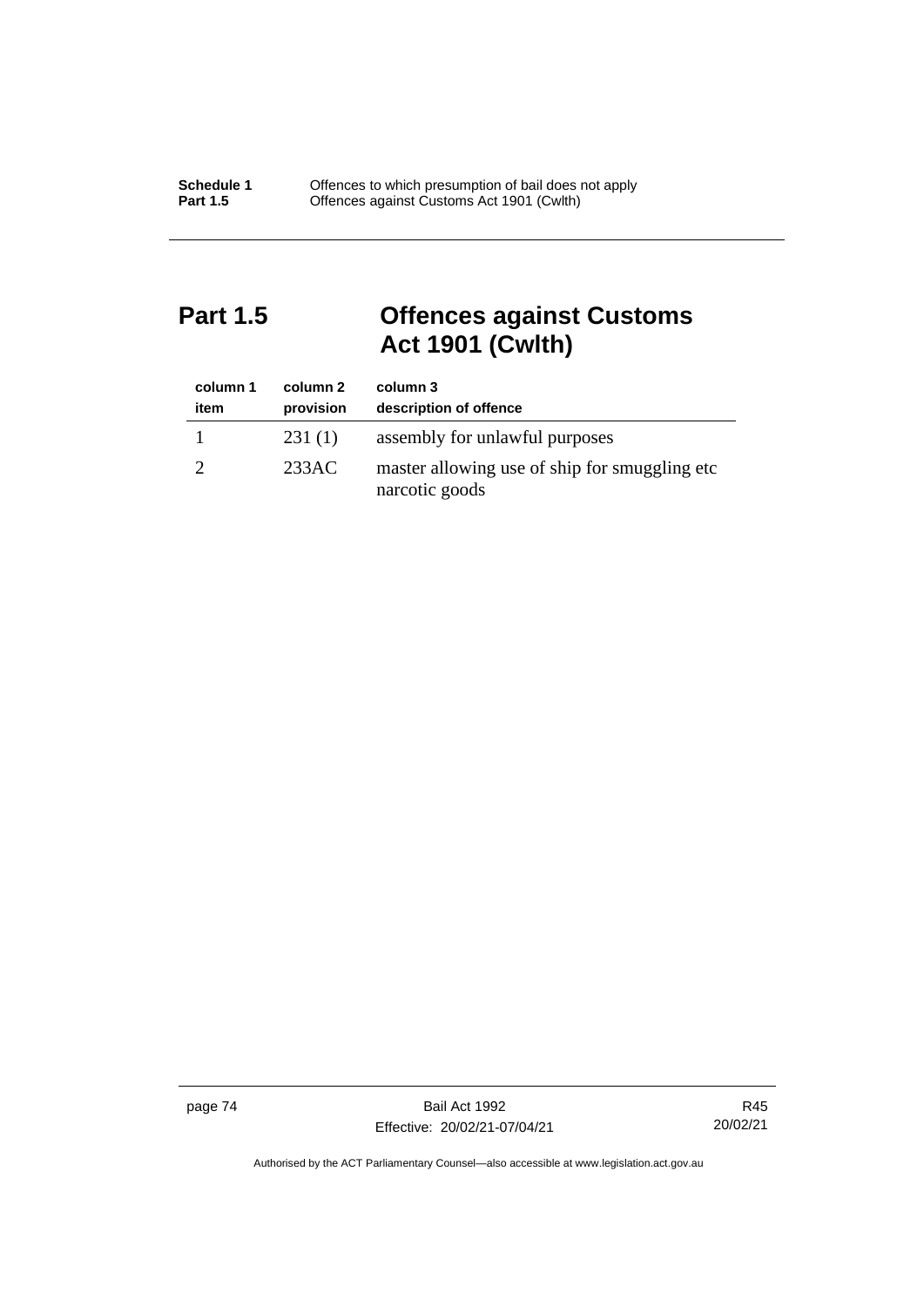## Part 1.5 Offences against Customs Act 1901 (Cwlth)

| column 1<br>item | column 2<br>provision | column 3<br>description of offence |
|---|---|---|
| 1 | 231 (1) | assembly for unlawful purposes |
| 2 | 233AC | master allowing use of ship for smuggling etc narcotic goods |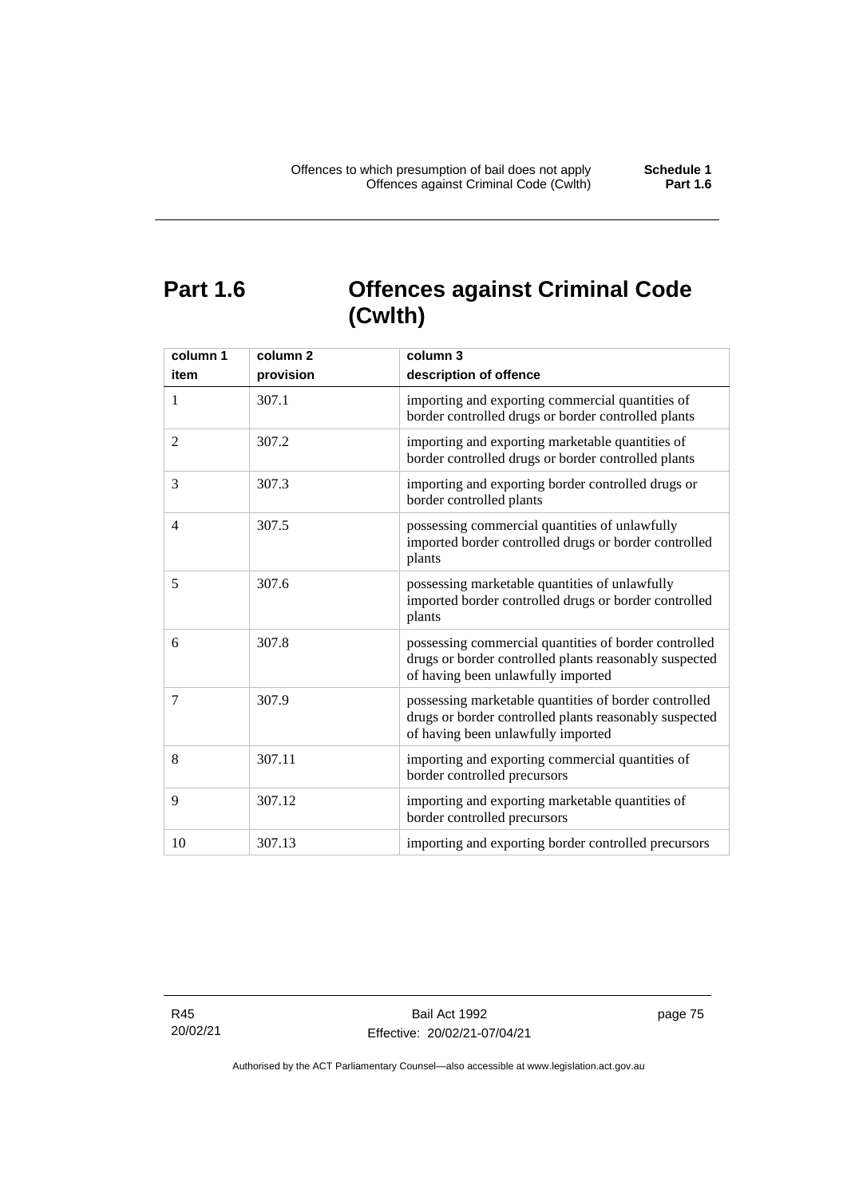# Part 1.6 Offences against Criminal Code (Cwlth)

| column 1<br>item | column 2<br>provision | column 3<br>description of offence |
|---|---|---|
| 1 | 307.1 | importing and exporting commercial quantities of border controlled drugs or border controlled plants |
| 2 | 307.2 | importing and exporting marketable quantities of border controlled drugs or border controlled plants |
| 3 | 307.3 | importing and exporting border controlled drugs or border controlled plants |
| 4 | 307.5 | possessing commercial quantities of unlawfully imported border controlled drugs or border controlled plants |
| 5 | 307.6 | possessing marketable quantities of unlawfully imported border controlled drugs or border controlled plants |
| 6 | 307.8 | possessing commercial quantities of border controlled drugs or border controlled plants reasonably suspected of having been unlawfully imported |
| 7 | 307.9 | possessing marketable quantities of border controlled drugs or border controlled plants reasonably suspected of having been unlawfully imported |
| 8 | 307.11 | importing and exporting commercial quantities of border controlled precursors |
| 9 | 307.12 | importing and exporting marketable quantities of border controlled precursors |
| 10 | 307.13 | importing and exporting border controlled precursors |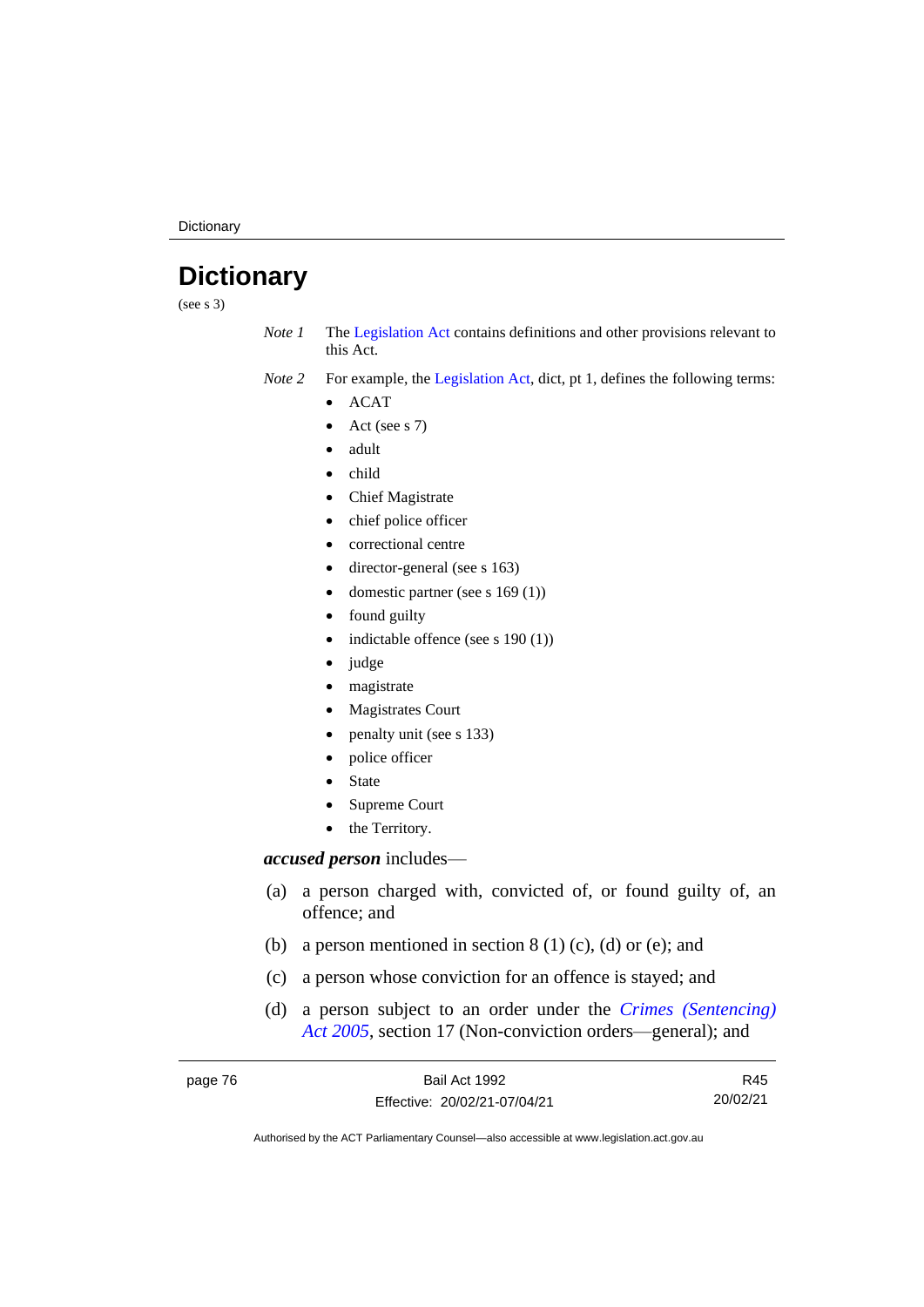# Dictionary

(see s 3)

*Note 1* The Legislation Act contains definitions and other provisions relevant to this Act.

*Note 2* For example, the Legislation Act, dict, pt 1, defines the following terms:

- ACAT
- Act (see s 7)
- adult
- child
- Chief Magistrate
- chief police officer
- correctional centre
- director-general (see s 163)
- domestic partner (see s 169 (1))
- found guilty
- indictable offence (see s 190 (1))
- judge
- magistrate
- Magistrates Court
- penalty unit (see s 133)
- police officer
- State
- Supreme Court
- the Territory.

***accused person*** includes—

(a) a person charged with, convicted of, or found guilty of, an offence; and

(b) a person mentioned in section 8 (1) (c), (d) or (e); and

(c) a person whose conviction for an offence is stayed; and

(d) a person subject to an order under the *Crimes (Sentencing) Act 2005*, section 17 (Non-conviction orders—general); and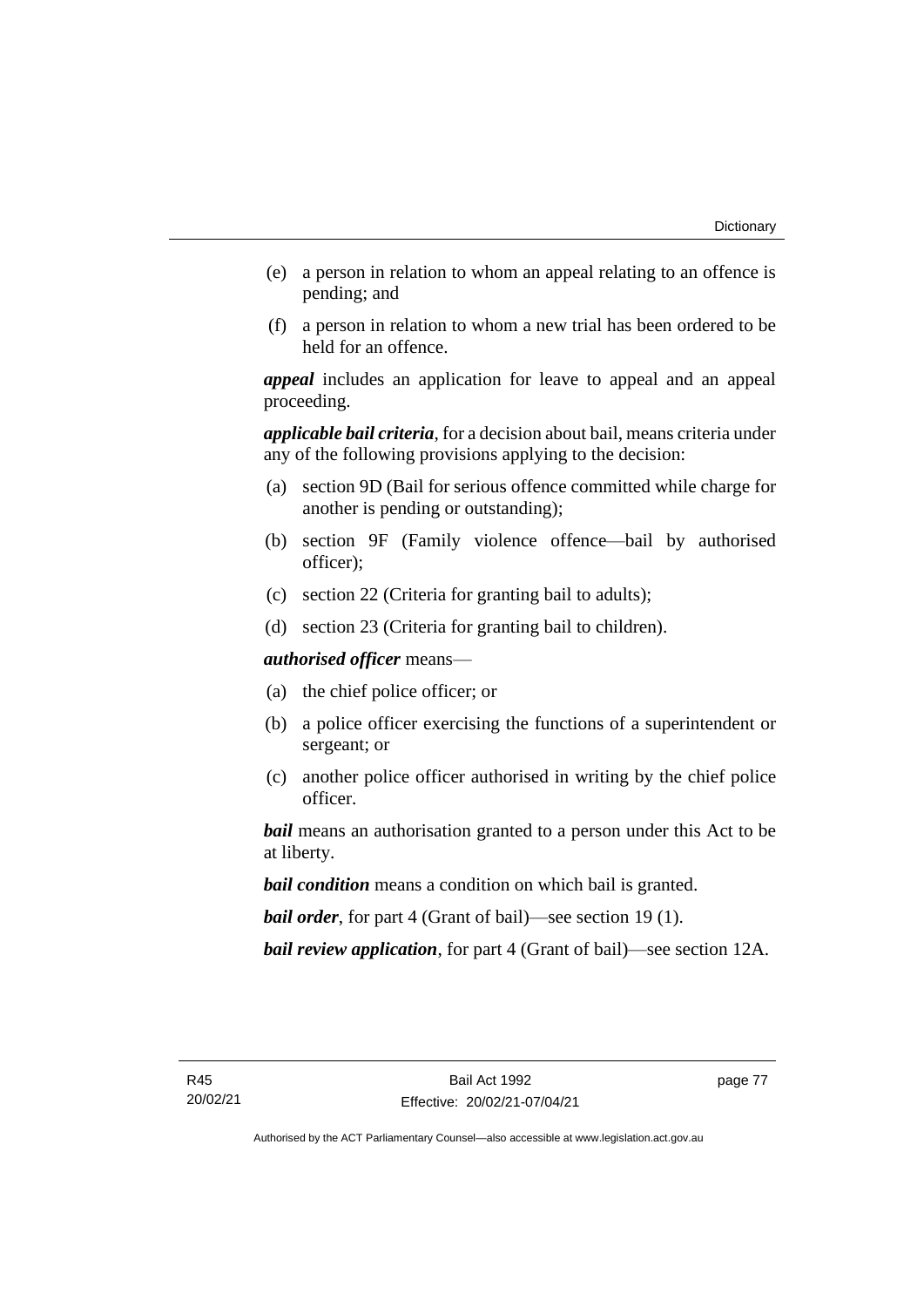(e) a person in relation to whom an appeal relating to an offence is pending; and

(f) a person in relation to whom a new trial has been ordered to be held for an offence.

***appeal*** includes an application for leave to appeal and an appeal proceeding.

***applicable bail criteria***, for a decision about bail, means criteria under any of the following provisions applying to the decision:

(a) section 9D (Bail for serious offence committed while charge for another is pending or outstanding);

(b) section 9F (Family violence offence—bail by authorised officer);

(c) section 22 (Criteria for granting bail to adults);

(d) section 23 (Criteria for granting bail to children).

***authorised officer*** means—

(a) the chief police officer; or

(b) a police officer exercising the functions of a superintendent or sergeant; or

(c) another police officer authorised in writing by the chief police officer.

***bail*** means an authorisation granted to a person under this Act to be at liberty.

***bail condition*** means a condition on which bail is granted.

***bail order***, for part 4 (Grant of bail)—see section 19 (1).

***bail review application***, for part 4 (Grant of bail)—see section 12A.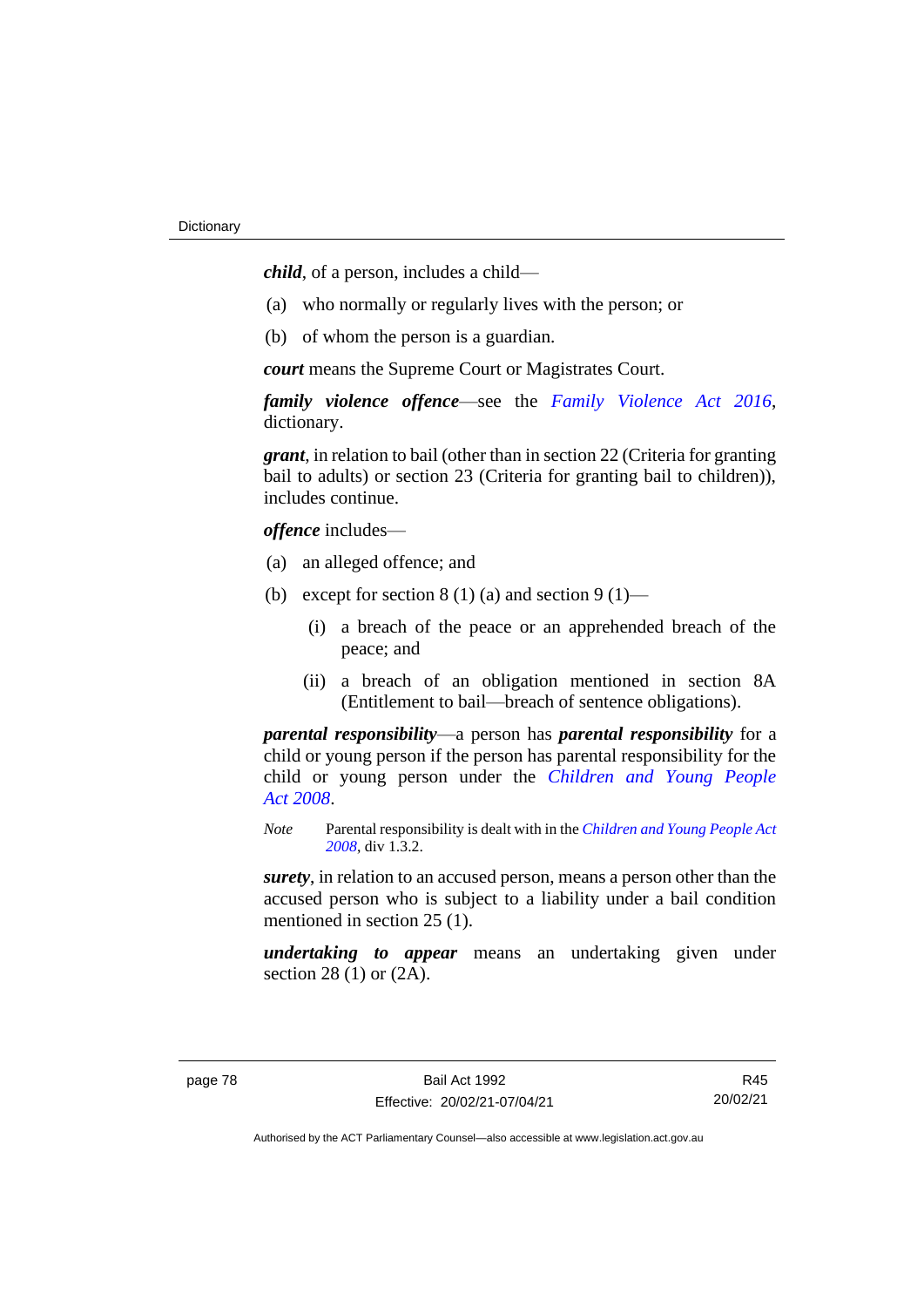***child***, of a person, includes a child—

(a) who normally or regularly lives with the person; or

(b) of whom the person is a guardian.

***court*** means the Supreme Court or Magistrates Court.

***family violence offence***—see the *Family Violence Act 2016*, dictionary.

***grant***, in relation to bail (other than in section 22 (Criteria for granting bail to adults) or section 23 (Criteria for granting bail to children)), includes continue.

***offence*** includes—

(a) an alleged offence; and

(b) except for section 8 (1) (a) and section 9 (1)—

   (i) a breach of the peace or an apprehended breach of the peace; and

   (ii) a breach of an obligation mentioned in section 8A (Entitlement to bail—breach of sentence obligations).

***parental responsibility***—a person has ***parental responsibility*** for a child or young person if the person has parental responsibility for the child or young person under the *Children and Young People Act 2008*.

*Note* Parental responsibility is dealt with in the *Children and Young People Act 2008*, div 1.3.2.

***surety***, in relation to an accused person, means a person other than the accused person who is subject to a liability under a bail condition mentioned in section 25 (1).

***undertaking to appear*** means an undertaking given under section 28 (1) or (2A).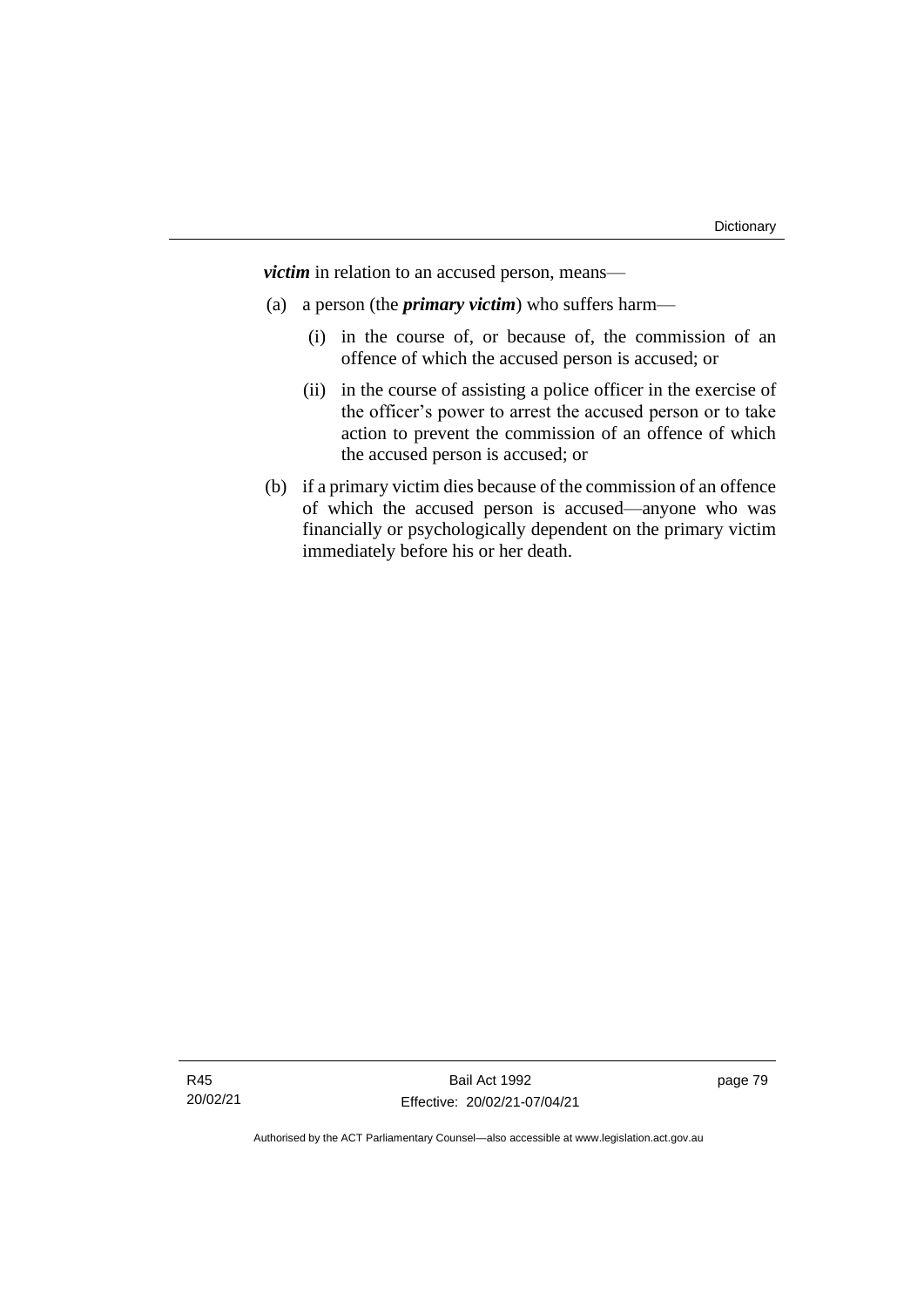***victim*** in relation to an accused person, means—

(a) a person (the ***primary victim***) who suffers harm—

  (i) in the course of, or because of, the commission of an offence of which the accused person is accused; or

  (ii) in the course of assisting a police officer in the exercise of the officer's power to arrest the accused person or to take action to prevent the commission of an offence of which the accused person is accused; or

(b) if a primary victim dies because of the commission of an offence of which the accused person is accused—anyone who was financially or psychologically dependent on the primary victim immediately before his or her death.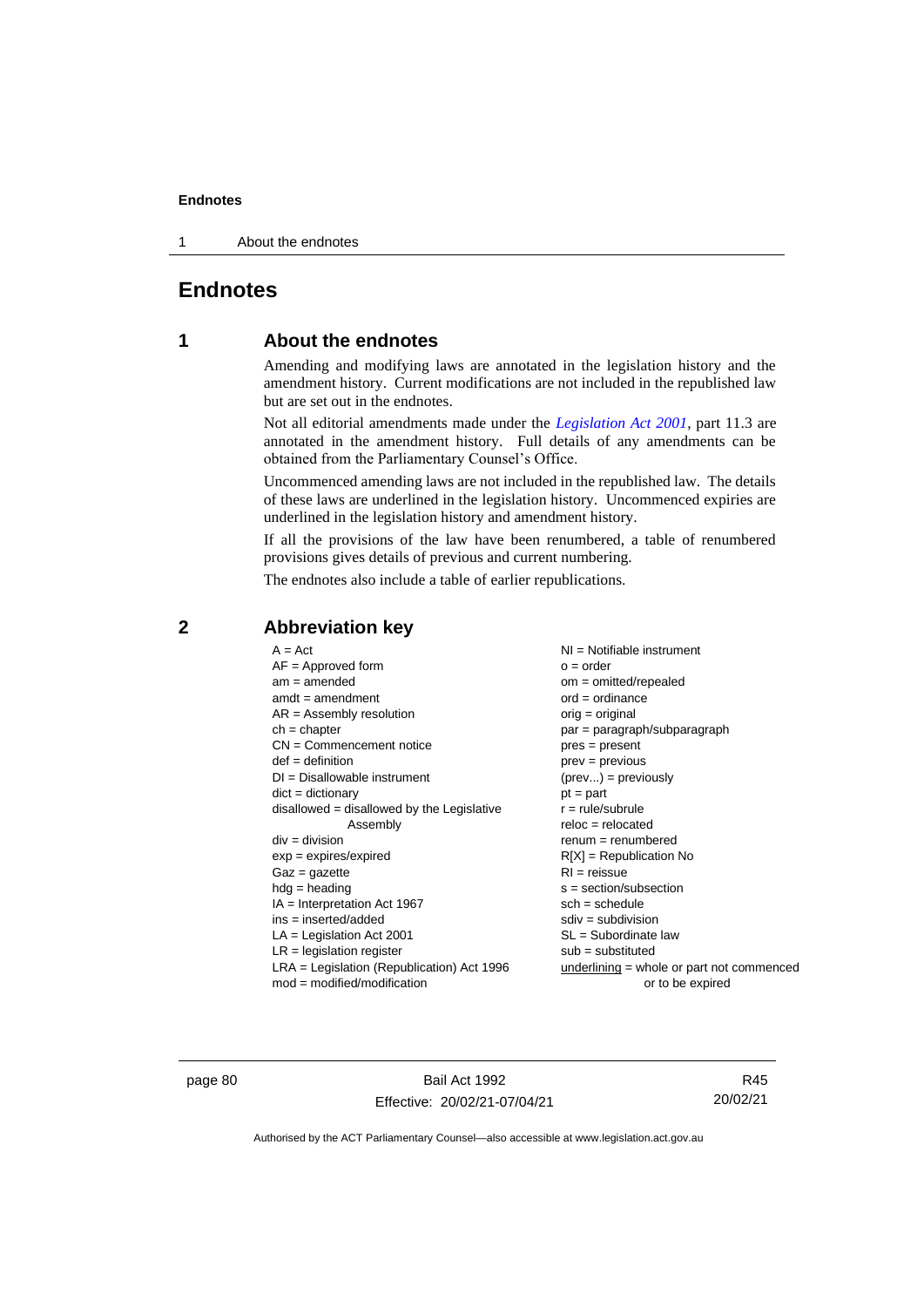# Endnotes

## 1 About the endnotes

Amending and modifying laws are annotated in the legislation history and the amendment history. Current modifications are not included in the republished law but are set out in the endnotes.

Not all editorial amendments made under the *Legislation Act 2001*, part 11.3 are annotated in the amendment history. Full details of any amendments can be obtained from the Parliamentary Counsel's Office.

Uncommenced amending laws are not included in the republished law. The details of these laws are underlined in the legislation history. Uncommenced expiries are underlined in the legislation history and amendment history.

If all the provisions of the law have been renumbered, a table of renumbered provisions gives details of previous and current numbering.

The endnotes also include a table of earlier republications.

## 2 Abbreviation key

A = Act
AF = Approved form
am = amended
amdt = amendment
AR = Assembly resolution
ch = chapter
CN = Commencement notice
def = definition
DI = Disallowable instrument
dict = dictionary
disallowed = disallowed by the Legislative Assembly
div = division
exp = expires/expired
Gaz = gazette
hdg = heading
IA = Interpretation Act 1967
ins = inserted/added
LA = Legislation Act 2001
LR = legislation register
LRA = Legislation (Republication) Act 1996
mod = modified/modification
NI = Notifiable instrument
o = order
om = omitted/repealed
ord = ordinance
orig = original
par = paragraph/subparagraph
pres = present
prev = previous
(prev...) = previously
pt = part
r = rule/subrule
reloc = relocated
renum = renumbered
R[X] = Republication No
RI = reissue
s = section/subsection
sch = schedule
sdiv = subdivision
SL = Subordinate law
sub = substituted
underlining = whole or part not commenced or to be expired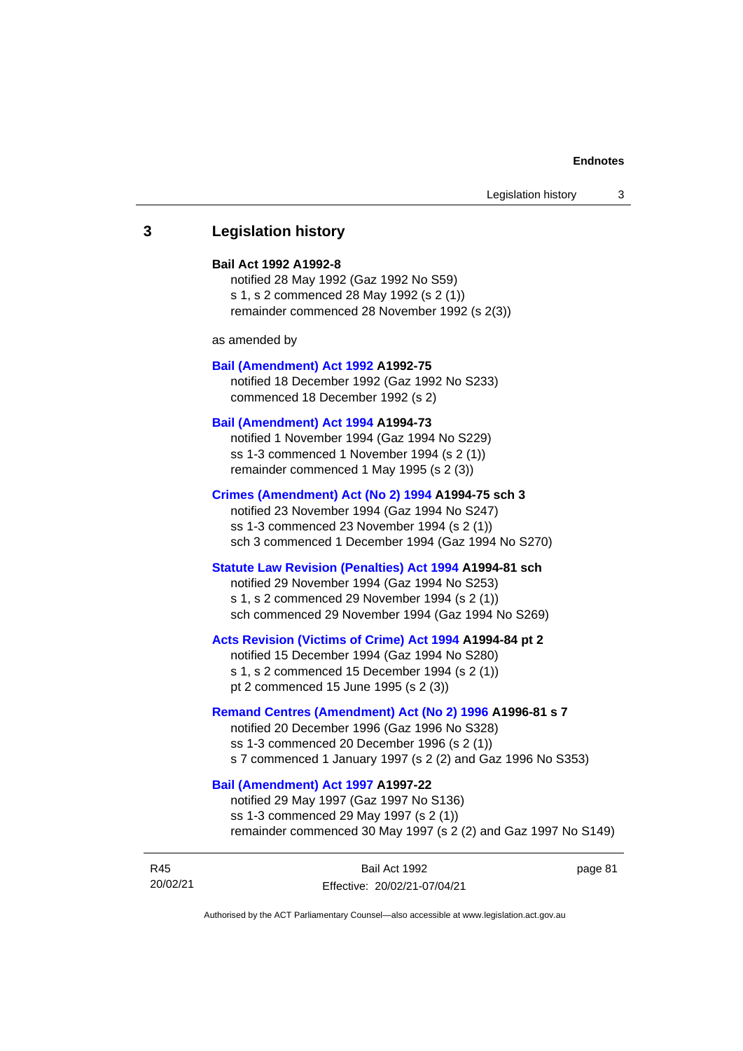## 3 Legislation history

**Bail Act 1992 A1992-8**

notified 28 May 1992 (Gaz 1992 No S59)
s 1, s 2 commenced 28 May 1992 (s 2 (1))
remainder commenced 28 November 1992 (s 2(3))

as amended by

**Bail (Amendment) Act 1992 A1992-75**

notified 18 December 1992 (Gaz 1992 No S233)
commenced 18 December 1992 (s 2)

**Bail (Amendment) Act 1994 A1994-73**

notified 1 November 1994 (Gaz 1994 No S229)
ss 1-3 commenced 1 November 1994 (s 2 (1))
remainder commenced 1 May 1995 (s 2 (3))

**Crimes (Amendment) Act (No 2) 1994 A1994-75 sch 3**

notified 23 November 1994 (Gaz 1994 No S247)
ss 1-3 commenced 23 November 1994 (s 2 (1))
sch 3 commenced 1 December 1994 (Gaz 1994 No S270)

**Statute Law Revision (Penalties) Act 1994 A1994-81 sch**

notified 29 November 1994 (Gaz 1994 No S253)
s 1, s 2 commenced 29 November 1994 (s 2 (1))
sch commenced 29 November 1994 (Gaz 1994 No S269)

**Acts Revision (Victims of Crime) Act 1994 A1994-84 pt 2**

notified 15 December 1994 (Gaz 1994 No S280)
s 1, s 2 commenced 15 December 1994 (s 2 (1))
pt 2 commenced 15 June 1995 (s 2 (3))

**Remand Centres (Amendment) Act (No 2) 1996 A1996-81 s 7**

notified 20 December 1996 (Gaz 1996 No S328)
ss 1-3 commenced 20 December 1996 (s 2 (1))
s 7 commenced 1 January 1997 (s 2 (2) and Gaz 1996 No S353)

**Bail (Amendment) Act 1997 A1997-22**

notified 29 May 1997 (Gaz 1997 No S136)
ss 1-3 commenced 29 May 1997 (s 2 (1))
remainder commenced 30 May 1997 (s 2 (2) and Gaz 1997 No S149)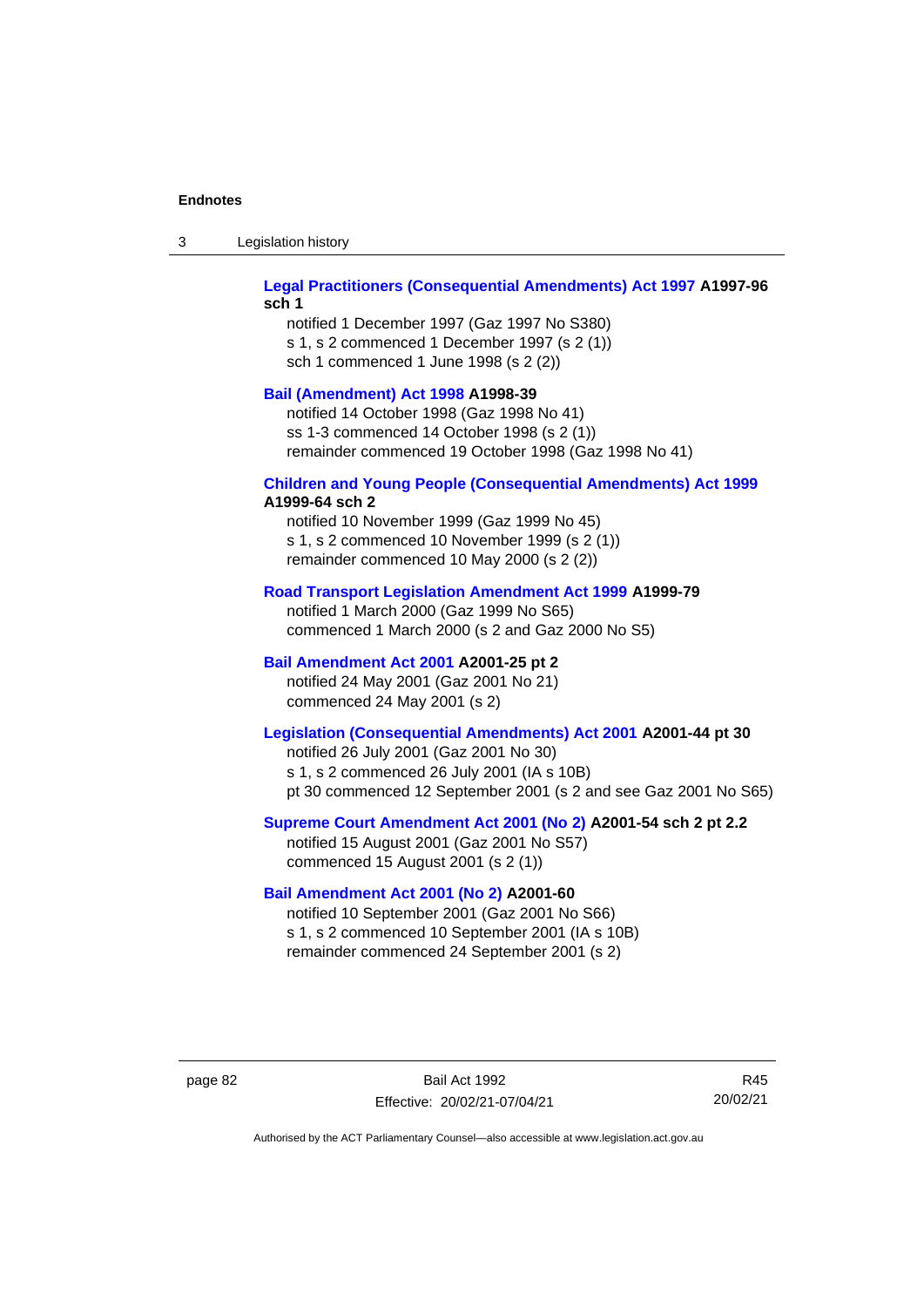**Legal Practitioners (Consequential Amendments) Act 1997 A1997-96 sch 1**

notified 1 December 1997 (Gaz 1997 No S380)
s 1, s 2 commenced 1 December 1997 (s 2 (1))
sch 1 commenced 1 June 1998 (s 2 (2))

**Bail (Amendment) Act 1998 A1998-39**

notified 14 October 1998 (Gaz 1998 No 41)
ss 1-3 commenced 14 October 1998 (s 2 (1))
remainder commenced 19 October 1998 (Gaz 1998 No 41)

**Children and Young People (Consequential Amendments) Act 1999 A1999-64 sch 2**

notified 10 November 1999 (Gaz 1999 No 45)
s 1, s 2 commenced 10 November 1999 (s 2 (1))
remainder commenced 10 May 2000 (s 2 (2))

**Road Transport Legislation Amendment Act 1999 A1999-79**

notified 1 March 2000 (Gaz 1999 No S65)
commenced 1 March 2000 (s 2 and Gaz 2000 No S5)

**Bail Amendment Act 2001 A2001-25 pt 2**

notified 24 May 2001 (Gaz 2001 No 21)
commenced 24 May 2001 (s 2)

**Legislation (Consequential Amendments) Act 2001 A2001-44 pt 30**

notified 26 July 2001 (Gaz 2001 No 30)
s 1, s 2 commenced 26 July 2001 (IA s 10B)
pt 30 commenced 12 September 2001 (s 2 and see Gaz 2001 No S65)

**Supreme Court Amendment Act 2001 (No 2) A2001-54 sch 2 pt 2.2**

notified 15 August 2001 (Gaz 2001 No S57)
commenced 15 August 2001 (s 2 (1))

**Bail Amendment Act 2001 (No 2) A2001-60**

notified 10 September 2001 (Gaz 2001 No S66)
s 1, s 2 commenced 10 September 2001 (IA s 10B)
remainder commenced 24 September 2001 (s 2)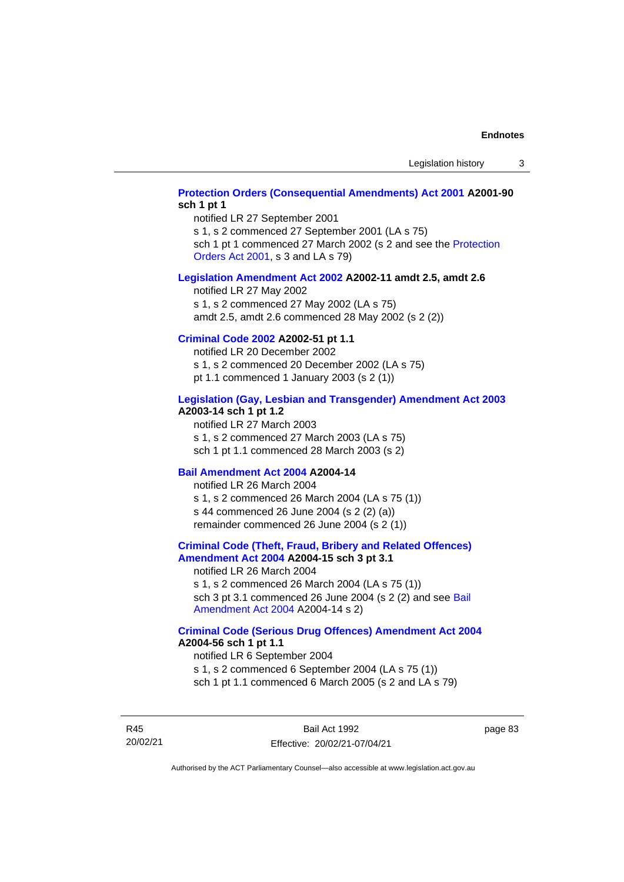**Protection Orders (Consequential Amendments) Act 2001 A2001-90 sch 1 pt 1**

notified LR 27 September 2001

s 1, s 2 commenced 27 September 2001 (LA s 75)

sch 1 pt 1 commenced 27 March 2002 (s 2 and see the Protection Orders Act 2001, s 3 and LA s 79)

**Legislation Amendment Act 2002 A2002-11 amdt 2.5, amdt 2.6**

notified LR 27 May 2002

s 1, s 2 commenced 27 May 2002 (LA s 75)

amdt 2.5, amdt 2.6 commenced 28 May 2002 (s 2 (2))

**Criminal Code 2002 A2002-51 pt 1.1**

notified LR 20 December 2002

s 1, s 2 commenced 20 December 2002 (LA s 75)

pt 1.1 commenced 1 January 2003 (s 2 (1))

**Legislation (Gay, Lesbian and Transgender) Amendment Act 2003 A2003-14 sch 1 pt 1.2**

notified LR 27 March 2003

s 1, s 2 commenced 27 March 2003 (LA s 75)

sch 1 pt 1.1 commenced 28 March 2003 (s 2)

**Bail Amendment Act 2004 A2004-14**

notified LR 26 March 2004

s 1, s 2 commenced 26 March 2004 (LA s 75 (1))

s 44 commenced 26 June 2004 (s 2 (2) (a))

remainder commenced 26 June 2004 (s 2 (1))

**Criminal Code (Theft, Fraud, Bribery and Related Offences) Amendment Act 2004 A2004-15 sch 3 pt 3.1**

notified LR 26 March 2004

s 1, s 2 commenced 26 March 2004 (LA s 75 (1))

sch 3 pt 3.1 commenced 26 June 2004 (s 2 (2) and see Bail Amendment Act 2004 A2004-14 s 2)

**Criminal Code (Serious Drug Offences) Amendment Act 2004 A2004-56 sch 1 pt 1.1**

notified LR 6 September 2004

s 1, s 2 commenced 6 September 2004 (LA s 75 (1))

sch 1 pt 1.1 commenced 6 March 2005 (s 2 and LA s 79)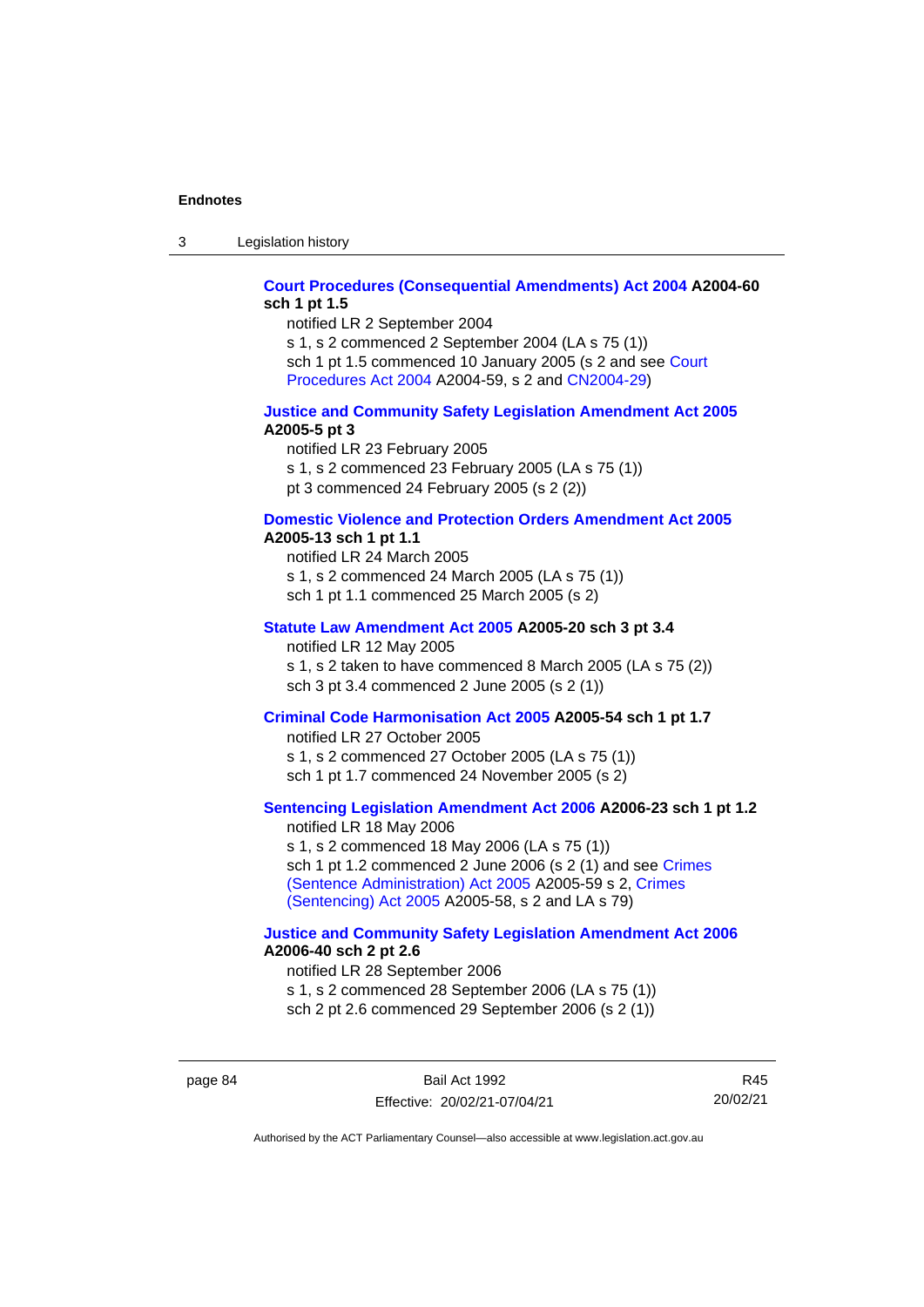**Court Procedures (Consequential Amendments) Act 2004 A2004-60 sch 1 pt 1.5**

notified LR 2 September 2004

s 1, s 2 commenced 2 September 2004 (LA s 75 (1))

sch 1 pt 1.5 commenced 10 January 2005 (s 2 and see Court Procedures Act 2004 A2004-59, s 2 and CN2004-29)

**Justice and Community Safety Legislation Amendment Act 2005 A2005-5 pt 3**

notified LR 23 February 2005

s 1, s 2 commenced 23 February 2005 (LA s 75 (1))

pt 3 commenced 24 February 2005 (s 2 (2))

**Domestic Violence and Protection Orders Amendment Act 2005 A2005-13 sch 1 pt 1.1**

notified LR 24 March 2005

s 1, s 2 commenced 24 March 2005 (LA s 75 (1))

sch 1 pt 1.1 commenced 25 March 2005 (s 2)

**Statute Law Amendment Act 2005 A2005-20 sch 3 pt 3.4**

notified LR 12 May 2005

s 1, s 2 taken to have commenced 8 March 2005 (LA s 75 (2))

sch 3 pt 3.4 commenced 2 June 2005 (s 2 (1))

**Criminal Code Harmonisation Act 2005 A2005-54 sch 1 pt 1.7**

notified LR 27 October 2005

s 1, s 2 commenced 27 October 2005 (LA s 75 (1))

sch 1 pt 1.7 commenced 24 November 2005 (s 2)

**Sentencing Legislation Amendment Act 2006 A2006-23 sch 1 pt 1.2**

notified LR 18 May 2006

s 1, s 2 commenced 18 May 2006 (LA s 75 (1))

sch 1 pt 1.2 commenced 2 June 2006 (s 2 (1) and see Crimes (Sentence Administration) Act 2005 A2005-59 s 2, Crimes (Sentencing) Act 2005 A2005-58, s 2 and LA s 79)

**Justice and Community Safety Legislation Amendment Act 2006 A2006-40 sch 2 pt 2.6**

notified LR 28 September 2006

s 1, s 2 commenced 28 September 2006 (LA s 75 (1))

sch 2 pt 2.6 commenced 29 September 2006 (s 2 (1))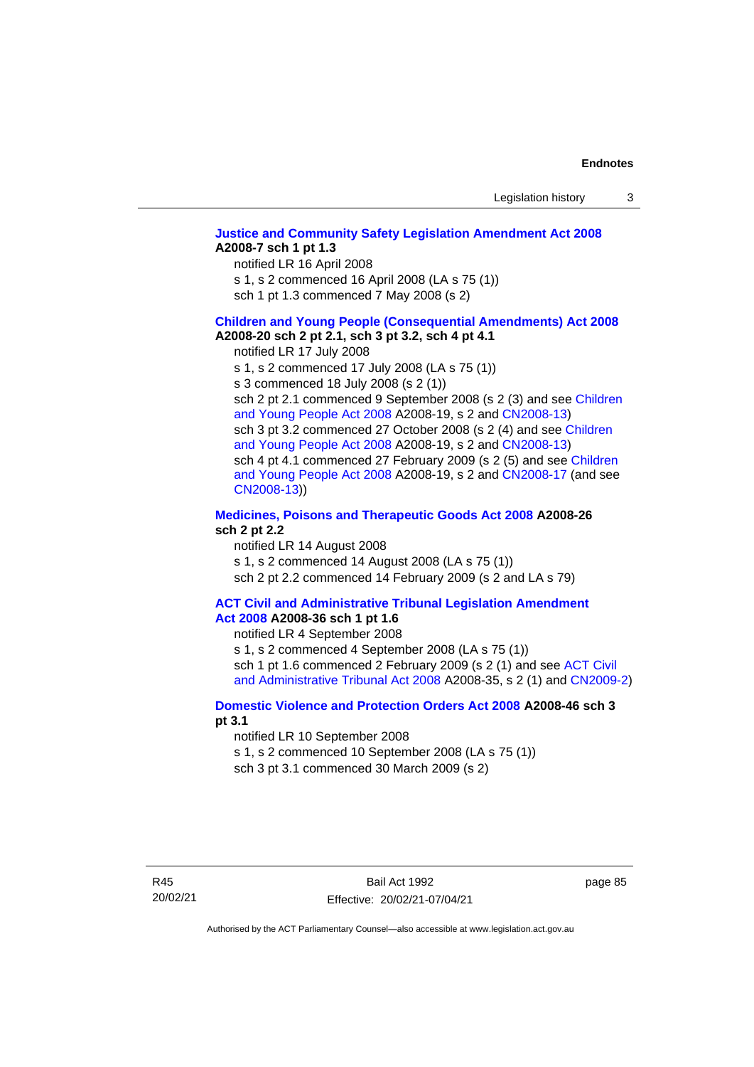**Justice and Community Safety Legislation Amendment Act 2008 A2008-7 sch 1 pt 1.3**

notified LR 16 April 2008

s 1, s 2 commenced 16 April 2008 (LA s 75 (1))

sch 1 pt 1.3 commenced 7 May 2008 (s 2)

**Children and Young People (Consequential Amendments) Act 2008 A2008-20 sch 2 pt 2.1, sch 3 pt 3.2, sch 4 pt 4.1**

notified LR 17 July 2008

s 1, s 2 commenced 17 July 2008 (LA s 75 (1))

s 3 commenced 18 July 2008 (s 2 (1))

sch 2 pt 2.1 commenced 9 September 2008 (s 2 (3) and see Children and Young People Act 2008 A2008-19, s 2 and CN2008-13)

sch 3 pt 3.2 commenced 27 October 2008 (s 2 (4) and see Children and Young People Act 2008 A2008-19, s 2 and CN2008-13)

sch 4 pt 4.1 commenced 27 February 2009 (s 2 (5) and see Children and Young People Act 2008 A2008-19, s 2 and CN2008-17 (and see CN2008-13))

**Medicines, Poisons and Therapeutic Goods Act 2008 A2008-26 sch 2 pt 2.2**

notified LR 14 August 2008

s 1, s 2 commenced 14 August 2008 (LA s 75 (1))

sch 2 pt 2.2 commenced 14 February 2009 (s 2 and LA s 79)

**ACT Civil and Administrative Tribunal Legislation Amendment Act 2008 A2008-36 sch 1 pt 1.6**

notified LR 4 September 2008

s 1, s 2 commenced 4 September 2008 (LA s 75 (1))

sch 1 pt 1.6 commenced 2 February 2009 (s 2 (1) and see ACT Civil and Administrative Tribunal Act 2008 A2008-35, s 2 (1) and CN2009-2)

**Domestic Violence and Protection Orders Act 2008 A2008-46 sch 3 pt 3.1**

notified LR 10 September 2008

s 1, s 2 commenced 10 September 2008 (LA s 75 (1))

sch 3 pt 3.1 commenced 30 March 2009 (s 2)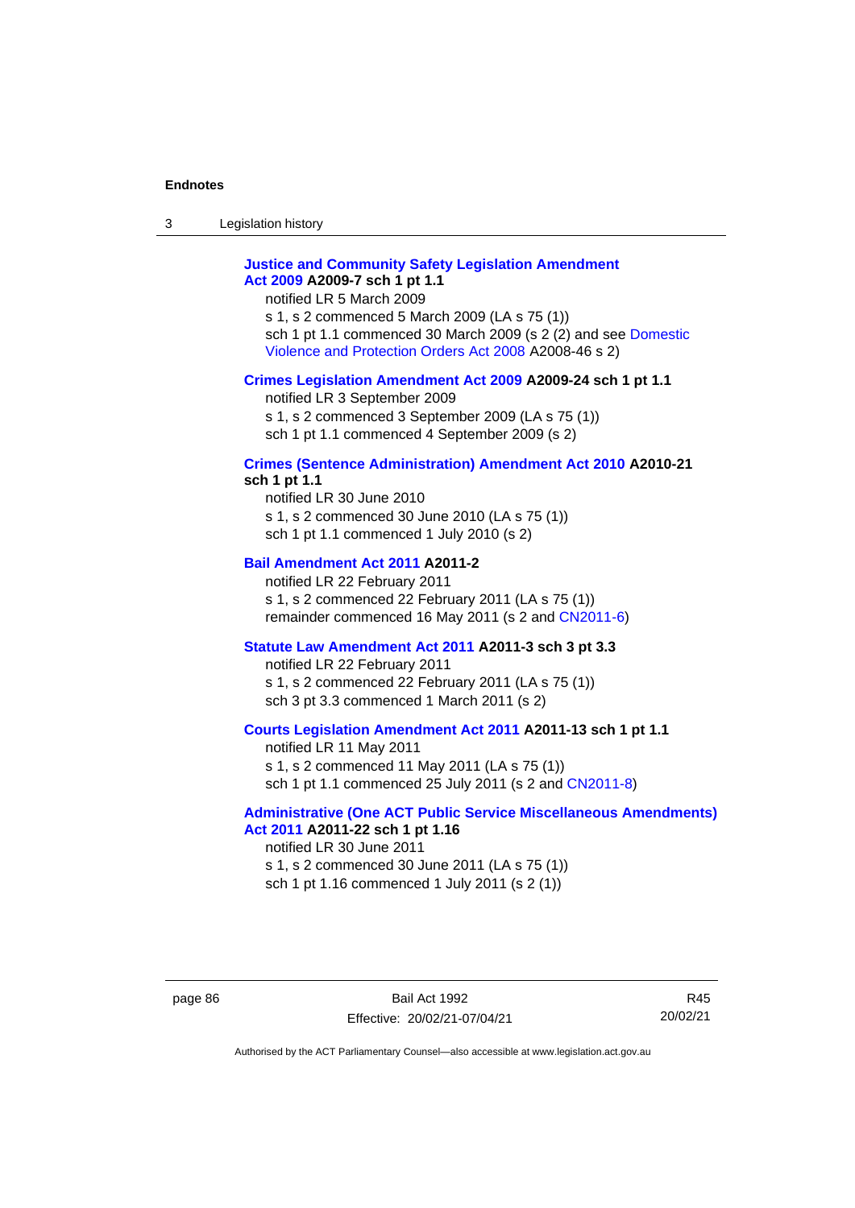**Justice and Community Safety Legislation Amendment Act 2009 A2009-7 sch 1 pt 1.1**

notified LR 5 March 2009

s 1, s 2 commenced 5 March 2009 (LA s 75 (1))

sch 1 pt 1.1 commenced 30 March 2009 (s 2 (2) and see Domestic Violence and Protection Orders Act 2008 A2008-46 s 2)

**Crimes Legislation Amendment Act 2009 A2009-24 sch 1 pt 1.1**

notified LR 3 September 2009

s 1, s 2 commenced 3 September 2009 (LA s 75 (1))

sch 1 pt 1.1 commenced 4 September 2009 (s 2)

**Crimes (Sentence Administration) Amendment Act 2010 A2010-21 sch 1 pt 1.1**

notified LR 30 June 2010

s 1, s 2 commenced 30 June 2010 (LA s 75 (1))

sch 1 pt 1.1 commenced 1 July 2010 (s 2)

**Bail Amendment Act 2011 A2011-2**

notified LR 22 February 2011

s 1, s 2 commenced 22 February 2011 (LA s 75 (1))

remainder commenced 16 May 2011 (s 2 and CN2011-6)

**Statute Law Amendment Act 2011 A2011-3 sch 3 pt 3.3**

notified LR 22 February 2011

s 1, s 2 commenced 22 February 2011 (LA s 75 (1))

sch 3 pt 3.3 commenced 1 March 2011 (s 2)

**Courts Legislation Amendment Act 2011 A2011-13 sch 1 pt 1.1**

notified LR 11 May 2011

s 1, s 2 commenced 11 May 2011 (LA s 75 (1))

sch 1 pt 1.1 commenced 25 July 2011 (s 2 and CN2011-8)

**Administrative (One ACT Public Service Miscellaneous Amendments) Act 2011 A2011-22 sch 1 pt 1.16**

notified LR 30 June 2011

s 1, s 2 commenced 30 June 2011 (LA s 75 (1))

sch 1 pt 1.16 commenced 1 July 2011 (s 2 (1))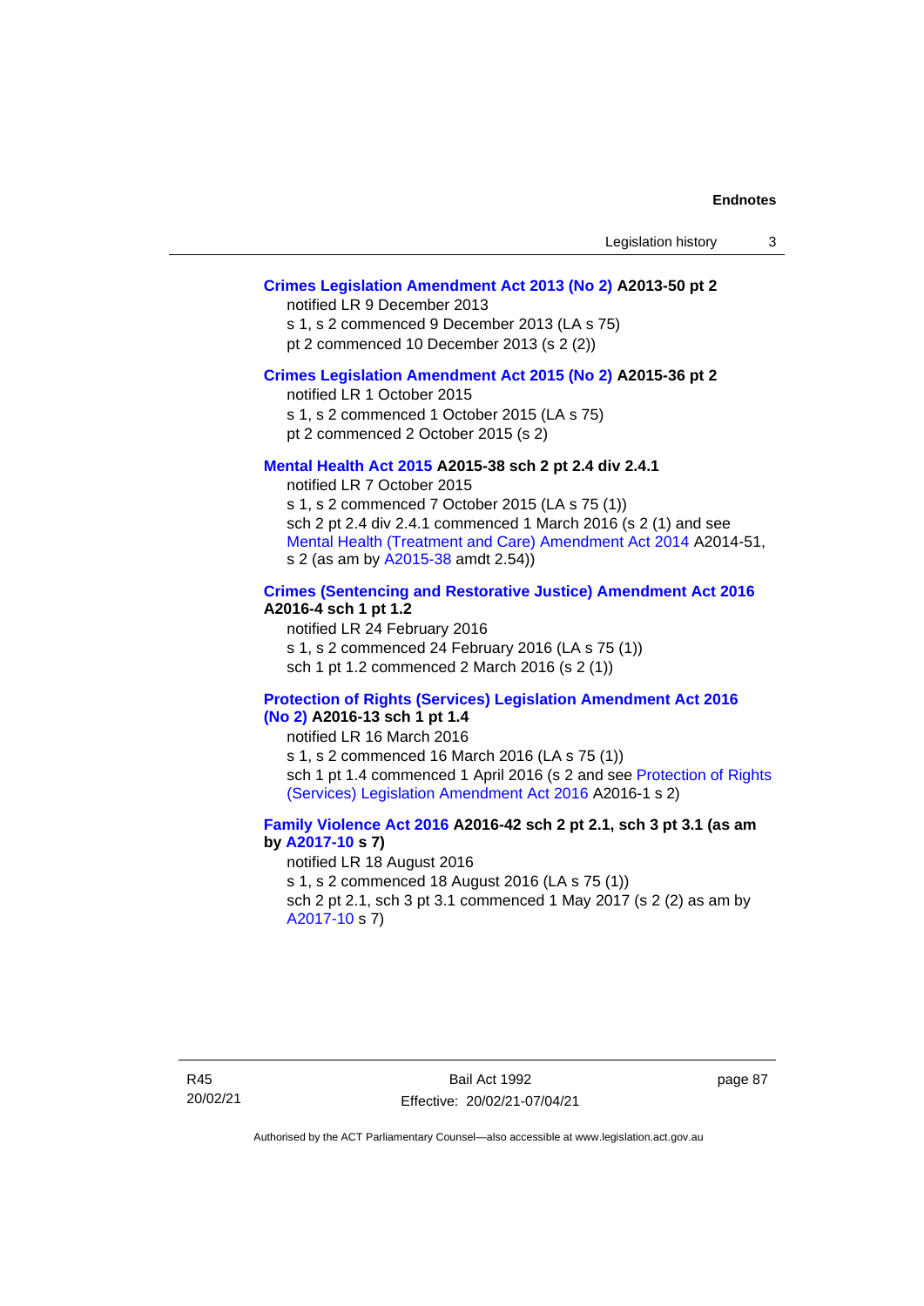**Crimes Legislation Amendment Act 2013 (No 2) A2013-50 pt 2**

notified LR 9 December 2013

s 1, s 2 commenced 9 December 2013 (LA s 75)

pt 2 commenced 10 December 2013 (s 2 (2))

**Crimes Legislation Amendment Act 2015 (No 2) A2015-36 pt 2**

notified LR 1 October 2015

s 1, s 2 commenced 1 October 2015 (LA s 75)

pt 2 commenced 2 October 2015 (s 2)

**Mental Health Act 2015 A2015-38 sch 2 pt 2.4 div 2.4.1**

notified LR 7 October 2015

s 1, s 2 commenced 7 October 2015 (LA s 75 (1))

sch 2 pt 2.4 div 2.4.1 commenced 1 March 2016 (s 2 (1) and see Mental Health (Treatment and Care) Amendment Act 2014 A2014-51, s 2 (as am by A2015-38 amdt 2.54))

**Crimes (Sentencing and Restorative Justice) Amendment Act 2016 A2016-4 sch 1 pt 1.2**

notified LR 24 February 2016

s 1, s 2 commenced 24 February 2016 (LA s 75 (1))

sch 1 pt 1.2 commenced 2 March 2016 (s 2 (1))

**Protection of Rights (Services) Legislation Amendment Act 2016 (No 2) A2016-13 sch 1 pt 1.4**

notified LR 16 March 2016

s 1, s 2 commenced 16 March 2016 (LA s 75 (1))

sch 1 pt 1.4 commenced 1 April 2016 (s 2 and see Protection of Rights (Services) Legislation Amendment Act 2016 A2016-1 s 2)

**Family Violence Act 2016 A2016-42 sch 2 pt 2.1, sch 3 pt 3.1 (as am by A2017-10 s 7)**

notified LR 18 August 2016

s 1, s 2 commenced 18 August 2016 (LA s 75 (1))

sch 2 pt 2.1, sch 3 pt 3.1 commenced 1 May 2017 (s 2 (2) as am by A2017-10 s 7)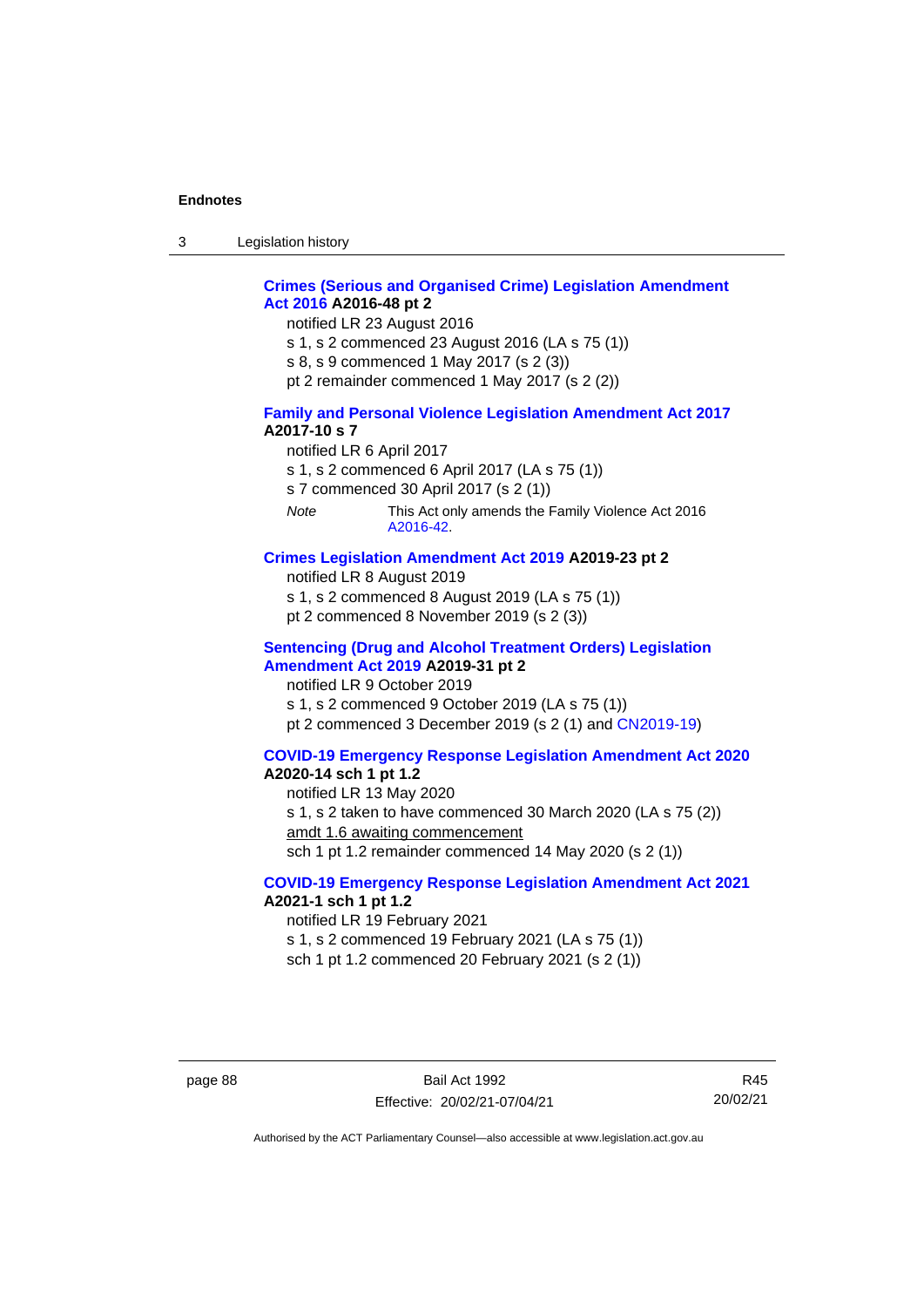**Crimes (Serious and Organised Crime) Legislation Amendment Act 2016 A2016-48 pt 2**

notified LR 23 August 2016

s 1, s 2 commenced 23 August 2016 (LA s 75 (1))

s 8, s 9 commenced 1 May 2017 (s 2 (3))

pt 2 remainder commenced 1 May 2017 (s 2 (2))

**Family and Personal Violence Legislation Amendment Act 2017 A2017-10 s 7**

notified LR 6 April 2017

s 1, s 2 commenced 6 April 2017 (LA s 75 (1))

s 7 commenced 30 April 2017 (s 2 (1))

*Note* This Act only amends the Family Violence Act 2016 A2016-42.

**Crimes Legislation Amendment Act 2019 A2019-23 pt 2**

notified LR 8 August 2019

s 1, s 2 commenced 8 August 2019 (LA s 75 (1))

pt 2 commenced 8 November 2019 (s 2 (3))

**Sentencing (Drug and Alcohol Treatment Orders) Legislation Amendment Act 2019 A2019-31 pt 2**

notified LR 9 October 2019

s 1, s 2 commenced 9 October 2019 (LA s 75 (1))

pt 2 commenced 3 December 2019 (s 2 (1) and CN2019-19)

**COVID-19 Emergency Response Legislation Amendment Act 2020 A2020-14 sch 1 pt 1.2**

notified LR 13 May 2020

s 1, s 2 taken to have commenced 30 March 2020 (LA s 75 (2))

amdt 1.6 awaiting commencement

sch 1 pt 1.2 remainder commenced 14 May 2020 (s 2 (1))

**COVID-19 Emergency Response Legislation Amendment Act 2021 A2021-1 sch 1 pt 1.2**

notified LR 19 February 2021

s 1, s 2 commenced 19 February 2021 (LA s 75 (1))

sch 1 pt 1.2 commenced 20 February 2021 (s 2 (1))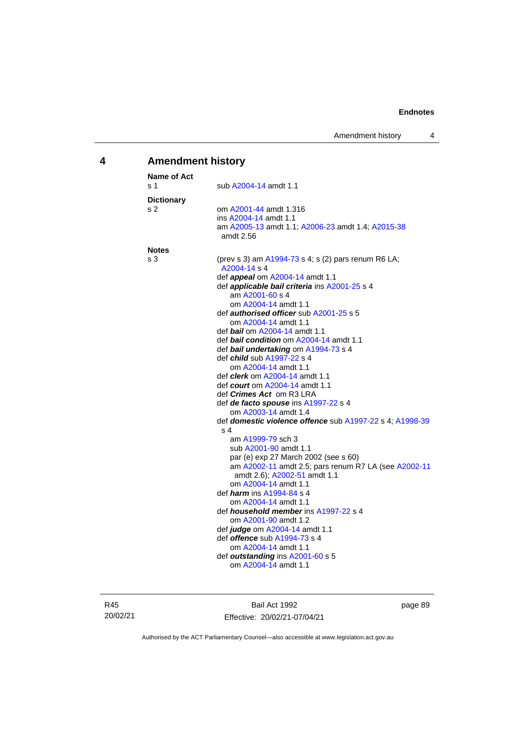## 4 Amendment history

**Name of Act**
s 1 sub A2004-14 amdt 1.1

**Dictionary**
s 2 om A2001-44 amdt 1.316
ins A2004-14 amdt 1.1
am A2005-13 amdt 1.1; A2006-23 amdt 1.4; A2015-38 amdt 2.56

**Notes**
s 3 (prev s 3) am A1994-73 s 4; s (2) pars renum R6 LA; A2004-14 s 4
def ***appeal*** om A2004-14 amdt 1.1
def ***applicable bail criteria*** ins A2001-25 s 4
am A2001-60 s 4
om A2004-14 amdt 1.1
def ***authorised officer*** sub A2001-25 s 5
om A2004-14 amdt 1.1
def ***bail*** om A2004-14 amdt 1.1
def ***bail condition*** om A2004-14 amdt 1.1
def ***bail undertaking*** om A1994-73 s 4
def ***child*** sub A1997-22 s 4
om A2004-14 amdt 1.1
def ***clerk*** om A2004-14 amdt 1.1
def ***court*** om A2004-14 amdt 1.1
def ***Crimes Act*** om R3 LRA
def ***de facto spouse*** ins A1997-22 s 4
om A2003-14 amdt 1.4
def ***domestic violence offence*** sub A1997-22 s 4; A1998-39 s 4
am A1999-79 sch 3
sub A2001-90 amdt 1.1
par (e) exp 27 March 2002 (see s 60)
am A2002-11 amdt 2.5; pars renum R7 LA (see A2002-11 amdt 2.6); A2002-51 amdt 1.1
om A2004-14 amdt 1.1
def ***harm*** ins A1994-84 s 4
om A2004-14 amdt 1.1
def ***household member*** ins A1997-22 s 4
om A2001-90 amdt 1.2
def ***judge*** om A2004-14 amdt 1.1
def ***offence*** sub A1994-73 s 4
om A2004-14 amdt 1.1
def ***outstanding*** ins A2001-60 s 5
om A2004-14 amdt 1.1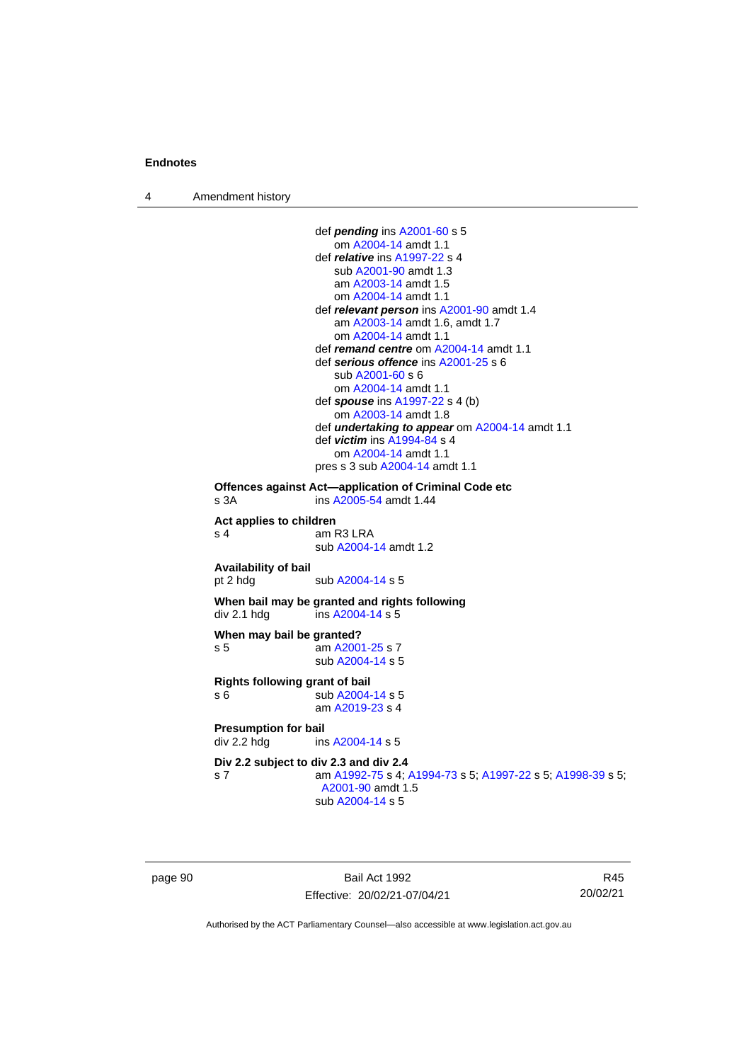def ***pending*** ins A2001-60 s 5
om A2004-14 amdt 1.1
def ***relative*** ins A1997-22 s 4
sub A2001-90 amdt 1.3
am A2003-14 amdt 1.5
om A2004-14 amdt 1.1
def ***relevant person*** ins A2001-90 amdt 1.4
am A2003-14 amdt 1.6, amdt 1.7
om A2004-14 amdt 1.1
def ***remand centre*** om A2004-14 amdt 1.1
def ***serious offence*** ins A2001-25 s 6
sub A2001-60 s 6
om A2004-14 amdt 1.1
def ***spouse*** ins A1997-22 s 4 (b)
om A2003-14 amdt 1.8
def ***undertaking to appear*** om A2004-14 amdt 1.1
def ***victim*** ins A1994-84 s 4
om A2004-14 amdt 1.1
pres s 3 sub A2004-14 amdt 1.1

**Offences against Act—application of Criminal Code etc**
s 3A ins A2005-54 amdt 1.44

**Act applies to children**
s 4 am R3 LRA
sub A2004-14 amdt 1.2

**Availability of bail**
pt 2 hdg sub A2004-14 s 5

**When bail may be granted and rights following**
div 2.1 hdg ins A2004-14 s 5

**When may bail be granted?**
s 5 am A2001-25 s 7
sub A2004-14 s 5

**Rights following grant of bail**
s 6 sub A2004-14 s 5
am A2019-23 s 4

**Presumption for bail**
div 2.2 hdg ins A2004-14 s 5

**Div 2.2 subject to div 2.3 and div 2.4**
s 7 am A1992-75 s 4; A1994-73 s 5; A1997-22 s 5; A1998-39 s 5; A2001-90 amdt 1.5
sub A2004-14 s 5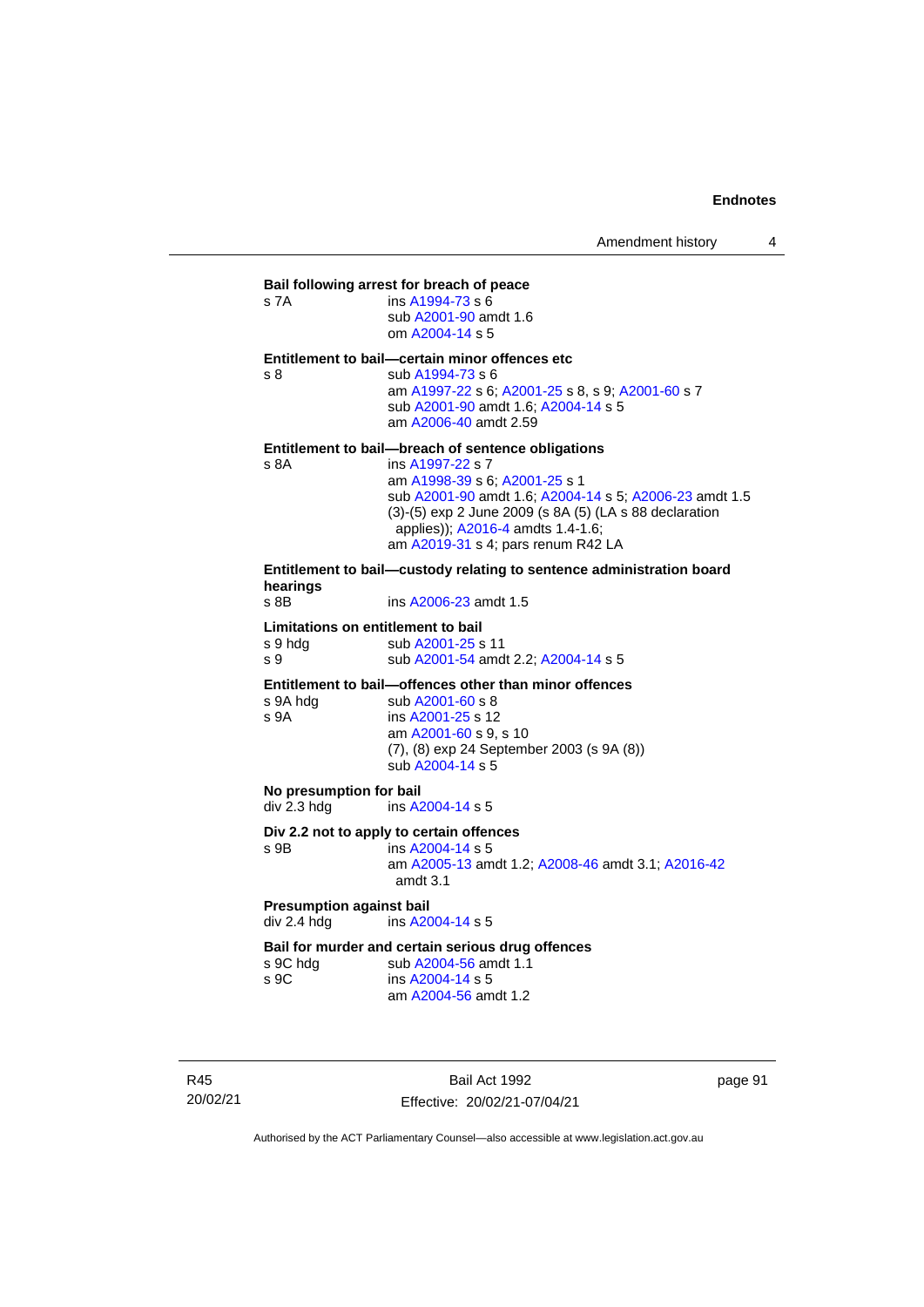**Bail following arrest for breach of peace**

s 7A ins A1994-73 s 6
sub A2001-90 amdt 1.6
om A2004-14 s 5

**Entitlement to bail—certain minor offences etc**

s 8 sub A1994-73 s 6
am A1997-22 s 6; A2001-25 s 8, s 9; A2001-60 s 7
sub A2001-90 amdt 1.6; A2004-14 s 5
am A2006-40 amdt 2.59

**Entitlement to bail—breach of sentence obligations**

s 8A ins A1997-22 s 7
am A1998-39 s 6; A2001-25 s 1
sub A2001-90 amdt 1.6; A2004-14 s 5; A2006-23 amdt 1.5
(3)-(5) exp 2 June 2009 (s 8A (5) (LA s 88 declaration applies)); A2016-4 amdts 1.4-1.6;
am A2019-31 s 4; pars renum R42 LA

**Entitlement to bail—custody relating to sentence administration board hearings**

s 8B ins A2006-23 amdt 1.5

**Limitations on entitlement to bail**

s 9 hdg sub A2001-25 s 11
s 9 sub A2001-54 amdt 2.2; A2004-14 s 5

**Entitlement to bail—offences other than minor offences**

s 9A hdg sub A2001-60 s 8
s 9A ins A2001-25 s 12
am A2001-60 s 9, s 10
(7), (8) exp 24 September 2003 (s 9A (8))
sub A2004-14 s 5

**No presumption for bail**

div 2.3 hdg ins A2004-14 s 5

**Div 2.2 not to apply to certain offences**

s 9B ins A2004-14 s 5
am A2005-13 amdt 1.2; A2008-46 amdt 3.1; A2016-42 amdt 3.1

**Presumption against bail**

div 2.4 hdg ins A2004-14 s 5

**Bail for murder and certain serious drug offences**

s 9C hdg sub A2004-56 amdt 1.1
s 9C ins A2004-14 s 5
am A2004-56 amdt 1.2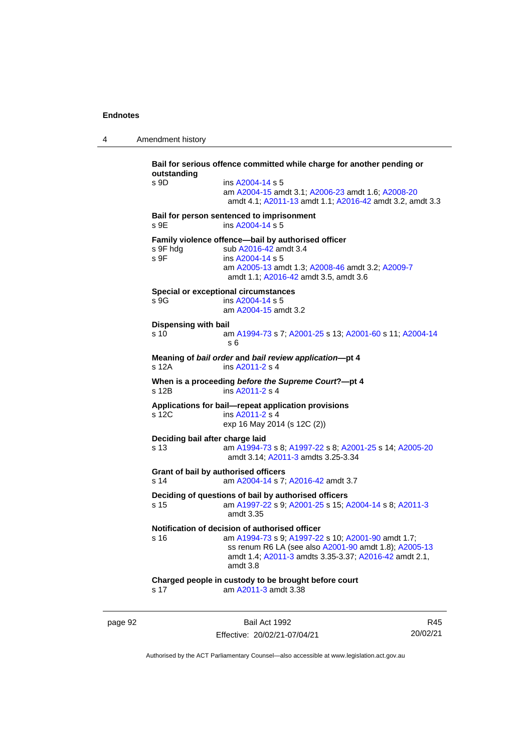**Bail for serious offence committed while charge for another pending or outstanding**

s 9D ins A2004-14 s 5
am A2004-15 amdt 3.1; A2006-23 amdt 1.6; A2008-20 amdt 4.1; A2011-13 amdt 1.1; A2016-42 amdt 3.2, amdt 3.3

**Bail for person sentenced to imprisonment**

s 9E ins A2004-14 s 5

**Family violence offence—bail by authorised officer**

s 9F hdg sub A2016-42 amdt 3.4
s 9F ins A2004-14 s 5
am A2005-13 amdt 1.3; A2008-46 amdt 3.2; A2009-7 amdt 1.1; A2016-42 amdt 3.5, amdt 3.6

**Special or exceptional circumstances**

s 9G ins A2004-14 s 5
am A2004-15 amdt 3.2

**Dispensing with bail**

s 10 am A1994-73 s 7; A2001-25 s 13; A2001-60 s 11; A2004-14 s 6

**Meaning of *bail order* and *bail review application*—pt 4**

s 12A ins A2011-2 s 4

**When is a proceeding *before the Supreme Court*?—pt 4**

s 12B ins A2011-2 s 4

**Applications for bail—repeat application provisions**

s 12C ins A2011-2 s 4
exp 16 May 2014 (s 12C (2))

**Deciding bail after charge laid**

s 13 am A1994-73 s 8; A1997-22 s 8; A2001-25 s 14; A2005-20 amdt 3.14; A2011-3 amdts 3.25-3.34

**Grant of bail by authorised officers**

s 14 am A2004-14 s 7; A2016-42 amdt 3.7

**Deciding of questions of bail by authorised officers**

s 15 am A1997-22 s 9; A2001-25 s 15; A2004-14 s 8; A2011-3 amdt 3.35

**Notification of decision of authorised officer**

s 16 am A1994-73 s 9; A1997-22 s 10; A2001-90 amdt 1.7; ss renum R6 LA (see also A2001-90 amdt 1.8); A2005-13 amdt 1.4; A2011-3 amdts 3.35-3.37; A2016-42 amdt 2.1, amdt 3.8

**Charged people in custody to be brought before court**

s 17 am A2011-3 amdt 3.38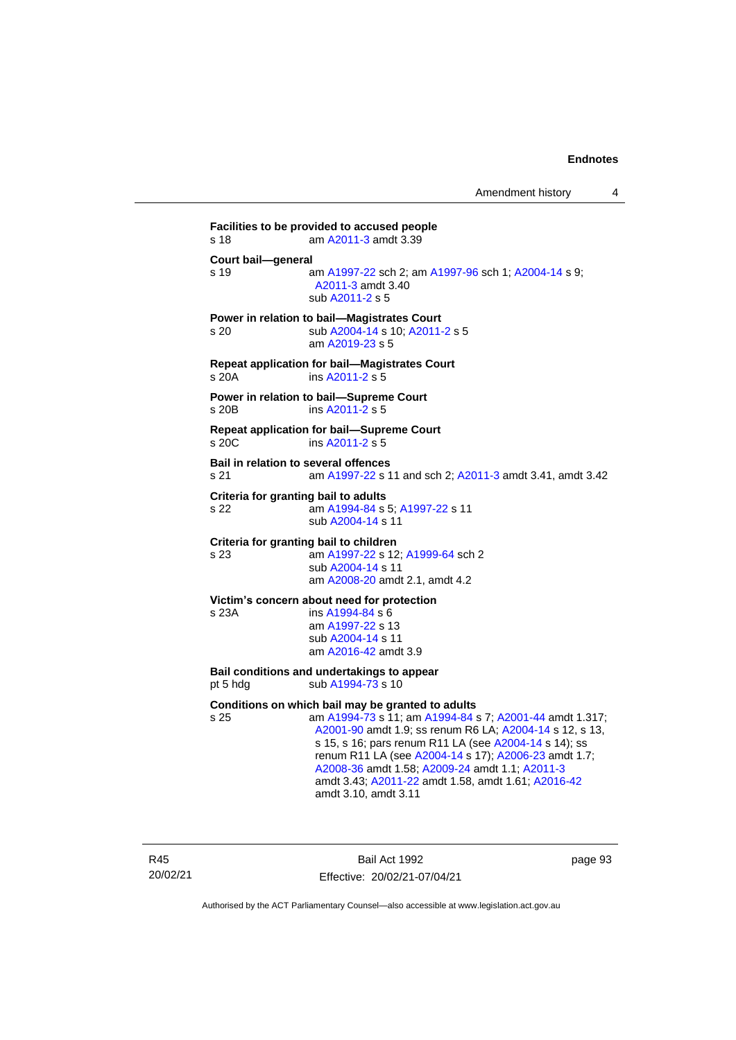**Facilities to be provided to accused people**

s 18 am A2011-3 amdt 3.39

**Court bail—general**

s 19 am A1997-22 sch 2; am A1997-96 sch 1; A2004-14 s 9; A2011-3 amdt 3.40
sub A2011-2 s 5

**Power in relation to bail—Magistrates Court**

s 20 sub A2004-14 s 10; A2011-2 s 5
am A2019-23 s 5

**Repeat application for bail—Magistrates Court**

s 20A ins A2011-2 s 5

**Power in relation to bail—Supreme Court**

s 20B ins A2011-2 s 5

**Repeat application for bail—Supreme Court**

s 20C ins A2011-2 s 5

**Bail in relation to several offences**

s 21 am A1997-22 s 11 and sch 2; A2011-3 amdt 3.41, amdt 3.42

**Criteria for granting bail to adults**

s 22 am A1994-84 s 5; A1997-22 s 11
sub A2004-14 s 11

**Criteria for granting bail to children**

s 23 am A1997-22 s 12; A1999-64 sch 2
sub A2004-14 s 11
am A2008-20 amdt 2.1, amdt 4.2

**Victim's concern about need for protection**

s 23A ins A1994-84 s 6
am A1997-22 s 13
sub A2004-14 s 11
am A2016-42 amdt 3.9

**Bail conditions and undertakings to appear**

pt 5 hdg sub A1994-73 s 10

**Conditions on which bail may be granted to adults**

s 25 am A1994-73 s 11; am A1994-84 s 7; A2001-44 amdt 1.317; A2001-90 amdt 1.9; ss renum R6 LA; A2004-14 s 12, s 13, s 15, s 16; pars renum R11 LA (see A2004-14 s 14); ss renum R11 LA (see A2004-14 s 17); A2006-23 amdt 1.7; A2008-36 amdt 1.58; A2009-24 amdt 1.1; A2011-3 amdt 3.43; A2011-22 amdt 1.58, amdt 1.61; A2016-42 amdt 3.10, amdt 3.11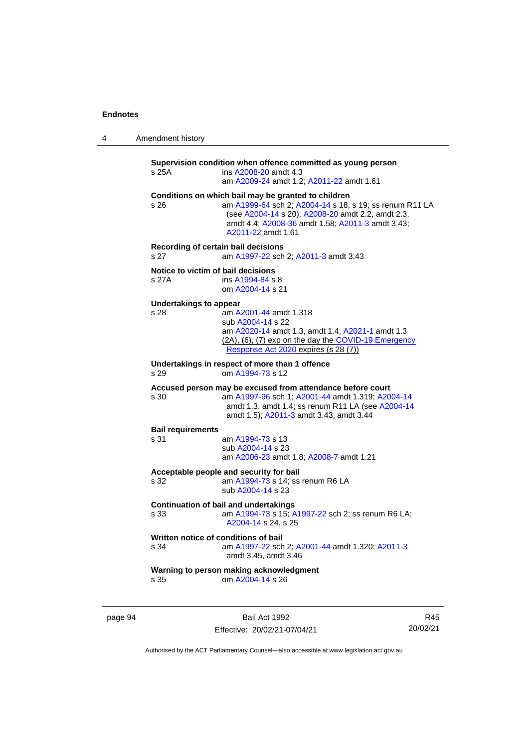**Supervision condition when offence committed as young person**

s 25A ins A2008-20 amdt 4.3
am A2009-24 amdt 1.2; A2011-22 amdt 1.61

**Conditions on which bail may be granted to children**

s 26 am A1999-64 sch 2; A2004-14 s 18, s 19; ss renum R11 LA (see A2004-14 s 20); A2008-20 amdt 2.2, amdt 2.3, amdt 4.4; A2008-36 amdt 1.58; A2011-3 amdt 3.43; A2011-22 amdt 1.61

**Recording of certain bail decisions**

s 27 am A1997-22 sch 2; A2011-3 amdt 3.43

**Notice to victim of bail decisions**

s 27A ins A1994-84 s 8
om A2004-14 s 21

**Undertakings to appear**

s 28 am A2001-44 amdt 1.318
sub A2004-14 s 22
am A2020-14 amdt 1.3, amdt 1.4; A2021-1 amdt 1.3
(2A), (6), (7) exp on the day the COVID-19 Emergency Response Act 2020 expires (s 28 (7))

**Undertakings in respect of more than 1 offence**

s 29 om A1994-73 s 12

**Accused person may be excused from attendance before court**

s 30 am A1997-96 sch 1; A2001-44 amdt 1.319; A2004-14 amdt 1.3, amdt 1.4; ss renum R11 LA (see A2004-14 amdt 1.5); A2011-3 amdt 3.43, amdt 3.44

**Bail requirements**

s 31 am A1994-73 s 13
sub A2004-14 s 23
am A2006-23 amdt 1.8; A2008-7 amdt 1.21

**Acceptable people and security for bail**

s 32 am A1994-73 s 14; ss renum R6 LA
sub A2004-14 s 23

**Continuation of bail and undertakings**

s 33 am A1994-73 s 15; A1997-22 sch 2; ss renum R6 LA; A2004-14 s 24, s 25

**Written notice of conditions of bail**

s 34 am A1997-22 sch 2; A2001-44 amdt 1.320; A2011-3 amdt 3.45, amdt 3.46

**Warning to person making acknowledgment**

s 35 om A2004-14 s 26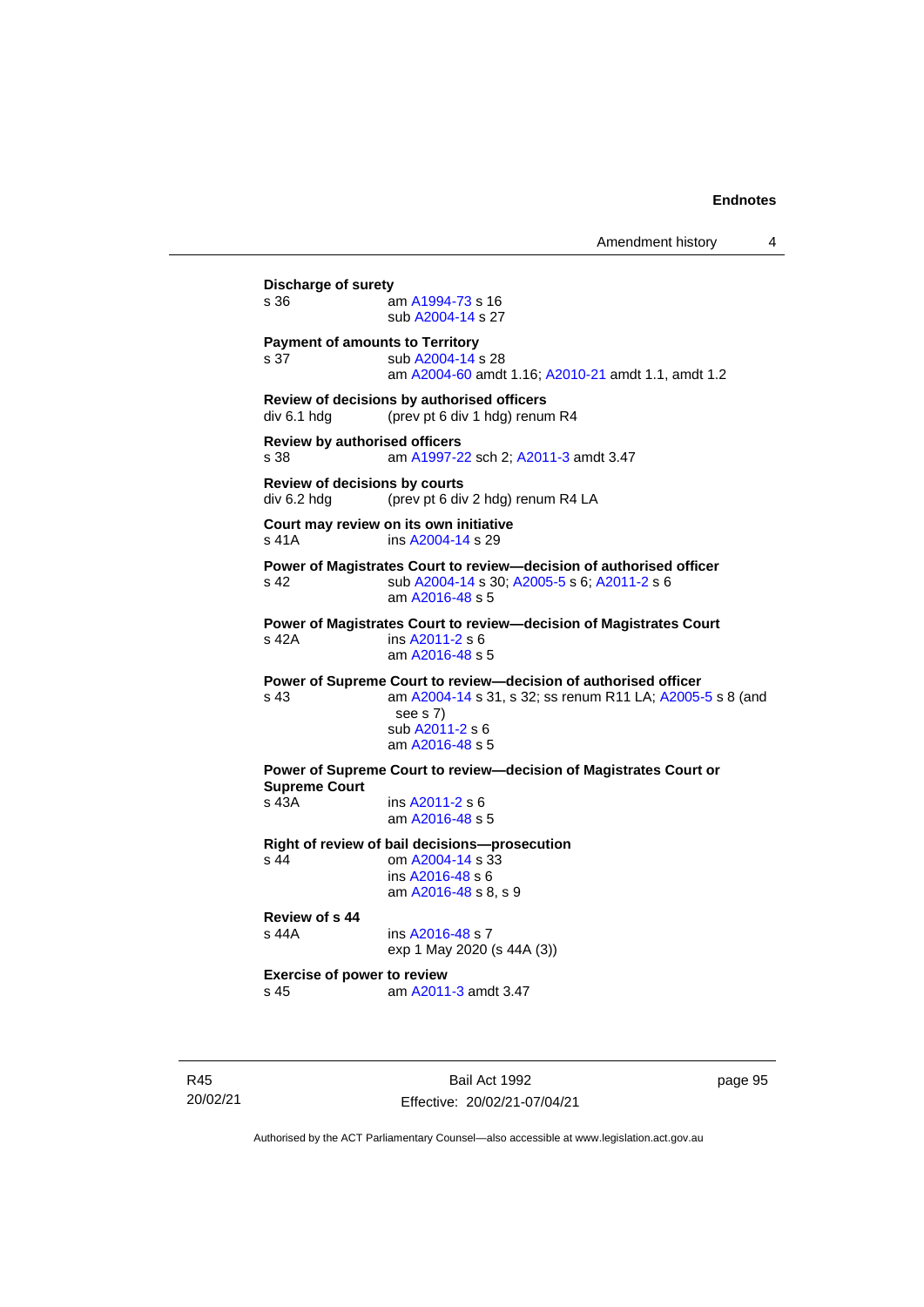**Discharge of surety**

s 36 am A1994-73 s 16
sub A2004-14 s 27

**Payment of amounts to Territory**

s 37 sub A2004-14 s 28
am A2004-60 amdt 1.16; A2010-21 amdt 1.1, amdt 1.2

**Review of decisions by authorised officers**

div 6.1 hdg (prev pt 6 div 1 hdg) renum R4

**Review by authorised officers**

s 38 am A1997-22 sch 2; A2011-3 amdt 3.47

**Review of decisions by courts**

div 6.2 hdg (prev pt 6 div 2 hdg) renum R4 LA

**Court may review on its own initiative**

s 41A ins A2004-14 s 29

**Power of Magistrates Court to review—decision of authorised officer**

s 42 sub A2004-14 s 30; A2005-5 s 6; A2011-2 s 6
am A2016-48 s 5

**Power of Magistrates Court to review—decision of Magistrates Court**

s 42A ins A2011-2 s 6
am A2016-48 s 5

**Power of Supreme Court to review—decision of authorised officer**

s 43 am A2004-14 s 31, s 32; ss renum R11 LA; A2005-5 s 8 (and see s 7)
sub A2011-2 s 6
am A2016-48 s 5

**Power of Supreme Court to review—decision of Magistrates Court or Supreme Court**

s 43A ins A2011-2 s 6
am A2016-48 s 5

**Right of review of bail decisions—prosecution**

s 44 om A2004-14 s 33
ins A2016-48 s 6
am A2016-48 s 8, s 9

**Review of s 44**

s 44A ins A2016-48 s 7
exp 1 May 2020 (s 44A (3))

**Exercise of power to review**

s 45 am A2011-3 amdt 3.47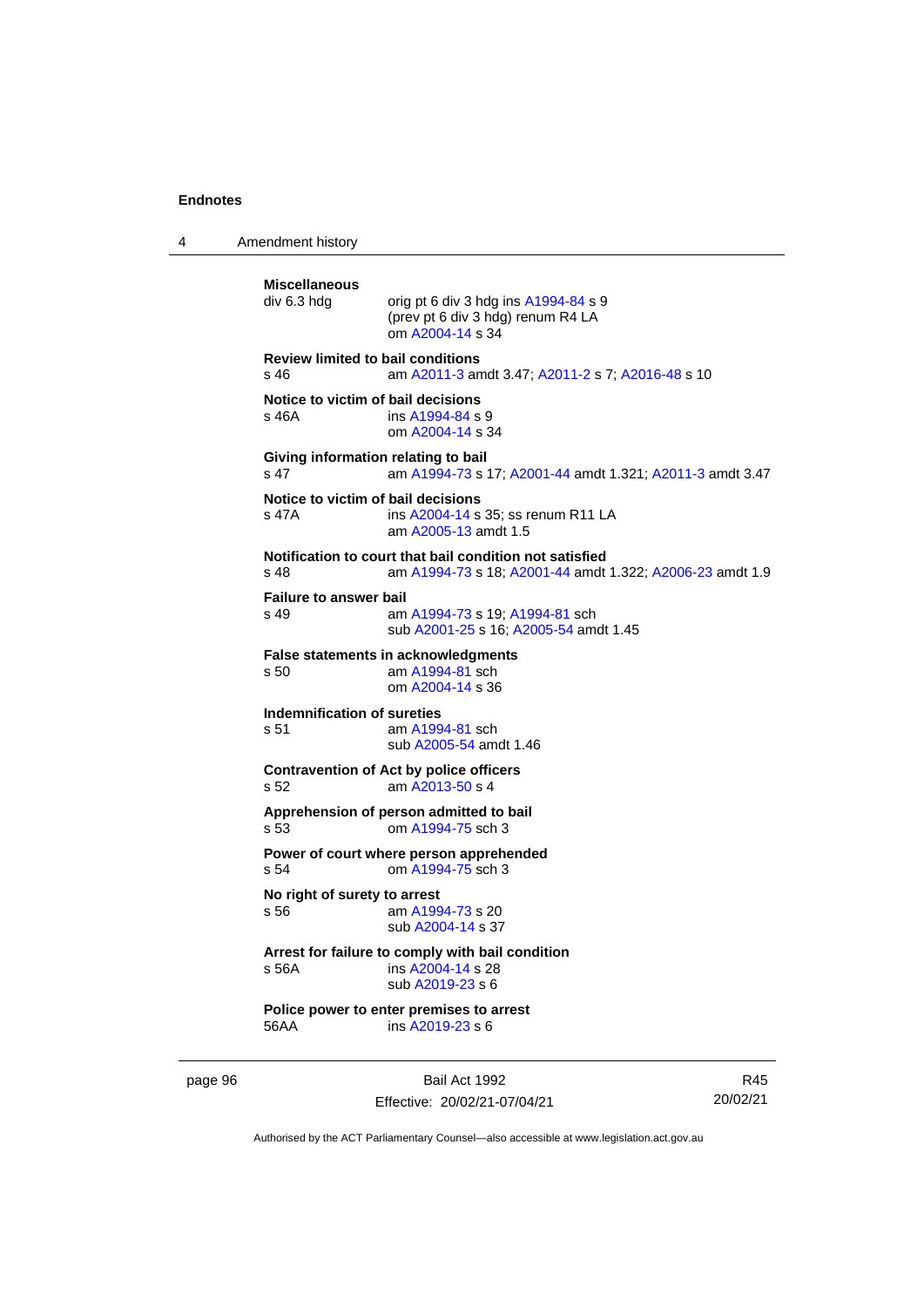**Miscellaneous**

div 6.3 hdg — orig pt 6 div 3 hdg ins A1994-84 s 9
(prev pt 6 div 3 hdg) renum R4 LA
om A2004-14 s 34

**Review limited to bail conditions**

s 46 — am A2011-3 amdt 3.47; A2011-2 s 7; A2016-48 s 10

**Notice to victim of bail decisions**

s 46A — ins A1994-84 s 9
om A2004-14 s 34

**Giving information relating to bail**

s 47 — am A1994-73 s 17; A2001-44 amdt 1.321; A2011-3 amdt 3.47

**Notice to victim of bail decisions**

s 47A — ins A2004-14 s 35; ss renum R11 LA
am A2005-13 amdt 1.5

**Notification to court that bail condition not satisfied**

s 48 — am A1994-73 s 18; A2001-44 amdt 1.322; A2006-23 amdt 1.9

**Failure to answer bail**

s 49 — am A1994-73 s 19; A1994-81 sch
sub A2001-25 s 16; A2005-54 amdt 1.45

**False statements in acknowledgments**

s 50 — am A1994-81 sch
om A2004-14 s 36

**Indemnification of sureties**

s 51 — am A1994-81 sch
sub A2005-54 amdt 1.46

**Contravention of Act by police officers**

s 52 — am A2013-50 s 4

**Apprehension of person admitted to bail**

s 53 — om A1994-75 sch 3

**Power of court where person apprehended**

s 54 — om A1994-75 sch 3

**No right of surety to arrest**

s 56 — am A1994-73 s 20
sub A2004-14 s 37

**Arrest for failure to comply with bail condition**

s 56A — ins A2004-14 s 28
sub A2019-23 s 6

**Police power to enter premises to arrest**

56AA — ins A2019-23 s 6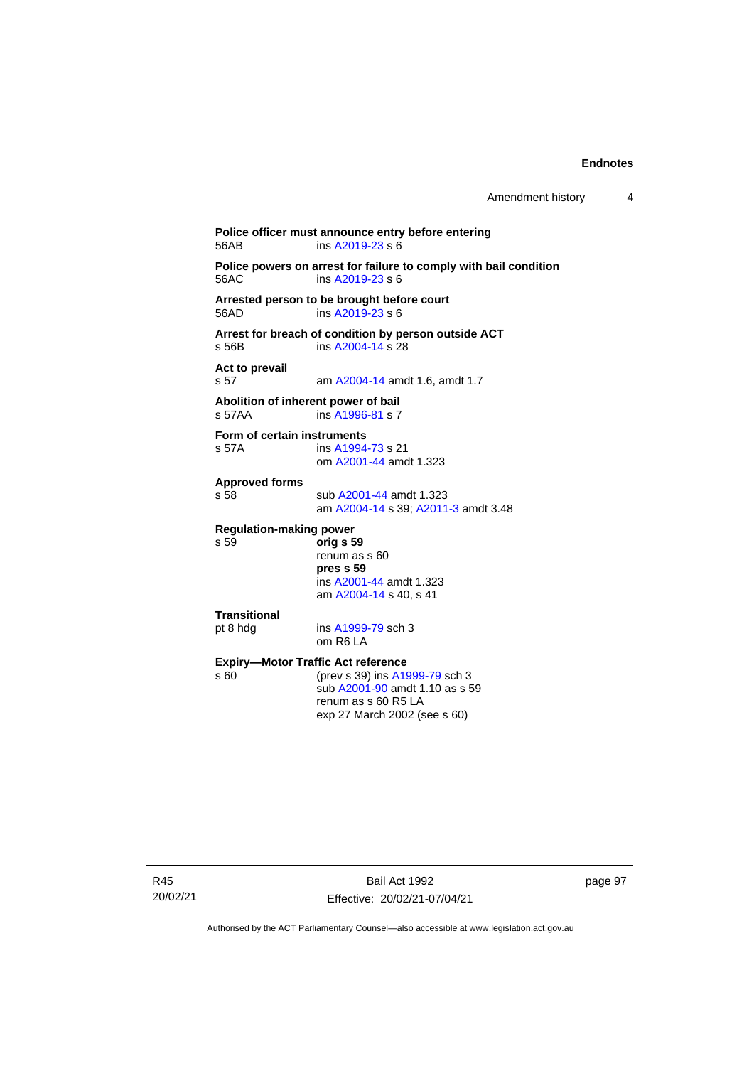**Police officer must announce entry before entering**
56AB ins A2019-23 s 6

**Police powers on arrest for failure to comply with bail condition**
56AC ins A2019-23 s 6

**Arrested person to be brought before court**
56AD ins A2019-23 s 6

**Arrest for breach of condition by person outside ACT**
s 56B ins A2004-14 s 28

**Act to prevail**
s 57 am A2004-14 amdt 1.6, amdt 1.7

**Abolition of inherent power of bail**
s 57AA ins A1996-81 s 7

**Form of certain instruments**
s 57A ins A1994-73 s 21
om A2001-44 amdt 1.323

**Approved forms**
s 58 sub A2001-44 amdt 1.323
am A2004-14 s 39; A2011-3 amdt 3.48

**Regulation-making power**
s 59 **orig s 59**
renum as s 60
**pres s 59**
ins A2001-44 amdt 1.323
am A2004-14 s 40, s 41

**Transitional**
pt 8 hdg ins A1999-79 sch 3
om R6 LA

**Expiry—Motor Traffic Act reference**
s 60 (prev s 39) ins A1999-79 sch 3
sub A2001-90 amdt 1.10 as s 59
renum as s 60 R5 LA
exp 27 March 2002 (see s 60)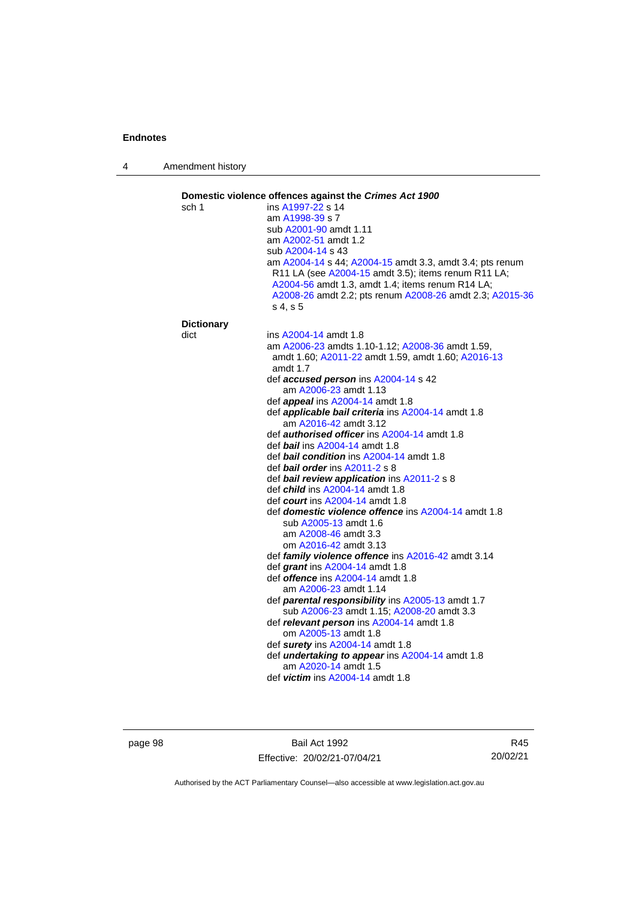**Domestic violence offences against the *Crimes Act 1900***

sch 1 ins A1997-22 s 14
am A1998-39 s 7
sub A2001-90 amdt 1.11
am A2002-51 amdt 1.2
sub A2004-14 s 43
am A2004-14 s 44; A2004-15 amdt 3.3, amdt 3.4; pts renum R11 LA (see A2004-15 amdt 3.5); items renum R11 LA; A2004-56 amdt 1.3, amdt 1.4; items renum R14 LA; A2008-26 amdt 2.2; pts renum A2008-26 amdt 2.3; A2015-36 s 4, s 5

**Dictionary**

dict ins A2004-14 amdt 1.8
am A2006-23 amdts 1.10-1.12; A2008-36 amdt 1.59, amdt 1.60; A2011-22 amdt 1.59, amdt 1.60; A2016-13 amdt 1.7
def ***accused person*** ins A2004-14 s 42
am A2006-23 amdt 1.13
def ***appeal*** ins A2004-14 amdt 1.8
def ***applicable bail criteria*** ins A2004-14 amdt 1.8
am A2016-42 amdt 3.12
def ***authorised officer*** ins A2004-14 amdt 1.8
def ***bail*** ins A2004-14 amdt 1.8
def ***bail condition*** ins A2004-14 amdt 1.8
def ***bail order*** ins A2011-2 s 8
def ***bail review application*** ins A2011-2 s 8
def ***child*** ins A2004-14 amdt 1.8
def ***court*** ins A2004-14 amdt 1.8
def ***domestic violence offence*** ins A2004-14 amdt 1.8
sub A2005-13 amdt 1.6
am A2008-46 amdt 3.3
om A2016-42 amdt 3.13
def ***family violence offence*** ins A2016-42 amdt 3.14
def ***grant*** ins A2004-14 amdt 1.8
def ***offence*** ins A2004-14 amdt 1.8
am A2006-23 amdt 1.14
def ***parental responsibility*** ins A2005-13 amdt 1.7
sub A2006-23 amdt 1.15; A2008-20 amdt 3.3
def ***relevant person*** ins A2004-14 amdt 1.8
om A2005-13 amdt 1.8
def ***surety*** ins A2004-14 amdt 1.8
def ***undertaking to appear*** ins A2004-14 amdt 1.8
am A2020-14 amdt 1.5
def ***victim*** ins A2004-14 amdt 1.8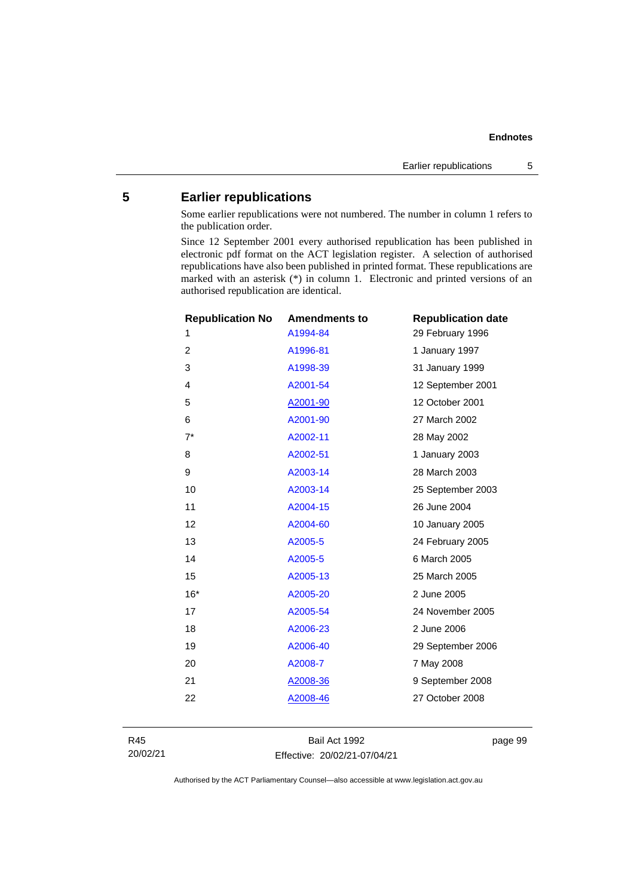## 5 Earlier republications

Some earlier republications were not numbered. The number in column 1 refers to the publication order.

Since 12 September 2001 every authorised republication has been published in electronic pdf format on the ACT legislation register. A selection of authorised republications have also been published in printed format. These republications are marked with an asterisk (*) in column 1. Electronic and printed versions of an authorised republication are identical.

| Republication No | Amendments to | Republication date |
|---|---|---|
| 1 | A1994-84 | 29 February 1996 |
| 2 | A1996-81 | 1 January 1997 |
| 3 | A1998-39 | 31 January 1999 |
| 4 | A2001-54 | 12 September 2001 |
| 5 | A2001-90 | 12 October 2001 |
| 6 | A2001-90 | 27 March 2002 |
| 7* | A2002-11 | 28 May 2002 |
| 8 | A2002-51 | 1 January 2003 |
| 9 | A2003-14 | 28 March 2003 |
| 10 | A2003-14 | 25 September 2003 |
| 11 | A2004-15 | 26 June 2004 |
| 12 | A2004-60 | 10 January 2005 |
| 13 | A2005-5 | 24 February 2005 |
| 14 | A2005-5 | 6 March 2005 |
| 15 | A2005-13 | 25 March 2005 |
| 16* | A2005-20 | 2 June 2005 |
| 17 | A2005-54 | 24 November 2005 |
| 18 | A2006-23 | 2 June 2006 |
| 19 | A2006-40 | 29 September 2006 |
| 20 | A2008-7 | 7 May 2008 |
| 21 | A2008-36 | 9 September 2008 |
| 22 | A2008-46 | 27 October 2008 |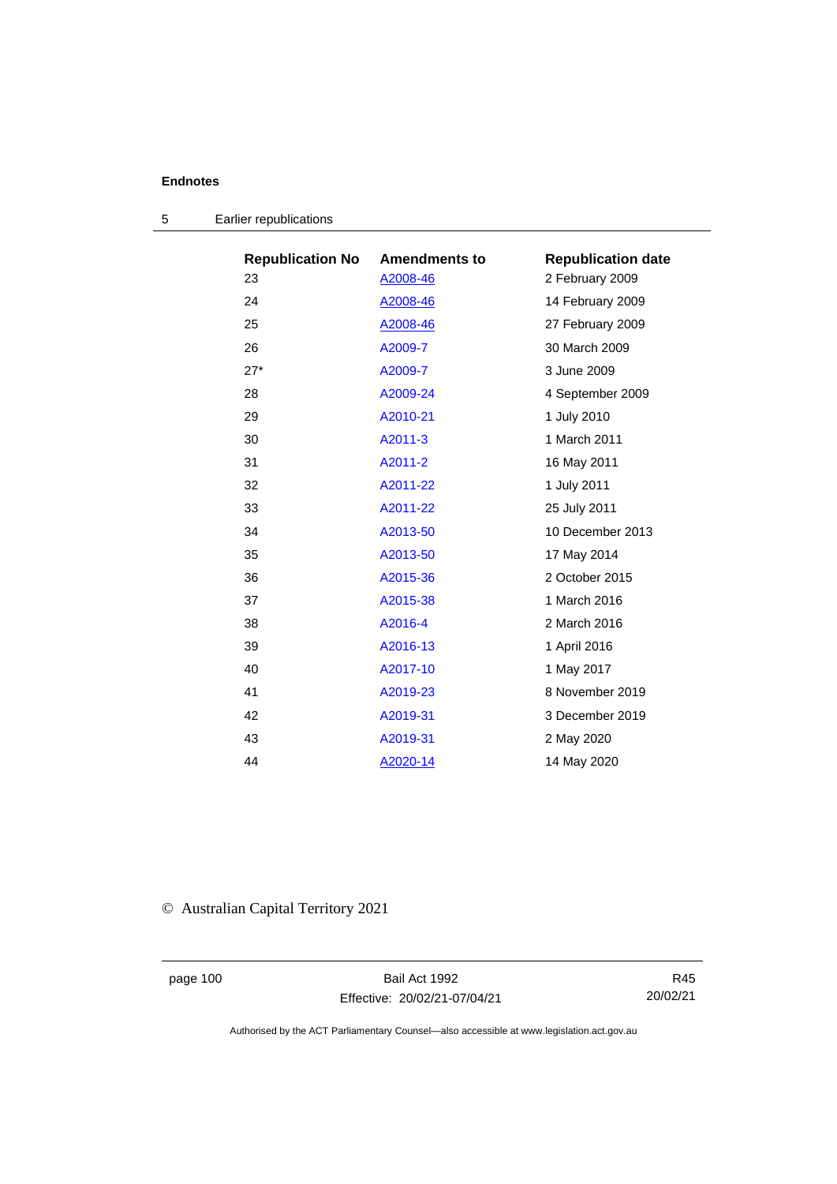## 5 Earlier republications

| Republication No | Amendments to | Republication date |
|---|---|---|
| 23 | A2008-46 | 2 February 2009 |
| 24 | A2008-46 | 14 February 2009 |
| 25 | A2008-46 | 27 February 2009 |
| 26 | A2009-7 | 30 March 2009 |
| 27* | A2009-7 | 3 June 2009 |
| 28 | A2009-24 | 4 September 2009 |
| 29 | A2010-21 | 1 July 2010 |
| 30 | A2011-3 | 1 March 2011 |
| 31 | A2011-2 | 16 May 2011 |
| 32 | A2011-22 | 1 July 2011 |
| 33 | A2011-22 | 25 July 2011 |
| 34 | A2013-50 | 10 December 2013 |
| 35 | A2013-50 | 17 May 2014 |
| 36 | A2015-36 | 2 October 2015 |
| 37 | A2015-38 | 1 March 2016 |
| 38 | A2016-4 | 2 March 2016 |
| 39 | A2016-13 | 1 April 2016 |
| 40 | A2017-10 | 1 May 2017 |
| 41 | A2019-23 | 8 November 2019 |
| 42 | A2019-31 | 3 December 2019 |
| 43 | A2019-31 | 2 May 2020 |
| 44 | A2020-14 | 14 May 2020 |

© Australian Capital Territory 2021